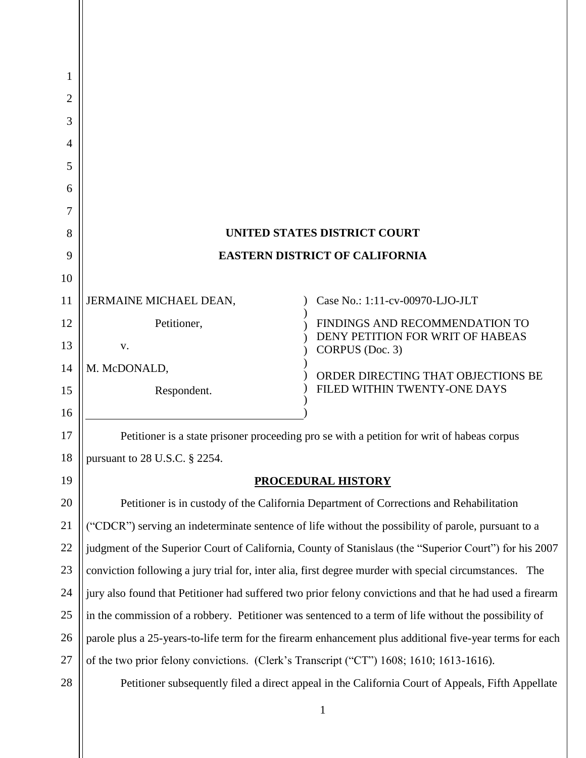# UNITED STATES DISTRICT COURT

# EASTERN DISTRICT OF CALIFORNIA

| | |
|---|---|
| JERMAINE MICHAEL DEAN,<br>Petitioner,<br>v.<br>M. McDONALD,<br>Respondent. | Case No.: 1:11-cv-00970-LJO-JLT<br><br>FINDINGS AND RECOMMENDATION TO DENY PETITION FOR WRIT OF HABEAS CORPUS (Doc. 3)<br><br>ORDER DIRECTING THAT OBJECTIONS BE FILED WITHIN TWENTY-ONE DAYS |

Petitioner is a state prisoner proceeding pro se with a petition for writ of habeas corpus pursuant to 28 U.S.C. § 2254.

## PROCEDURAL HISTORY

Petitioner is in custody of the California Department of Corrections and Rehabilitation ("CDCR") serving an indeterminate sentence of life without the possibility of parole, pursuant to a judgment of the Superior Court of California, County of Stanislaus (the "Superior Court") for his 2007 conviction following a jury trial for, inter alia, first degree murder with special circumstances. The jury also found that Petitioner had suffered two prior felony convictions and that he had used a firearm in the commission of a robbery. Petitioner was sentenced to a term of life without the possibility of parole plus a 25-years-to-life term for the firearm enhancement plus additional five-year terms for each of the two prior felony convictions. (Clerk's Transcript ("CT") 1608; 1610; 1613-1616).

Petitioner subsequently filed a direct appeal in the California Court of Appeals, Fifth Appellate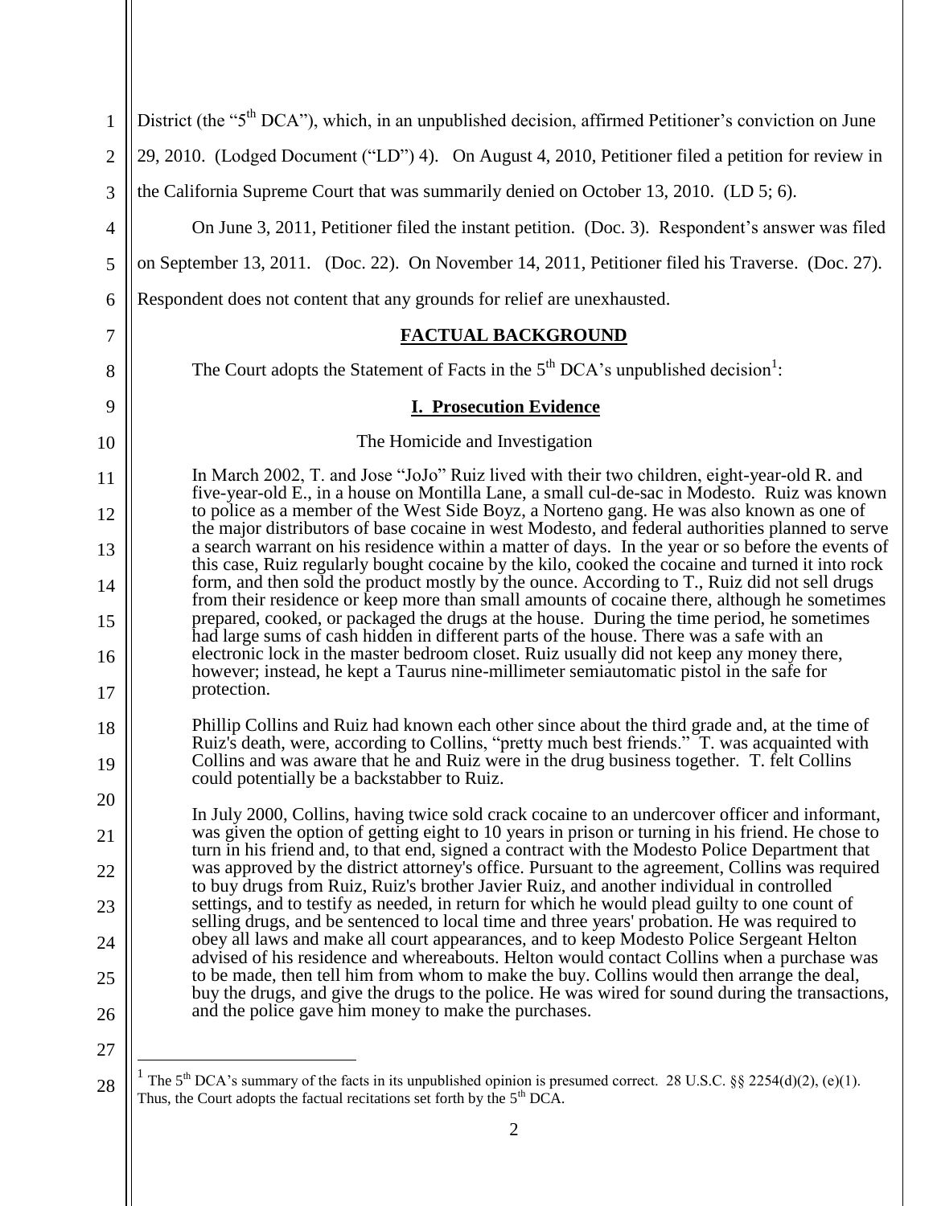District (the "5th DCA"), which, in an unpublished decision, affirmed Petitioner's conviction on June 29, 2010. (Lodged Document ("LD") 4). On August 4, 2010, Petitioner filed a petition for review in the California Supreme Court that was summarily denied on October 13, 2010. (LD 5; 6).

On June 3, 2011, Petitioner filed the instant petition. (Doc. 3). Respondent's answer was filed on September 13, 2011. (Doc. 22). On November 14, 2011, Petitioner filed his Traverse. (Doc. 27). Respondent does not content that any grounds for relief are unexhausted.

## FACTUAL BACKGROUND

The Court adopts the Statement of Facts in the 5th DCA's unpublished decision[1]:

### I. Prosecution Evidence

The Homicide and Investigation

> In March 2002, T. and Jose "JoJo" Ruiz lived with their two children, eight-year-old R. and five-year-old E., in a house on Montilla Lane, a small cul-de-sac in Modesto. Ruiz was known to police as a member of the West Side Boyz, a Norteno gang. He was also known as one of the major distributors of base cocaine in west Modesto, and federal authorities planned to serve a search warrant on his residence within a matter of days. In the year or so before the events of this case, Ruiz regularly bought cocaine by the kilo, cooked the cocaine and turned it into rock form, and then sold the product mostly by the ounce. According to T., Ruiz did not sell drugs from their residence or keep more than small amounts of cocaine there, although he sometimes prepared, cooked, or packaged the drugs at the house. During the time period, he sometimes had large sums of cash hidden in different parts of the house. There was a safe with an electronic lock in the master bedroom closet. Ruiz usually did not keep any money there, however; instead, he kept a Taurus nine-millimeter semiautomatic pistol in the safe for protection.
>
> Phillip Collins and Ruiz had known each other since about the third grade and, at the time of Ruiz's death, were, according to Collins, "pretty much best friends." T. was acquainted with Collins and was aware that he and Ruiz were in the drug business together. T. felt Collins could potentially be a backstabber to Ruiz.
>
> In July 2000, Collins, having twice sold crack cocaine to an undercover officer and informant, was given the option of getting eight to 10 years in prison or turning in his friend. He chose to turn in his friend and, to that end, signed a contract with the Modesto Police Department that was approved by the district attorney's office. Pursuant to the agreement, Collins was required to buy drugs from Ruiz, Ruiz's brother Javier Ruiz, and another individual in controlled settings, and to testify as needed, in return for which he would plead guilty to one count of selling drugs, and be sentenced to local time and three years' probation. He was required to obey all laws and make all court appearances, and to keep Modesto Police Sergeant Helton advised of his residence and whereabouts. Helton would contact Collins when a purchase was to be made, then tell him from whom to make the buy. Collins would then arrange the deal, buy the drugs, and give the drugs to the police. He was wired for sound during the transactions, and the police gave him money to make the purchases.

---

[1] The 5th DCA's summary of the facts in its unpublished opinion is presumed correct. 28 U.S.C. §§ 2254(d)(2), (e)(1). Thus, the Court adopts the factual recitations set forth by the 5th DCA.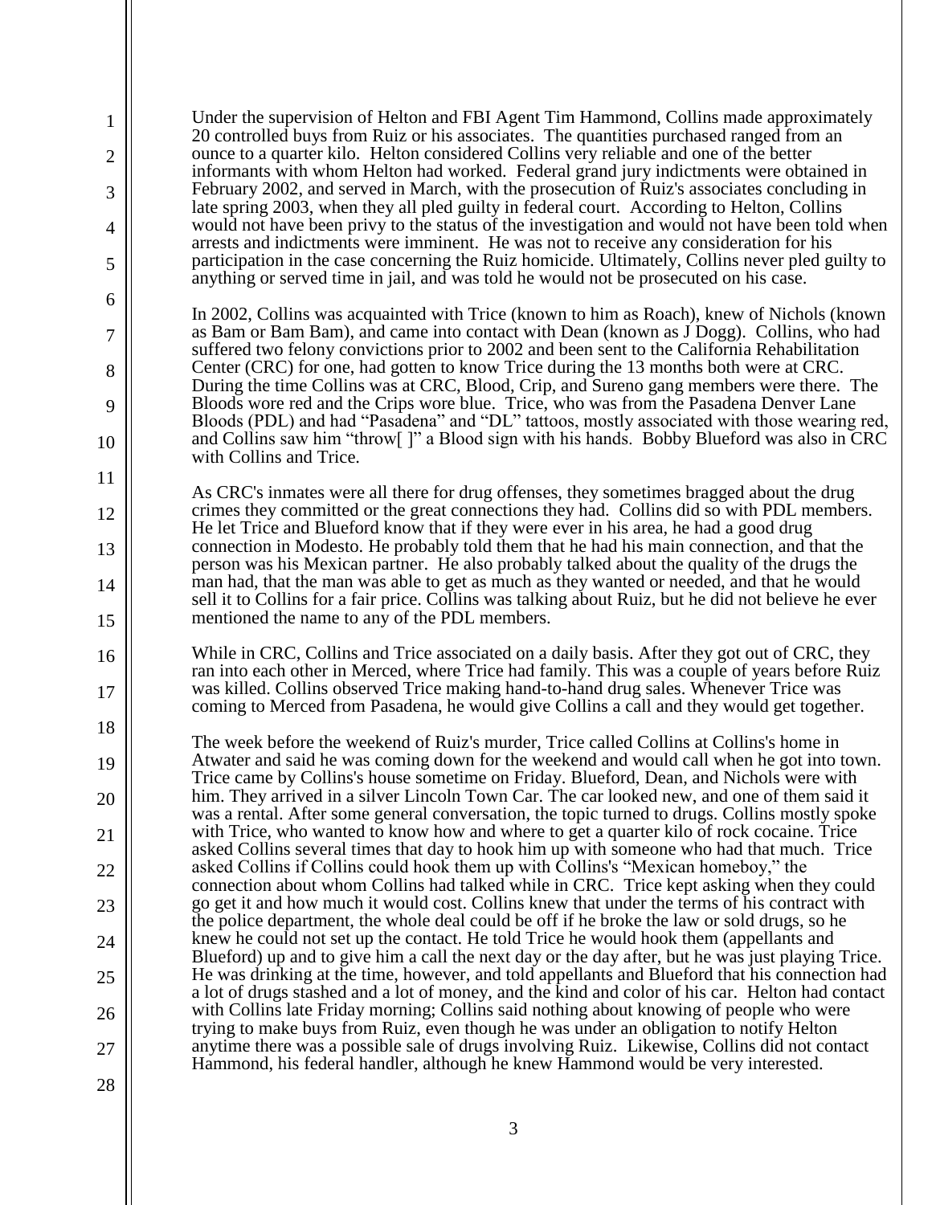Under the supervision of Helton and FBI Agent Tim Hammond, Collins made approximately 20 controlled buys from Ruiz or his associates. The quantities purchased ranged from an ounce to a quarter kilo. Helton considered Collins very reliable and one of the better informants with whom Helton had worked. Federal grand jury indictments were obtained in February 2002, and served in March, with the prosecution of Ruiz's associates concluding in late spring 2003, when they all pled guilty in federal court. According to Helton, Collins would not have been privy to the status of the investigation and would not have been told when arrests and indictments were imminent. He was not to receive any consideration for his participation in the case concerning the Ruiz homicide. Ultimately, Collins never pled guilty to anything or served time in jail, and was told he would not be prosecuted on his case.

In 2002, Collins was acquainted with Trice (known to him as Roach), knew of Nichols (known as Bam or Bam Bam), and came into contact with Dean (known as J Dogg). Collins, who had suffered two felony convictions prior to 2002 and been sent to the California Rehabilitation Center (CRC) for one, had gotten to know Trice during the 13 months both were at CRC. During the time Collins was at CRC, Blood, Crip, and Sureno gang members were there. The Bloods wore red and the Crips wore blue. Trice, who was from the Pasadena Denver Lane Bloods (PDL) and had "Pasadena" and "DL" tattoos, mostly associated with those wearing red, and Collins saw him "throw[ ]" a Blood sign with his hands. Bobby Blueford was also in CRC with Collins and Trice.

As CRC's inmates were all there for drug offenses, they sometimes bragged about the drug crimes they committed or the great connections they had. Collins did so with PDL members. He let Trice and Blueford know that if they were ever in his area, he had a good drug connection in Modesto. He probably told them that he had his main connection, and that the person was his Mexican partner. He also probably talked about the quality of the drugs the man had, that the man was able to get as much as they wanted or needed, and that he would sell it to Collins for a fair price. Collins was talking about Ruiz, but he did not believe he ever mentioned the name to any of the PDL members.

While in CRC, Collins and Trice associated on a daily basis. After they got out of CRC, they ran into each other in Merced, where Trice had family. This was a couple of years before Ruiz was killed. Collins observed Trice making hand-to-hand drug sales. Whenever Trice was coming to Merced from Pasadena, he would give Collins a call and they would get together.

The week before the weekend of Ruiz's murder, Trice called Collins at Collins's home in Atwater and said he was coming down for the weekend and would call when he got into town. Trice came by Collins's house sometime on Friday. Blueford, Dean, and Nichols were with him. They arrived in a silver Lincoln Town Car. The car looked new, and one of them said it was a rental. After some general conversation, the topic turned to drugs. Collins mostly spoke with Trice, who wanted to know how and where to get a quarter kilo of rock cocaine. Trice asked Collins several times that day to hook him up with someone who had that much. Trice asked Collins if Collins could hook them up with Collins's "Mexican homeboy," the connection about whom Collins had talked while in CRC. Trice kept asking when they could go get it and how much it would cost. Collins knew that under the terms of his contract with the police department, the whole deal could be off if he broke the law or sold drugs, so he knew he could not set up the contact. He told Trice he would hook them (appellants and Blueford) up and to give him a call the next day or the day after, but he was just playing Trice. He was drinking at the time, however, and told appellants and Blueford that his connection had a lot of drugs stashed and a lot of money, and the kind and color of his car. Helton had contact with Collins late Friday morning; Collins said nothing about knowing of people who were trying to make buys from Ruiz, even though he was under an obligation to notify Helton anytime there was a possible sale of drugs involving Ruiz. Likewise, Collins did not contact Hammond, his federal handler, although he knew Hammond would be very interested.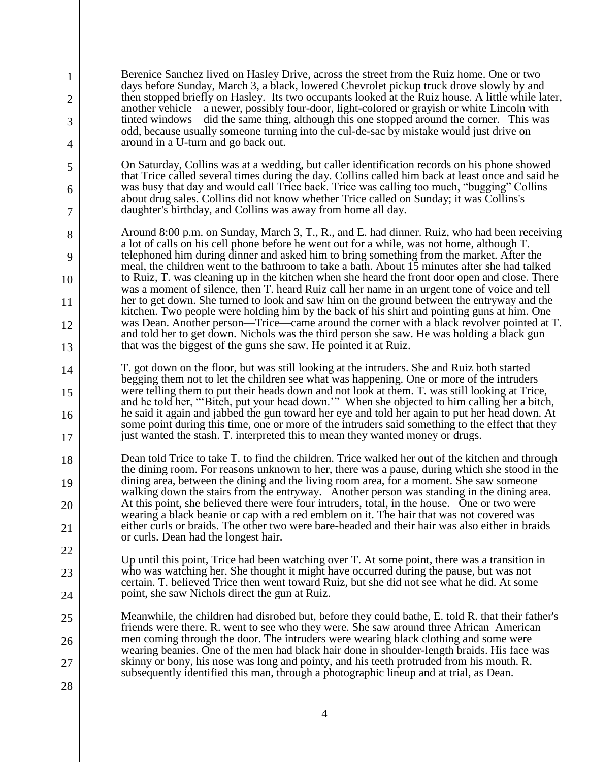Berenice Sanchez lived on Hasley Drive, across the street from the Ruiz home. One or two days before Sunday, March 3, a black, lowered Chevrolet pickup truck drove slowly by and then stopped briefly on Hasley. Its two occupants looked at the Ruiz house. A little while later, another vehicle—a newer, possibly four-door, light-colored or grayish or white Lincoln with tinted windows—did the same thing, although this one stopped around the corner. This was odd, because usually someone turning into the cul-de-sac by mistake would just drive on around in a U-turn and go back out.

On Saturday, Collins was at a wedding, but caller identification records on his phone showed that Trice called several times during the day. Collins called him back at least once and said he was busy that day and would call Trice back. Trice was calling too much, "bugging" Collins about drug sales. Collins did not know whether Trice called on Sunday; it was Collins's daughter's birthday, and Collins was away from home all day.

Around 8:00 p.m. on Sunday, March 3, T., R., and E. had dinner. Ruiz, who had been receiving a lot of calls on his cell phone before he went out for a while, was not home, although T. telephoned him during dinner and asked him to bring something from the market. After the meal, the children went to the bathroom to take a bath. About 15 minutes after she had talked to Ruiz, T. was cleaning up in the kitchen when she heard the front door open and close. There was a moment of silence, then T. heard Ruiz call her name in an urgent tone of voice and tell her to get down. She turned to look and saw him on the ground between the entryway and the kitchen. Two people were holding him by the back of his shirt and pointing guns at him. One was Dean. Another person—Trice—came around the corner with a black revolver pointed at T. and told her to get down. Nichols was the third person she saw. He was holding a black gun that was the biggest of the guns she saw. He pointed it at Ruiz.

T. got down on the floor, but was still looking at the intruders. She and Ruiz both started begging them not to let the children see what was happening. One or more of the intruders were telling them to put their heads down and not look at them. T. was still looking at Trice, and he told her, "'Bitch, put your head down.'" When she objected to him calling her a bitch, he said it again and jabbed the gun toward her eye and told her again to put her head down. At some point during this time, one or more of the intruders said something to the effect that they just wanted the stash. T. interpreted this to mean they wanted money or drugs.

Dean told Trice to take T. to find the children. Trice walked her out of the kitchen and through the dining room. For reasons unknown to her, there was a pause, during which she stood in the dining area, between the dining and the living room area, for a moment. She saw someone walking down the stairs from the entryway. Another person was standing in the dining area. At this point, she believed there were four intruders, total, in the house. One or two were wearing a black beanie or cap with a red emblem on it. The hair that was not covered was either curls or braids. The other two were bare-headed and their hair was also either in braids or curls. Dean had the longest hair.

Up until this point, Trice had been watching over T. At some point, there was a transition in who was watching her. She thought it might have occurred during the pause, but was not certain. T. believed Trice then went toward Ruiz, but she did not see what he did. At some point, she saw Nichols direct the gun at Ruiz.

Meanwhile, the children had disrobed but, before they could bathe, E. told R. that their father's friends were there. R. went to see who they were. She saw around three African–American men coming through the door. The intruders were wearing black clothing and some were wearing beanies. One of the men had black hair done in shoulder-length braids. His face was skinny or bony, his nose was long and pointy, and his teeth protruded from his mouth. R. subsequently identified this man, through a photographic lineup and at trial, as Dean.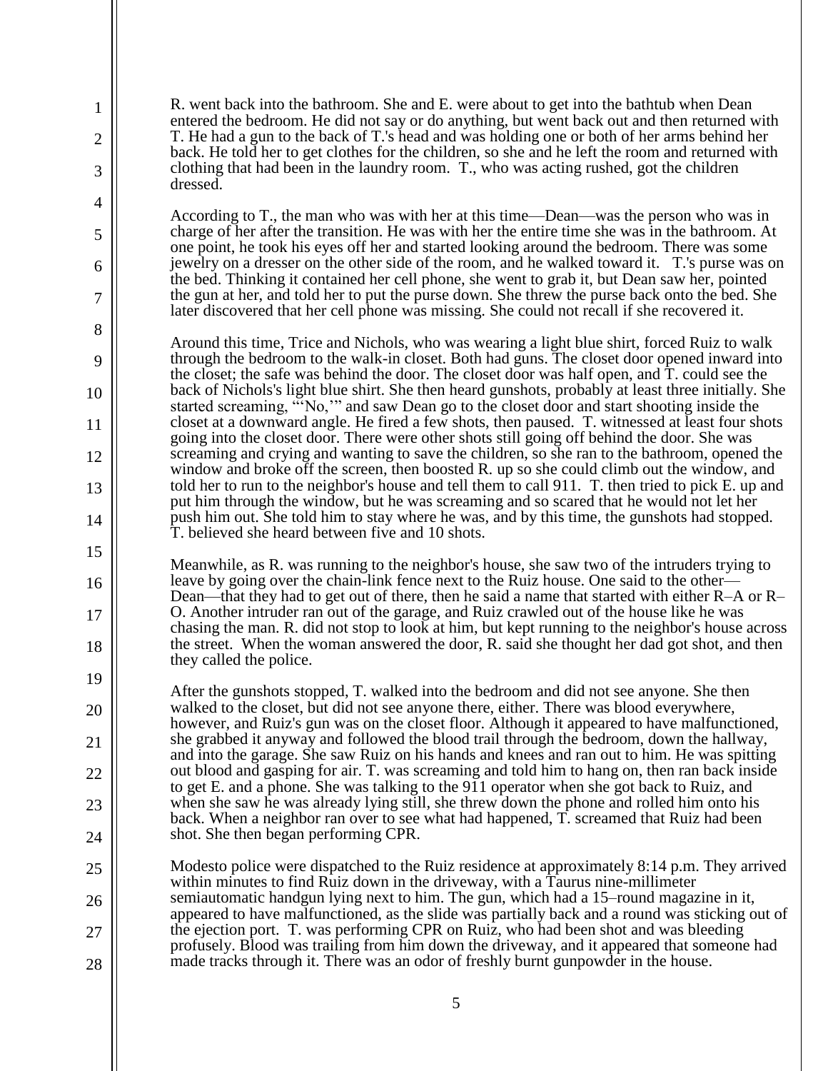R. went back into the bathroom. She and E. were about to get into the bathtub when Dean entered the bedroom. He did not say or do anything, but went back out and then returned with T. He had a gun to the back of T.'s head and was holding one or both of her arms behind her back. He told her to get clothes for the children, so she and he left the room and returned with clothing that had been in the laundry room. T., who was acting rushed, got the children dressed.

According to T., the man who was with her at this time—Dean—was the person who was in charge of her after the transition. He was with her the entire time she was in the bathroom. At one point, he took his eyes off her and started looking around the bedroom. There was some jewelry on a dresser on the other side of the room, and he walked toward it. T.'s purse was on the bed. Thinking it contained her cell phone, she went to grab it, but Dean saw her, pointed the gun at her, and told her to put the purse down. She threw the purse back onto the bed. She later discovered that her cell phone was missing. She could not recall if she recovered it.

Around this time, Trice and Nichols, who was wearing a light blue shirt, forced Ruiz to walk through the bedroom to the walk-in closet. Both had guns. The closet door opened inward into the closet; the safe was behind the door. The closet door was half open, and T. could see the back of Nichols's light blue shirt. She then heard gunshots, probably at least three initially. She started screaming, "'No,'" and saw Dean go to the closet door and start shooting inside the closet at a downward angle. He fired a few shots, then paused. T. witnessed at least four shots going into the closet door. There were other shots still going off behind the door. She was screaming and crying and wanting to save the children, so she ran to the bathroom, opened the window and broke off the screen, then boosted R. up so she could climb out the window, and told her to run to the neighbor's house and tell them to call 911. T. then tried to pick E. up and put him through the window, but he was screaming and so scared that he would not let her push him out. She told him to stay where he was, and by this time, the gunshots had stopped. T. believed she heard between five and 10 shots.

Meanwhile, as R. was running to the neighbor's house, she saw two of the intruders trying to leave by going over the chain-link fence next to the Ruiz house. One said to the other—Dean—that they had to get out of there, then he said a name that started with either R–A or R–O. Another intruder ran out of the garage, and Ruiz crawled out of the house like he was chasing the man. R. did not stop to look at him, but kept running to the neighbor's house across the street. When the woman answered the door, R. said she thought her dad got shot, and then they called the police.

After the gunshots stopped, T. walked into the bedroom and did not see anyone. She then walked to the closet, but did not see anyone there, either. There was blood everywhere, however, and Ruiz's gun was on the closet floor. Although it appeared to have malfunctioned, she grabbed it anyway and followed the blood trail through the bedroom, down the hallway, and into the garage. She saw Ruiz on his hands and knees and ran out to him. He was spitting out blood and gasping for air. T. was screaming and told him to hang on, then ran back inside to get E. and a phone. She was talking to the 911 operator when she got back to Ruiz, and when she saw he was already lying still, she threw down the phone and rolled him onto his back. When a neighbor ran over to see what had happened, T. screamed that Ruiz had been shot. She then began performing CPR.

Modesto police were dispatched to the Ruiz residence at approximately 8:14 p.m. They arrived within minutes to find Ruiz down in the driveway, with a Taurus nine-millimeter semiautomatic handgun lying next to him. The gun, which had a 15–round magazine in it, appeared to have malfunctioned, as the slide was partially back and a round was sticking out of the ejection port. T. was performing CPR on Ruiz, who had been shot and was bleeding profusely. Blood was trailing from him down the driveway, and it appeared that someone had made tracks through it. There was an odor of freshly burnt gunpowder in the house.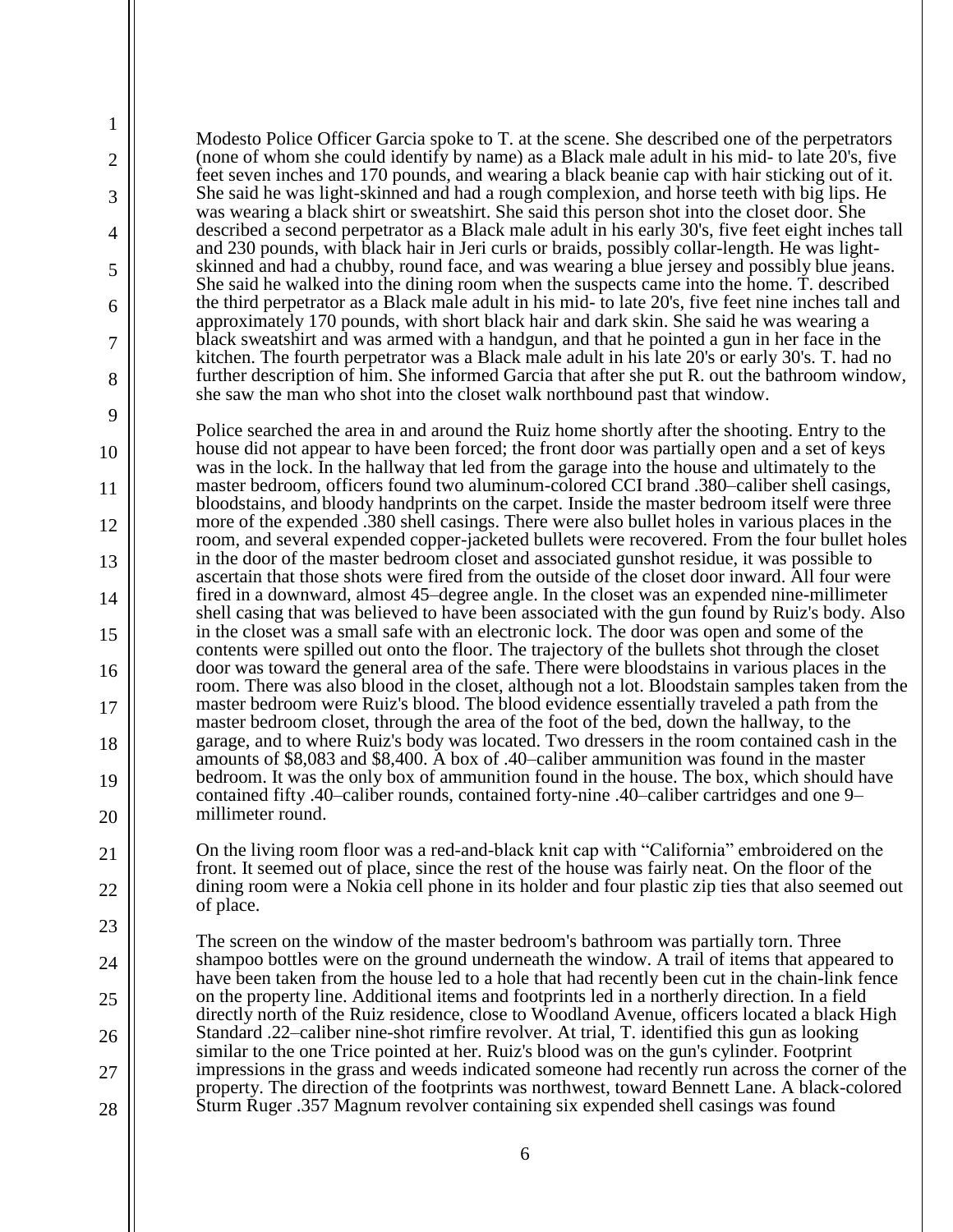Modesto Police Officer Garcia spoke to T. at the scene. She described one of the perpetrators (none of whom she could identify by name) as a Black male adult in his mid- to late 20's, five feet seven inches and 170 pounds, and wearing a black beanie cap with hair sticking out of it. She said he was light-skinned and had a rough complexion, and horse teeth with big lips. He was wearing a black shirt or sweatshirt. She said this person shot into the closet door. She described a second perpetrator as a Black male adult in his early 30's, five feet eight inches tall and 230 pounds, with black hair in Jeri curls or braids, possibly collar-length. He was light-skinned and had a chubby, round face, and was wearing a blue jersey and possibly blue jeans. She said he walked into the dining room when the suspects came into the home. T. described the third perpetrator as a Black male adult in his mid- to late 20's, five feet nine inches tall and approximately 170 pounds, with short black hair and dark skin. She said he was wearing a black sweatshirt and was armed with a handgun, and that he pointed a gun in her face in the kitchen. The fourth perpetrator was a Black male adult in his late 20's or early 30's. T. had no further description of him. She informed Garcia that after she put R. out the bathroom window, she saw the man who shot into the closet walk northbound past that window.

Police searched the area in and around the Ruiz home shortly after the shooting. Entry to the house did not appear to have been forced; the front door was partially open and a set of keys was in the lock. In the hallway that led from the garage into the house and ultimately to the master bedroom, officers found two aluminum-colored CCI brand .380–caliber shell casings, bloodstains, and bloody handprints on the carpet. Inside the master bedroom itself were three more of the expended .380 shell casings. There were also bullet holes in various places in the room, and several expended copper-jacketed bullets were recovered. From the four bullet holes in the door of the master bedroom closet and associated gunshot residue, it was possible to ascertain that those shots were fired from the outside of the closet door inward. All four were fired in a downward, almost 45–degree angle. In the closet was an expended nine-millimeter shell casing that was believed to have been associated with the gun found by Ruiz's body. Also in the closet was a small safe with an electronic lock. The door was open and some of the contents were spilled out onto the floor. The trajectory of the bullets shot through the closet door was toward the general area of the safe. There were bloodstains in various places in the room. There was also blood in the closet, although not a lot. Bloodstain samples taken from the master bedroom were Ruiz's blood. The blood evidence essentially traveled a path from the master bedroom closet, through the area of the foot of the bed, down the hallway, to the garage, and to where Ruiz's body was located. Two dressers in the room contained cash in the amounts of \$8,083 and \$8,400. A box of .40–caliber ammunition was found in the master bedroom. It was the only box of ammunition found in the house. The box, which should have contained fifty .40–caliber rounds, contained forty-nine .40–caliber cartridges and one 9–millimeter round.

On the living room floor was a red-and-black knit cap with "California" embroidered on the front. It seemed out of place, since the rest of the house was fairly neat. On the floor of the dining room were a Nokia cell phone in its holder and four plastic zip ties that also seemed out of place.

The screen on the window of the master bedroom's bathroom was partially torn. Three shampoo bottles were on the ground underneath the window. A trail of items that appeared to have been taken from the house led to a hole that had recently been cut in the chain-link fence on the property line. Additional items and footprints led in a northerly direction. In a field directly north of the Ruiz residence, close to Woodland Avenue, officers located a black High Standard .22–caliber nine-shot rimfire revolver. At trial, T. identified this gun as looking similar to the one Trice pointed at her. Ruiz's blood was on the gun's cylinder. Footprint impressions in the grass and weeds indicated someone had recently run across the corner of the property. The direction of the footprints was northwest, toward Bennett Lane. A black-colored Sturm Ruger .357 Magnum revolver containing six expended shell casings was found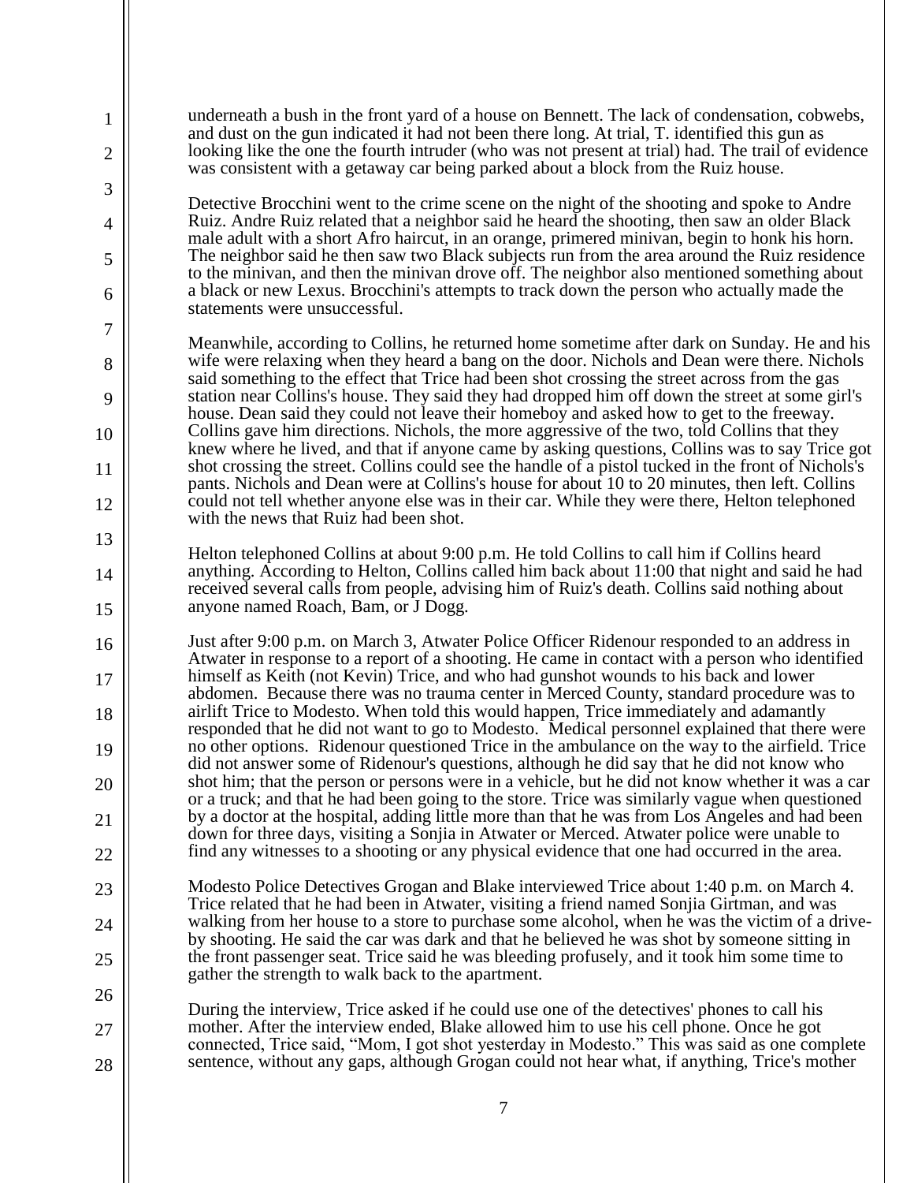underneath a bush in the front yard of a house on Bennett. The lack of condensation, cobwebs, and dust on the gun indicated it had not been there long. At trial, T. identified this gun as looking like the one the fourth intruder (who was not present at trial) had. The trail of evidence was consistent with a getaway car being parked about a block from the Ruiz house.

Detective Brocchini went to the crime scene on the night of the shooting and spoke to Andre Ruiz. Andre Ruiz related that a neighbor said he heard the shooting, then saw an older Black male adult with a short Afro haircut, in an orange, primered minivan, begin to honk his horn. The neighbor said he then saw two Black subjects run from the area around the Ruiz residence to the minivan, and then the minivan drove off. The neighbor also mentioned something about a black or new Lexus. Brocchini's attempts to track down the person who actually made the statements were unsuccessful.

Meanwhile, according to Collins, he returned home sometime after dark on Sunday. He and his wife were relaxing when they heard a bang on the door. Nichols and Dean were there. Nichols said something to the effect that Trice had been shot crossing the street across from the gas station near Collins's house. They said they had dropped him off down the street at some girl's house. Dean said they could not leave their homeboy and asked how to get to the freeway. Collins gave him directions. Nichols, the more aggressive of the two, told Collins that they knew where he lived, and that if anyone came by asking questions, Collins was to say Trice got shot crossing the street. Collins could see the handle of a pistol tucked in the front of Nichols's pants. Nichols and Dean were at Collins's house for about 10 to 20 minutes, then left. Collins could not tell whether anyone else was in their car. While they were there, Helton telephoned with the news that Ruiz had been shot.

Helton telephoned Collins at about 9:00 p.m. He told Collins to call him if Collins heard anything. According to Helton, Collins called him back about 11:00 that night and said he had received several calls from people, advising him of Ruiz's death. Collins said nothing about anyone named Roach, Bam, or J Dogg.

Just after 9:00 p.m. on March 3, Atwater Police Officer Ridenour responded to an address in Atwater in response to a report of a shooting. He came in contact with a person who identified himself as Keith (not Kevin) Trice, and who had gunshot wounds to his back and lower abdomen. Because there was no trauma center in Merced County, standard procedure was to airlift Trice to Modesto. When told this would happen, Trice immediately and adamantly responded that he did not want to go to Modesto. Medical personnel explained that there were no other options. Ridenour questioned Trice in the ambulance on the way to the airfield. Trice did not answer some of Ridenour's questions, although he did say that he did not know who shot him; that the person or persons were in a vehicle, but he did not know whether it was a car or a truck; and that he had been going to the store. Trice was similarly vague when questioned by a doctor at the hospital, adding little more than that he was from Los Angeles and had been down for three days, visiting a Sonjia in Atwater or Merced. Atwater police were unable to find any witnesses to a shooting or any physical evidence that one had occurred in the area.

Modesto Police Detectives Grogan and Blake interviewed Trice about 1:40 p.m. on March 4. Trice related that he had been in Atwater, visiting a friend named Sonjia Girtman, and was walking from her house to a store to purchase some alcohol, when he was the victim of a drive-by shooting. He said the car was dark and that he believed he was shot by someone sitting in the front passenger seat. Trice said he was bleeding profusely, and it took him some time to gather the strength to walk back to the apartment.

During the interview, Trice asked if he could use one of the detectives' phones to call his mother. After the interview ended, Blake allowed him to use his cell phone. Once he got connected, Trice said, "Mom, I got shot yesterday in Modesto." This was said as one complete sentence, without any gaps, although Grogan could not hear what, if anything, Trice's mother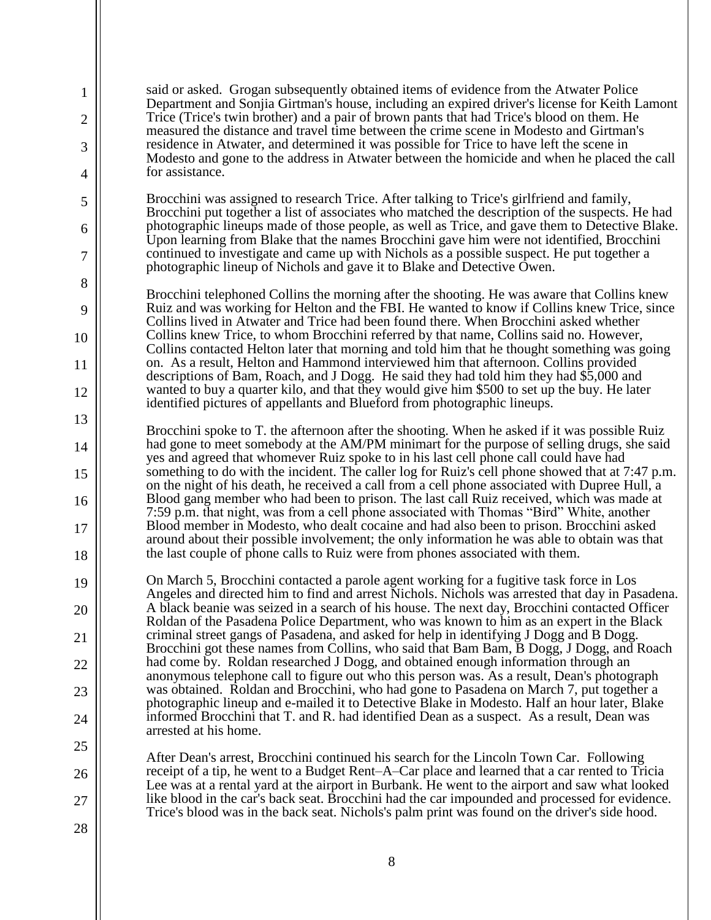said or asked. Grogan subsequently obtained items of evidence from the Atwater Police Department and Sonjia Girtman's house, including an expired driver's license for Keith Lamont Trice (Trice's twin brother) and a pair of brown pants that had Trice's blood on them. He measured the distance and travel time between the crime scene in Modesto and Girtman's residence in Atwater, and determined it was possible for Trice to have left the scene in Modesto and gone to the address in Atwater between the homicide and when he placed the call for assistance.

Brocchini was assigned to research Trice. After talking to Trice's girlfriend and family, Brocchini put together a list of associates who matched the description of the suspects. He had photographic lineups made of those people, as well as Trice, and gave them to Detective Blake. Upon learning from Blake that the names Brocchini gave him were not identified, Brocchini continued to investigate and came up with Nichols as a possible suspect. He put together a photographic lineup of Nichols and gave it to Blake and Detective Owen.

Brocchini telephoned Collins the morning after the shooting. He was aware that Collins knew Ruiz and was working for Helton and the FBI. He wanted to know if Collins knew Trice, since Collins lived in Atwater and Trice had been found there. When Brocchini asked whether Collins knew Trice, to whom Brocchini referred by that name, Collins said no. However, Collins contacted Helton later that morning and told him that he thought something was going on. As a result, Helton and Hammond interviewed him that afternoon. Collins provided descriptions of Bam, Roach, and J Dogg. He said they had told him they had $5,000 and wanted to buy a quarter kilo, and that they would give him $500 to set up the buy. He later identified pictures of appellants and Blueford from photographic lineups.

Brocchini spoke to T. the afternoon after the shooting. When he asked if it was possible Ruiz had gone to meet somebody at the AM/PM minimart for the purpose of selling drugs, she said yes and agreed that whomever Ruiz spoke to in his last cell phone call could have had something to do with the incident. The caller log for Ruiz's cell phone showed that at 7:47 p.m. on the night of his death, he received a call from a cell phone associated with Dupree Hull, a Blood gang member who had been to prison. The last call Ruiz received, which was made at 7:59 p.m. that night, was from a cell phone associated with Thomas "Bird" White, another Blood member in Modesto, who dealt cocaine and had also been to prison. Brocchini asked around about their possible involvement; the only information he was able to obtain was that the last couple of phone calls to Ruiz were from phones associated with them.

On March 5, Brocchini contacted a parole agent working for a fugitive task force in Los Angeles and directed him to find and arrest Nichols. Nichols was arrested that day in Pasadena. A black beanie was seized in a search of his house. The next day, Brocchini contacted Officer Roldan of the Pasadena Police Department, who was known to him as an expert in the Black criminal street gangs of Pasadena, and asked for help in identifying J Dogg and B Dogg. Brocchini got these names from Collins, who said that Bam Bam, B Dogg, J Dogg, and Roach had come by. Roldan researched J Dogg, and obtained enough information through an anonymous telephone call to figure out who this person was. As a result, Dean's photograph was obtained. Roldan and Brocchini, who had gone to Pasadena on March 7, put together a photographic lineup and e-mailed it to Detective Blake in Modesto. Half an hour later, Blake informed Brocchini that T. and R. had identified Dean as a suspect. As a result, Dean was arrested at his home.

After Dean's arrest, Brocchini continued his search for the Lincoln Town Car. Following receipt of a tip, he went to a Budget Rent–A–Car place and learned that a car rented to Tricia Lee was at a rental yard at the airport in Burbank. He went to the airport and saw what looked like blood in the car's back seat. Brocchini had the car impounded and processed for evidence. Trice's blood was in the back seat. Nichols's palm print was found on the driver's side hood.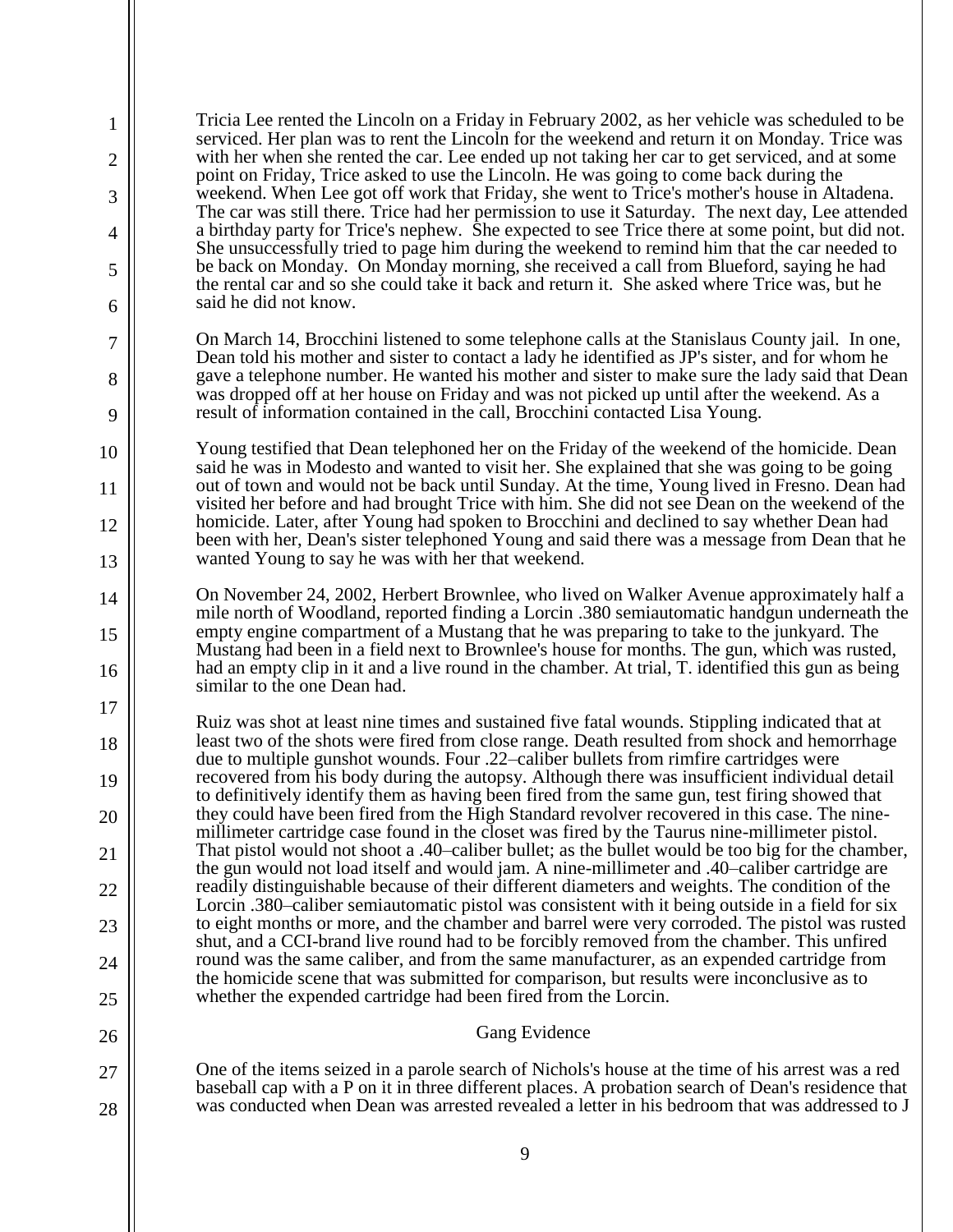Tricia Lee rented the Lincoln on a Friday in February 2002, as her vehicle was scheduled to be serviced. Her plan was to rent the Lincoln for the weekend and return it on Monday. Trice was with her when she rented the car. Lee ended up not taking her car to get serviced, and at some point on Friday, Trice asked to use the Lincoln. He was going to come back during the weekend. When Lee got off work that Friday, she went to Trice's mother's house in Altadena. The car was still there. Trice had her permission to use it Saturday. The next day, Lee attended a birthday party for Trice's nephew. She expected to see Trice there at some point, but did not. She unsuccessfully tried to page him during the weekend to remind him that the car needed to be back on Monday. On Monday morning, she received a call from Blueford, saying he had the rental car and so she could take it back and return it. She asked where Trice was, but he said he did not know.

On March 14, Brocchini listened to some telephone calls at the Stanislaus County jail. In one, Dean told his mother and sister to contact a lady he identified as JP's sister, and for whom he gave a telephone number. He wanted his mother and sister to make sure the lady said that Dean was dropped off at her house on Friday and was not picked up until after the weekend. As a result of information contained in the call, Brocchini contacted Lisa Young.

Young testified that Dean telephoned her on the Friday of the weekend of the homicide. Dean said he was in Modesto and wanted to visit her. She explained that she was going to be going out of town and would not be back until Sunday. At the time, Young lived in Fresno. Dean had visited her before and had brought Trice with him. She did not see Dean on the weekend of the homicide. Later, after Young had spoken to Brocchini and declined to say whether Dean had been with her, Dean's sister telephoned Young and said there was a message from Dean that he wanted Young to say he was with her that weekend.

On November 24, 2002, Herbert Brownlee, who lived on Walker Avenue approximately half a mile north of Woodland, reported finding a Lorcin .380 semiautomatic handgun underneath the empty engine compartment of a Mustang that he was preparing to take to the junkyard. The Mustang had been in a field next to Brownlee's house for months. The gun, which was rusted, had an empty clip in it and a live round in the chamber. At trial, T. identified this gun as being similar to the one Dean had.

Ruiz was shot at least nine times and sustained five fatal wounds. Stippling indicated that at least two of the shots were fired from close range. Death resulted from shock and hemorrhage due to multiple gunshot wounds. Four .22–caliber bullets from rimfire cartridges were recovered from his body during the autopsy. Although there was insufficient individual detail to definitively identify them as having been fired from the same gun, test firing showed that they could have been fired from the High Standard revolver recovered in this case. The nine-millimeter cartridge case found in the closet was fired by the Taurus nine-millimeter pistol. That pistol would not shoot a .40–caliber bullet; as the bullet would be too big for the chamber, the gun would not load itself and would jam. A nine-millimeter and .40–caliber cartridge are readily distinguishable because of their different diameters and weights. The condition of the Lorcin .380–caliber semiautomatic pistol was consistent with it being outside in a field for six to eight months or more, and the chamber and barrel were very corroded. The pistol was rusted shut, and a CCI-brand live round had to be forcibly removed from the chamber. This unfired round was the same caliber, and from the same manufacturer, as an expended cartridge from the homicide scene that was submitted for comparison, but results were inconclusive as to whether the expended cartridge had been fired from the Lorcin.

## Gang Evidence

One of the items seized in a parole search of Nichols's house at the time of his arrest was a red baseball cap with a P on it in three different places. A probation search of Dean's residence that was conducted when Dean was arrested revealed a letter in his bedroom that was addressed to J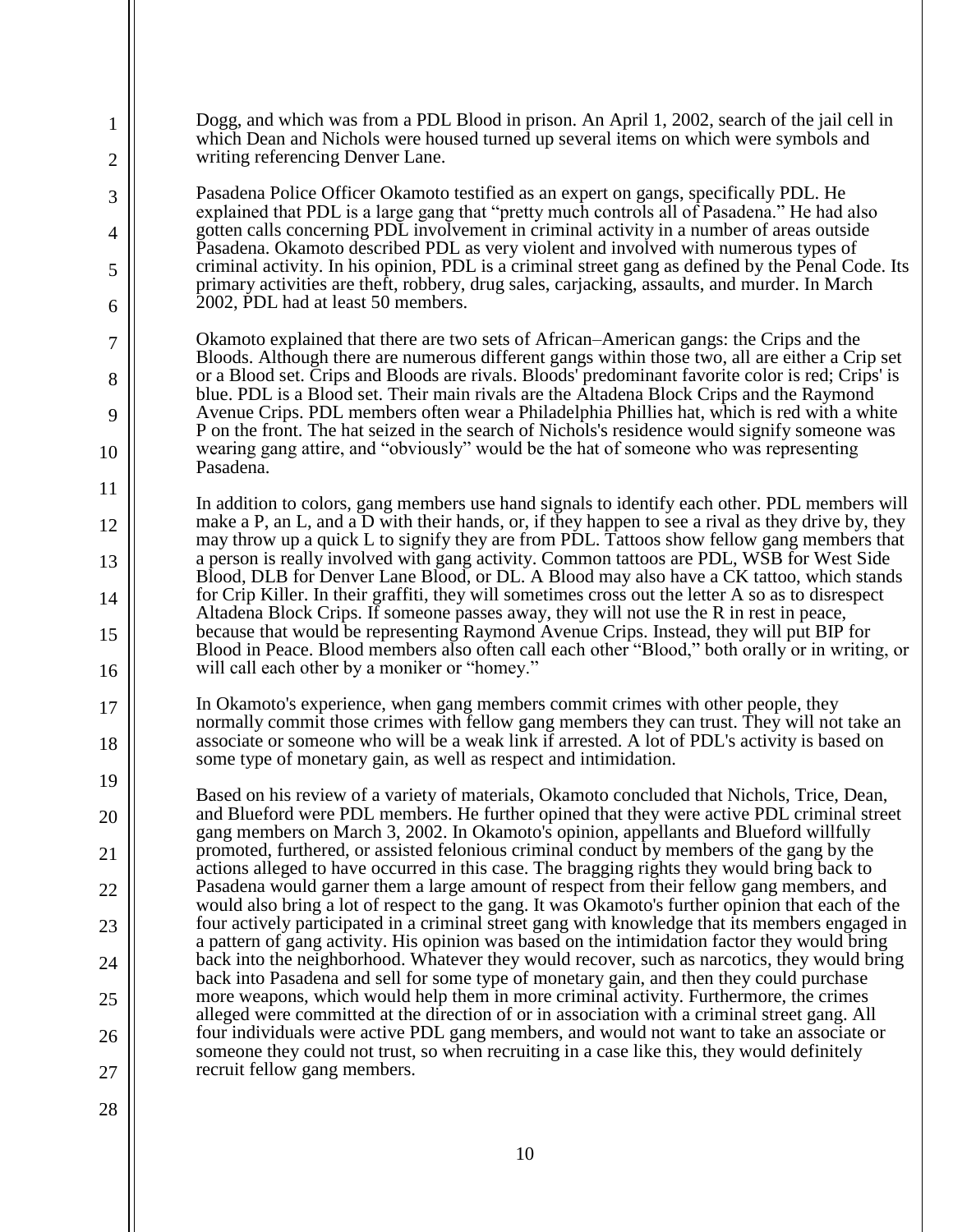Dogg, and which was from a PDL Blood in prison. An April 1, 2002, search of the jail cell in which Dean and Nichols were housed turned up several items on which were symbols and writing referencing Denver Lane.

Pasadena Police Officer Okamoto testified as an expert on gangs, specifically PDL. He explained that PDL is a large gang that "pretty much controls all of Pasadena." He had also gotten calls concerning PDL involvement in criminal activity in a number of areas outside Pasadena. Okamoto described PDL as very violent and involved with numerous types of criminal activity. In his opinion, PDL is a criminal street gang as defined by the Penal Code. Its primary activities are theft, robbery, drug sales, carjacking, assaults, and murder. In March 2002, PDL had at least 50 members.

Okamoto explained that there are two sets of African–American gangs: the Crips and the Bloods. Although there are numerous different gangs within those two, all are either a Crip set or a Blood set. Crips and Bloods are rivals. Bloods' predominant favorite color is red; Crips' is blue. PDL is a Blood set. Their main rivals are the Altadena Block Crips and the Raymond Avenue Crips. PDL members often wear a Philadelphia Phillies hat, which is red with a white P on the front. The hat seized in the search of Nichols's residence would signify someone was wearing gang attire, and "obviously" would be the hat of someone who was representing Pasadena.

In addition to colors, gang members use hand signals to identify each other. PDL members will make a P, an L, and a D with their hands, or, if they happen to see a rival as they drive by, they may throw up a quick L to signify they are from PDL. Tattoos show fellow gang members that a person is really involved with gang activity. Common tattoos are PDL, WSB for West Side Blood, DLB for Denver Lane Blood, or DL. A Blood may also have a CK tattoo, which stands for Crip Killer. In their graffiti, they will sometimes cross out the letter A so as to disrespect Altadena Block Crips. If someone passes away, they will not use the R in rest in peace, because that would be representing Raymond Avenue Crips. Instead, they will put BIP for Blood in Peace. Blood members also often call each other "Blood," both orally or in writing, or will call each other by a moniker or "homey."

In Okamoto's experience, when gang members commit crimes with other people, they normally commit those crimes with fellow gang members they can trust. They will not take an associate or someone who will be a weak link if arrested. A lot of PDL's activity is based on some type of monetary gain, as well as respect and intimidation.

Based on his review of a variety of materials, Okamoto concluded that Nichols, Trice, Dean, and Blueford were PDL members. He further opined that they were active PDL criminal street gang members on March 3, 2002. In Okamoto's opinion, appellants and Blueford willfully promoted, furthered, or assisted felonious criminal conduct by members of the gang by the actions alleged to have occurred in this case. The bragging rights they would bring back to Pasadena would garner them a large amount of respect from their fellow gang members, and would also bring a lot of respect to the gang. It was Okamoto's further opinion that each of the four actively participated in a criminal street gang with knowledge that its members engaged in a pattern of gang activity. His opinion was based on the intimidation factor they would bring back into the neighborhood. Whatever they would recover, such as narcotics, they would bring back into Pasadena and sell for some type of monetary gain, and then they could purchase more weapons, which would help them in more criminal activity. Furthermore, the crimes alleged were committed at the direction of or in association with a criminal street gang. All four individuals were active PDL gang members, and would not want to take an associate or someone they could not trust, so when recruiting in a case like this, they would definitely recruit fellow gang members.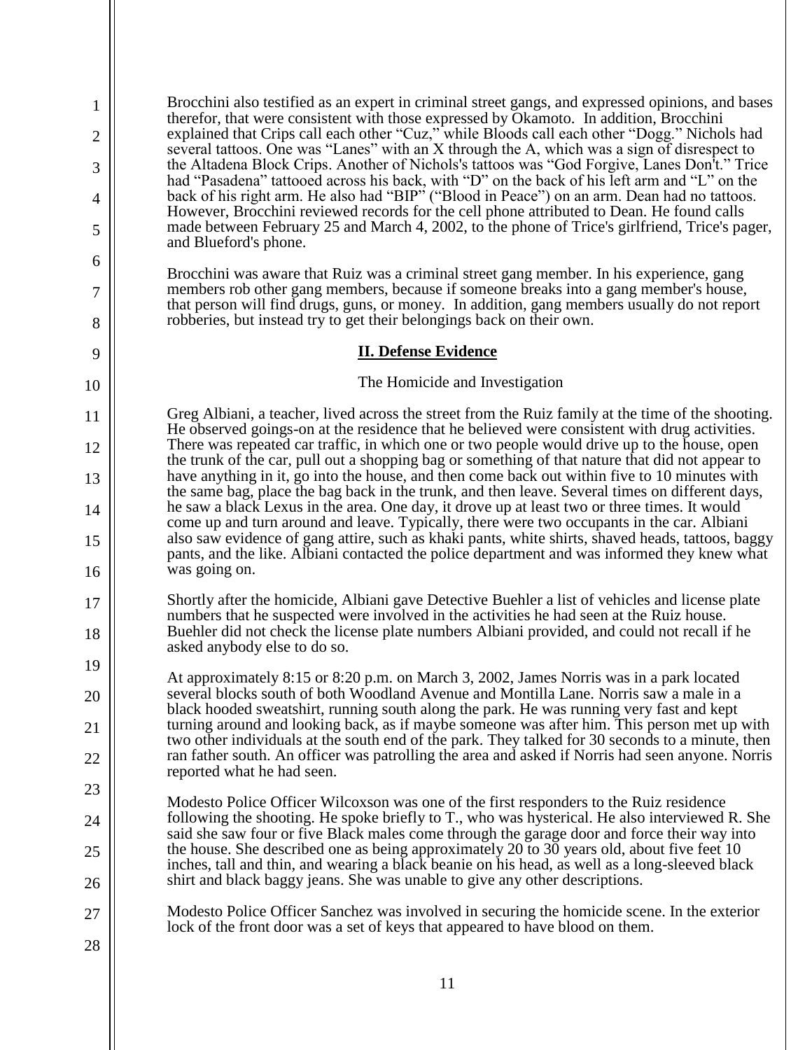Brocchini also testified as an expert in criminal street gangs, and expressed opinions, and bases therefor, that were consistent with those expressed by Okamoto. In addition, Brocchini explained that Crips call each other "Cuz," while Bloods call each other "Dogg." Nichols had several tattoos. One was "Lanes" with an X through the A, which was a sign of disrespect to the Altadena Block Crips. Another of Nichols's tattoos was "God Forgive, Lanes Don't." Trice had "Pasadena" tattooed across his back, with "D" on the back of his left arm and "L" on the back of his right arm. He also had "BIP" ("Blood in Peace") on an arm. Dean had no tattoos. However, Brocchini reviewed records for the cell phone attributed to Dean. He found calls made between February 25 and March 4, 2002, to the phone of Trice's girlfriend, Trice's pager, and Blueford's phone.

Brocchini was aware that Ruiz was a criminal street gang member. In his experience, gang members rob other gang members, because if someone breaks into a gang member's house, that person will find drugs, guns, or money. In addition, gang members usually do not report robberies, but instead try to get their belongings back on their own.

## II. Defense Evidence

### The Homicide and Investigation

Greg Albiani, a teacher, lived across the street from the Ruiz family at the time of the shooting. He observed goings-on at the residence that he believed were consistent with drug activities. There was repeated car traffic, in which one or two people would drive up to the house, open the trunk of the car, pull out a shopping bag or something of that nature that did not appear to have anything in it, go into the house, and then come back out within five to 10 minutes with the same bag, place the bag back in the trunk, and then leave. Several times on different days, he saw a black Lexus in the area. One day, it drove up at least two or three times. It would come up and turn around and leave. Typically, there were two occupants in the car. Albiani also saw evidence of gang attire, such as khaki pants, white shirts, shaved heads, tattoos, baggy pants, and the like. Albiani contacted the police department and was informed they knew what was going on.

Shortly after the homicide, Albiani gave Detective Buehler a list of vehicles and license plate numbers that he suspected were involved in the activities he had seen at the Ruiz house. Buehler did not check the license plate numbers Albiani provided, and could not recall if he asked anybody else to do so.

At approximately 8:15 or 8:20 p.m. on March 3, 2002, James Norris was in a park located several blocks south of both Woodland Avenue and Montilla Lane. Norris saw a male in a black hooded sweatshirt, running south along the park. He was running very fast and kept turning around and looking back, as if maybe someone was after him. This person met up with two other individuals at the south end of the park. They talked for 30 seconds to a minute, then ran father south. An officer was patrolling the area and asked if Norris had seen anyone. Norris reported what he had seen.

Modesto Police Officer Wilcoxson was one of the first responders to the Ruiz residence following the shooting. He spoke briefly to T., who was hysterical. He also interviewed R. She said she saw four or five Black males come through the garage door and force their way into the house. She described one as being approximately 20 to 30 years old, about five feet 10 inches, tall and thin, and wearing a black beanie on his head, as well as a long-sleeved black shirt and black baggy jeans. She was unable to give any other descriptions.

Modesto Police Officer Sanchez was involved in securing the homicide scene. In the exterior lock of the front door was a set of keys that appeared to have blood on them.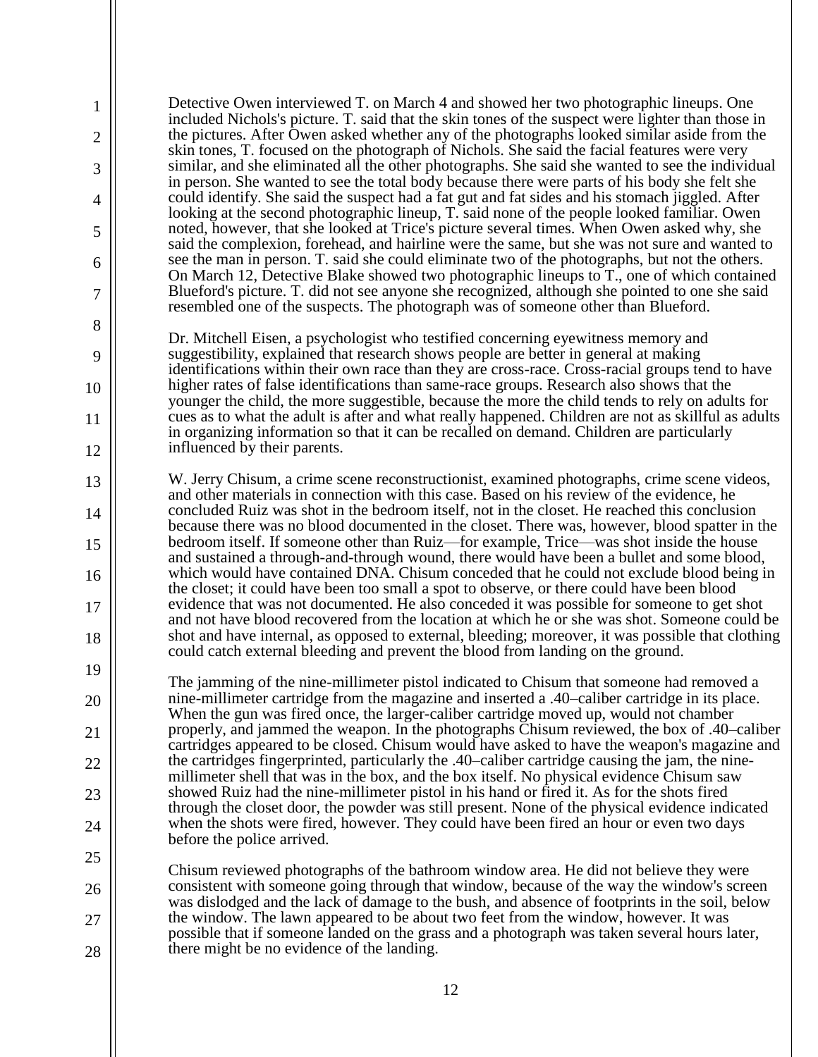Detective Owen interviewed T. on March 4 and showed her two photographic lineups. One included Nichols's picture. T. said that the skin tones of the suspect were lighter than those in the pictures. After Owen asked whether any of the photographs looked similar aside from the skin tones, T. focused on the photograph of Nichols. She said the facial features were very similar, and she eliminated all the other photographs. She said she wanted to see the individual in person. She wanted to see the total body because there were parts of his body she felt she could identify. She said the suspect had a fat gut and fat sides and his stomach jiggled. After looking at the second photographic lineup, T. said none of the people looked familiar. Owen noted, however, that she looked at Trice's picture several times. When Owen asked why, she said the complexion, forehead, and hairline were the same, but she was not sure and wanted to see the man in person. T. said she could eliminate two of the photographs, but not the others. On March 12, Detective Blake showed two photographic lineups to T., one of which contained Blueford's picture. T. did not see anyone she recognized, although she pointed to one she said resembled one of the suspects. The photograph was of someone other than Blueford.

Dr. Mitchell Eisen, a psychologist who testified concerning eyewitness memory and suggestibility, explained that research shows people are better in general at making identifications within their own race than they are cross-race. Cross-racial groups tend to have higher rates of false identifications than same-race groups. Research also shows that the younger the child, the more suggestible, because the more the child tends to rely on adults for cues as to what the adult is after and what really happened. Children are not as skillful as adults in organizing information so that it can be recalled on demand. Children are particularly influenced by their parents.

W. Jerry Chisum, a crime scene reconstructionist, examined photographs, crime scene videos, and other materials in connection with this case. Based on his review of the evidence, he concluded Ruiz was shot in the bedroom itself, not in the closet. He reached this conclusion because there was no blood documented in the closet. There was, however, blood spatter in the bedroom itself. If someone other than Ruiz—for example, Trice—was shot inside the house and sustained a through-and-through wound, there would have been a bullet and some blood, which would have contained DNA. Chisum conceded that he could not exclude blood being in the closet; it could have been too small a spot to observe, or there could have been blood evidence that was not documented. He also conceded it was possible for someone to get shot and not have blood recovered from the location at which he or she was shot. Someone could be shot and have internal, as opposed to external, bleeding; moreover, it was possible that clothing could catch external bleeding and prevent the blood from landing on the ground.

The jamming of the nine-millimeter pistol indicated to Chisum that someone had removed a nine-millimeter cartridge from the magazine and inserted a .40–caliber cartridge in its place. When the gun was fired once, the larger-caliber cartridge moved up, would not chamber properly, and jammed the weapon. In the photographs Chisum reviewed, the box of .40–caliber cartridges appeared to be closed. Chisum would have asked to have the weapon's magazine and the cartridges fingerprinted, particularly the .40–caliber cartridge causing the jam, the nine-millimeter shell that was in the box, and the box itself. No physical evidence Chisum saw showed Ruiz had the nine-millimeter pistol in his hand or fired it. As for the shots fired through the closet door, the powder was still present. None of the physical evidence indicated when the shots were fired, however. They could have been fired an hour or even two days before the police arrived.

Chisum reviewed photographs of the bathroom window area. He did not believe they were consistent with someone going through that window, because of the way the window's screen was dislodged and the lack of damage to the bush, and absence of footprints in the soil, below the window. The lawn appeared to be about two feet from the window, however. It was possible that if someone landed on the grass and a photograph was taken several hours later, there might be no evidence of the landing.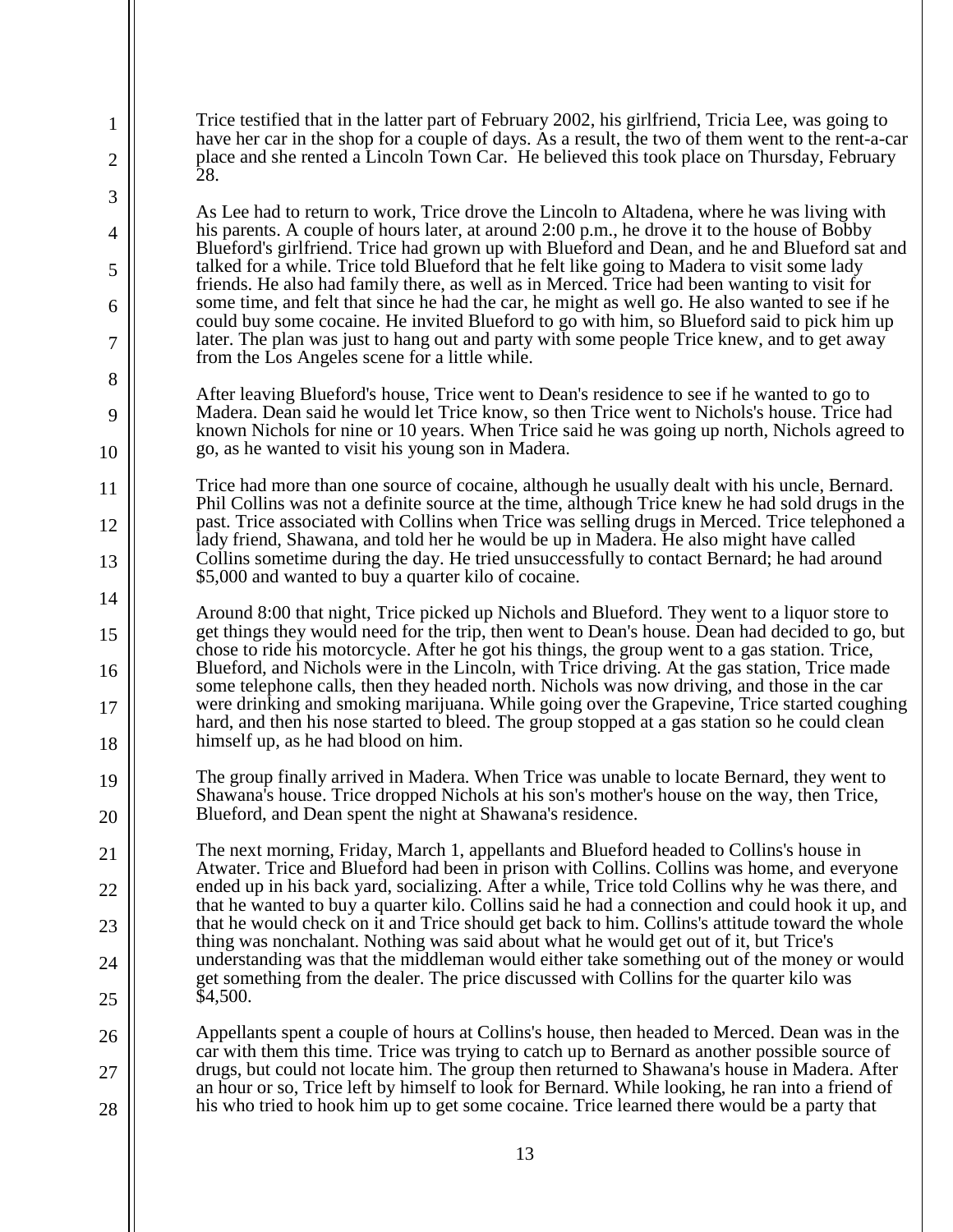Trice testified that in the latter part of February 2002, his girlfriend, Tricia Lee, was going to have her car in the shop for a couple of days. As a result, the two of them went to the rent-a-car place and she rented a Lincoln Town Car. He believed this took place on Thursday, February 28.

As Lee had to return to work, Trice drove the Lincoln to Altadena, where he was living with his parents. A couple of hours later, at around 2:00 p.m., he drove it to the house of Bobby Blueford's girlfriend. Trice had grown up with Blueford and Dean, and he and Blueford sat and talked for a while. Trice told Blueford that he felt like going to Madera to visit some lady friends. He also had family there, as well as in Merced. Trice had been wanting to visit for some time, and felt that since he had the car, he might as well go. He also wanted to see if he could buy some cocaine. He invited Blueford to go with him, so Blueford said to pick him up later. The plan was just to hang out and party with some people Trice knew, and to get away from the Los Angeles scene for a little while.

After leaving Blueford's house, Trice went to Dean's residence to see if he wanted to go to Madera. Dean said he would let Trice know, so then Trice went to Nichols's house. Trice had known Nichols for nine or 10 years. When Trice said he was going up north, Nichols agreed to go, as he wanted to visit his young son in Madera.

Trice had more than one source of cocaine, although he usually dealt with his uncle, Bernard. Phil Collins was not a definite source at the time, although Trice knew he had sold drugs in the past. Trice associated with Collins when Trice was selling drugs in Merced. Trice telephoned a lady friend, Shawana, and told her he would be up in Madera. He also might have called Collins sometime during the day. He tried unsuccessfully to contact Bernard; he had around $5,000 and wanted to buy a quarter kilo of cocaine.

Around 8:00 that night, Trice picked up Nichols and Blueford. They went to a liquor store to get things they would need for the trip, then went to Dean's house. Dean had decided to go, but chose to ride his motorcycle. After he got his things, the group went to a gas station. Trice, Blueford, and Nichols were in the Lincoln, with Trice driving. At the gas station, Trice made some telephone calls, then they headed north. Nichols was now driving, and those in the car were drinking and smoking marijuana. While going over the Grapevine, Trice started coughing hard, and then his nose started to bleed. The group stopped at a gas station so he could clean himself up, as he had blood on him.

The group finally arrived in Madera. When Trice was unable to locate Bernard, they went to Shawana's house. Trice dropped Nichols at his son's mother's house on the way, then Trice, Blueford, and Dean spent the night at Shawana's residence.

The next morning, Friday, March 1, appellants and Blueford headed to Collins's house in Atwater. Trice and Blueford had been in prison with Collins. Collins was home, and everyone ended up in his back yard, socializing. After a while, Trice told Collins why he was there, and that he wanted to buy a quarter kilo. Collins said he had a connection and could hook it up, and that he would check on it and Trice should get back to him. Collins's attitude toward the whole thing was nonchalant. Nothing was said about what he would get out of it, but Trice's understanding was that the middleman would either take something out of the money or would get something from the dealer. The price discussed with Collins for the quarter kilo was $4,500.

Appellants spent a couple of hours at Collins's house, then headed to Merced. Dean was in the car with them this time. Trice was trying to catch up to Bernard as another possible source of drugs, but could not locate him. The group then returned to Shawana's house in Madera. After an hour or so, Trice left by himself to look for Bernard. While looking, he ran into a friend of his who tried to hook him up to get some cocaine. Trice learned there would be a party that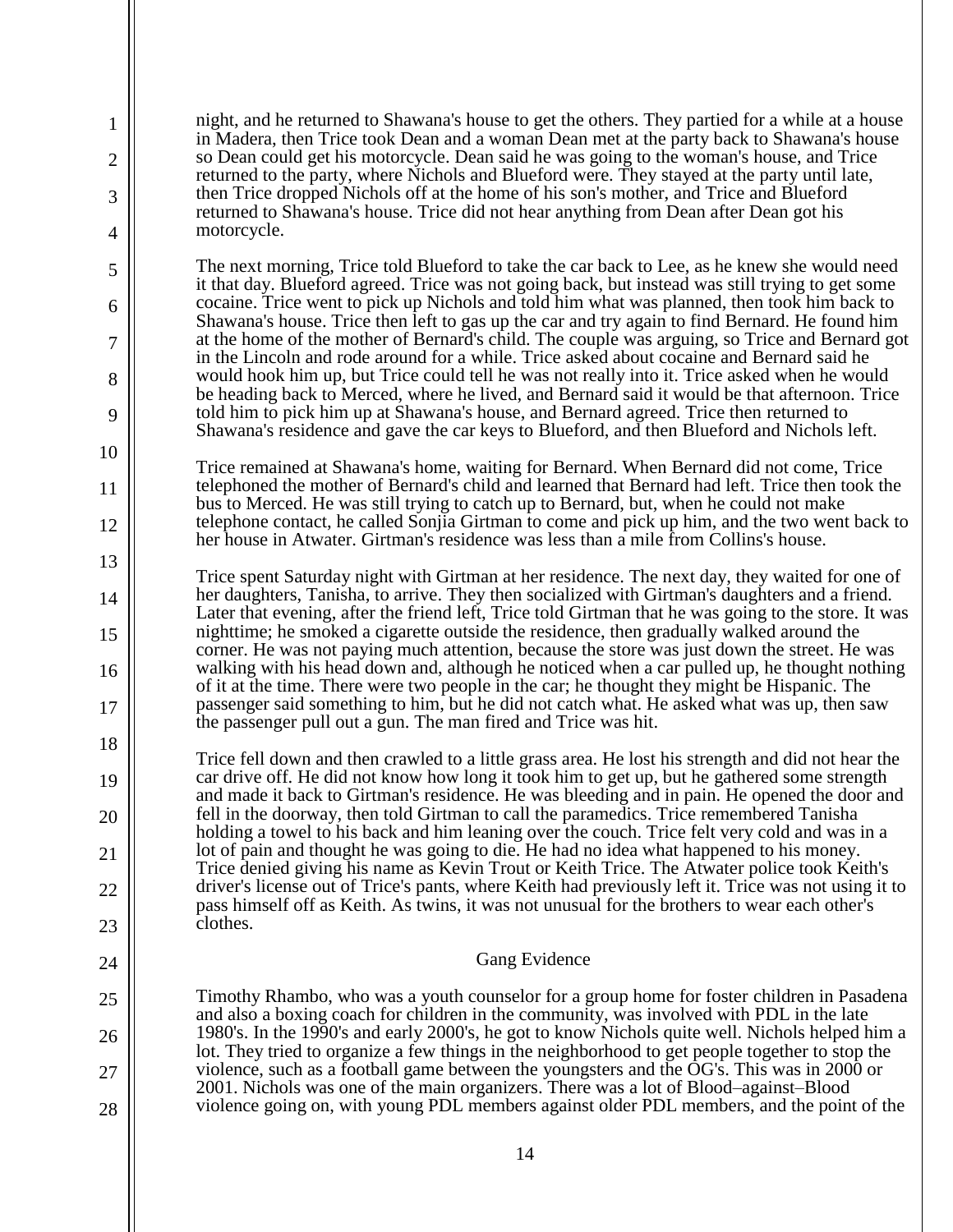night, and he returned to Shawana's house to get the others. They partied for a while at a house in Madera, then Trice took Dean and a woman Dean met at the party back to Shawana's house so Dean could get his motorcycle. Dean said he was going to the woman's house, and Trice returned to the party, where Nichols and Blueford were. They stayed at the party until late, then Trice dropped Nichols off at the home of his son's mother, and Trice and Blueford returned to Shawana's house. Trice did not hear anything from Dean after Dean got his motorcycle.

The next morning, Trice told Blueford to take the car back to Lee, as he knew she would need it that day. Blueford agreed. Trice was not going back, but instead was still trying to get some cocaine. Trice went to pick up Nichols and told him what was planned, then took him back to Shawana's house. Trice then left to gas up the car and try again to find Bernard. He found him at the home of the mother of Bernard's child. The couple was arguing, so Trice and Bernard got in the Lincoln and rode around for a while. Trice asked about cocaine and Bernard said he would hook him up, but Trice could tell he was not really into it. Trice asked when he would be heading back to Merced, where he lived, and Bernard said it would be that afternoon. Trice told him to pick him up at Shawana's house, and Bernard agreed. Trice then returned to Shawana's residence and gave the car keys to Blueford, and then Blueford and Nichols left.

Trice remained at Shawana's home, waiting for Bernard. When Bernard did not come, Trice telephoned the mother of Bernard's child and learned that Bernard had left. Trice then took the bus to Merced. He was still trying to catch up to Bernard, but, when he could not make telephone contact, he called Sonjia Girtman to come and pick up him, and the two went back to her house in Atwater. Girtman's residence was less than a mile from Collins's house.

Trice spent Saturday night with Girtman at her residence. The next day, they waited for one of her daughters, Tanisha, to arrive. They then socialized with Girtman's daughters and a friend. Later that evening, after the friend left, Trice told Girtman that he was going to the store. It was nighttime; he smoked a cigarette outside the residence, then gradually walked around the corner. He was not paying much attention, because the store was just down the street. He was walking with his head down and, although he noticed when a car pulled up, he thought nothing of it at the time. There were two people in the car; he thought they might be Hispanic. The passenger said something to him, but he did not catch what. He asked what was up, then saw the passenger pull out a gun. The man fired and Trice was hit.

Trice fell down and then crawled to a little grass area. He lost his strength and did not hear the car drive off. He did not know how long it took him to get up, but he gathered some strength and made it back to Girtman's residence. He was bleeding and in pain. He opened the door and fell in the doorway, then told Girtman to call the paramedics. Trice remembered Tanisha holding a towel to his back and him leaning over the couch. Trice felt very cold and was in a lot of pain and thought he was going to die. He had no idea what happened to his money. Trice denied giving his name as Kevin Trout or Keith Trice. The Atwater police took Keith's driver's license out of Trice's pants, where Keith had previously left it. Trice was not using it to pass himself off as Keith. As twins, it was not unusual for the brothers to wear each other's clothes.

Gang Evidence

Timothy Rhambo, who was a youth counselor for a group home for foster children in Pasadena and also a boxing coach for children in the community, was involved with PDL in the late 1980's. In the 1990's and early 2000's, he got to know Nichols quite well. Nichols helped him a lot. They tried to organize a few things in the neighborhood to get people together to stop the violence, such as a football game between the youngsters and the OG's. This was in 2000 or 2001. Nichols was one of the main organizers. There was a lot of Blood–against–Blood violence going on, with young PDL members against older PDL members, and the point of the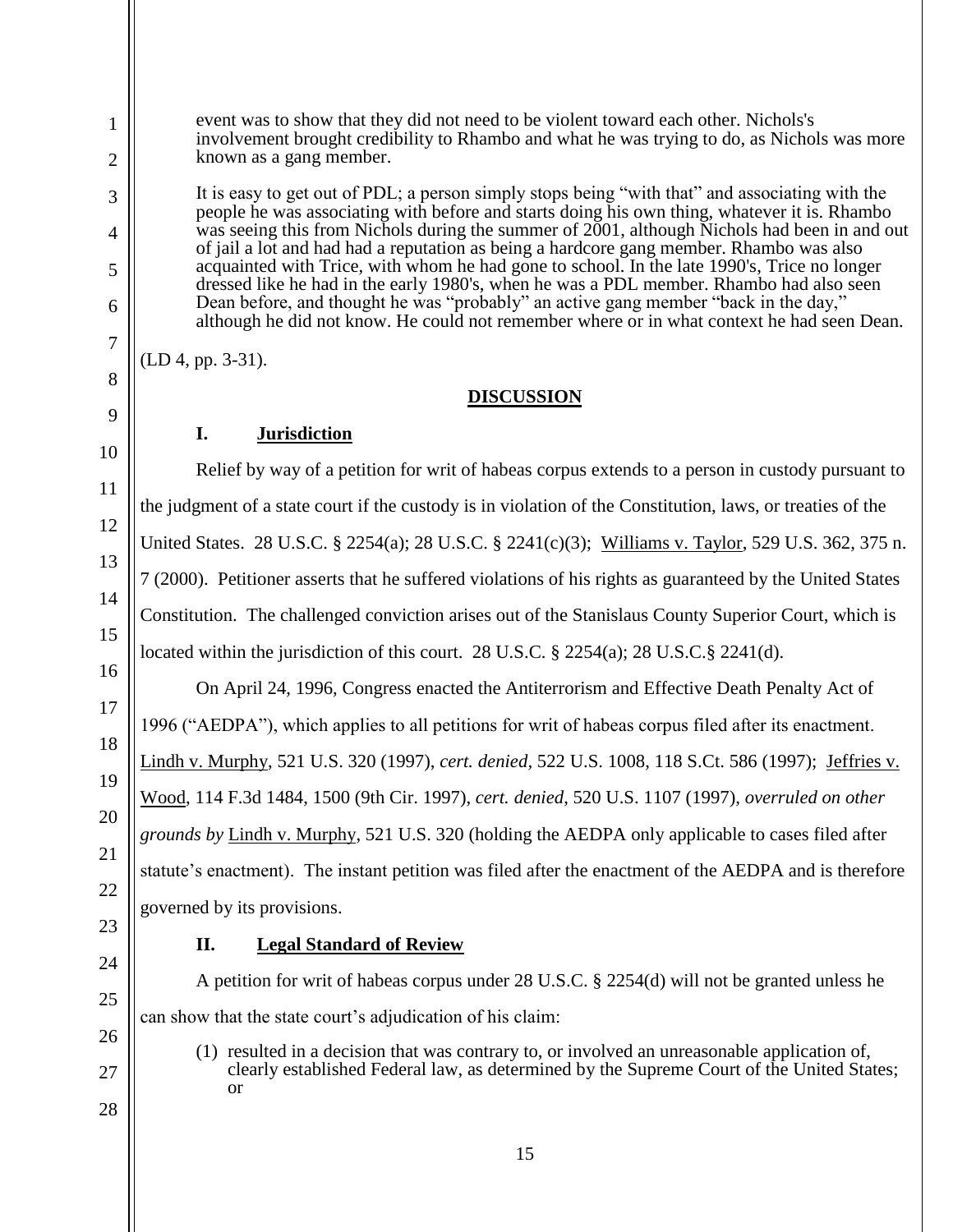event was to show that they did not need to be violent toward each other. Nichols's involvement brought credibility to Rhambo and what he was trying to do, as Nichols was more known as a gang member.

It is easy to get out of PDL; a person simply stops being "with that" and associating with the people he was associating with before and starts doing his own thing, whatever it is. Rhambo was seeing this from Nichols during the summer of 2001, although Nichols had been in and out of jail a lot and had had a reputation as being a hardcore gang member. Rhambo was also acquainted with Trice, with whom he had gone to school. In the late 1990's, Trice no longer dressed like he had in the early 1980's, when he was a PDL member. Rhambo had also seen Dean before, and thought he was "probably" an active gang member "back in the day," although he did not know. He could not remember where or in what context he had seen Dean.

(LD 4, pp. 3-31).

## DISCUSSION

### I. Jurisdiction

Relief by way of a petition for writ of habeas corpus extends to a person in custody pursuant to the judgment of a state court if the custody is in violation of the Constitution, laws, or treaties of the United States. 28 U.S.C. § 2254(a); 28 U.S.C. § 2241(c)(3); Williams v. Taylor, 529 U.S. 362, 375 n. 7 (2000). Petitioner asserts that he suffered violations of his rights as guaranteed by the United States Constitution. The challenged conviction arises out of the Stanislaus County Superior Court, which is located within the jurisdiction of this court. 28 U.S.C. § 2254(a); 28 U.S.C.§ 2241(d).

On April 24, 1996, Congress enacted the Antiterrorism and Effective Death Penalty Act of 1996 ("AEDPA"), which applies to all petitions for writ of habeas corpus filed after its enactment. Lindh v. Murphy, 521 U.S. 320 (1997), *cert. denied*, 522 U.S. 1008, 118 S.Ct. 586 (1997); Jeffries v. Wood, 114 F.3d 1484, 1500 (9th Cir. 1997), *cert. denied*, 520 U.S. 1107 (1997), *overruled on other grounds by* Lindh v. Murphy, 521 U.S. 320 (holding the AEDPA only applicable to cases filed after statute's enactment). The instant petition was filed after the enactment of the AEDPA and is therefore governed by its provisions.

### II. Legal Standard of Review

A petition for writ of habeas corpus under 28 U.S.C. § 2254(d) will not be granted unless he can show that the state court's adjudication of his claim:

(1) resulted in a decision that was contrary to, or involved an unreasonable application of, clearly established Federal law, as determined by the Supreme Court of the United States; or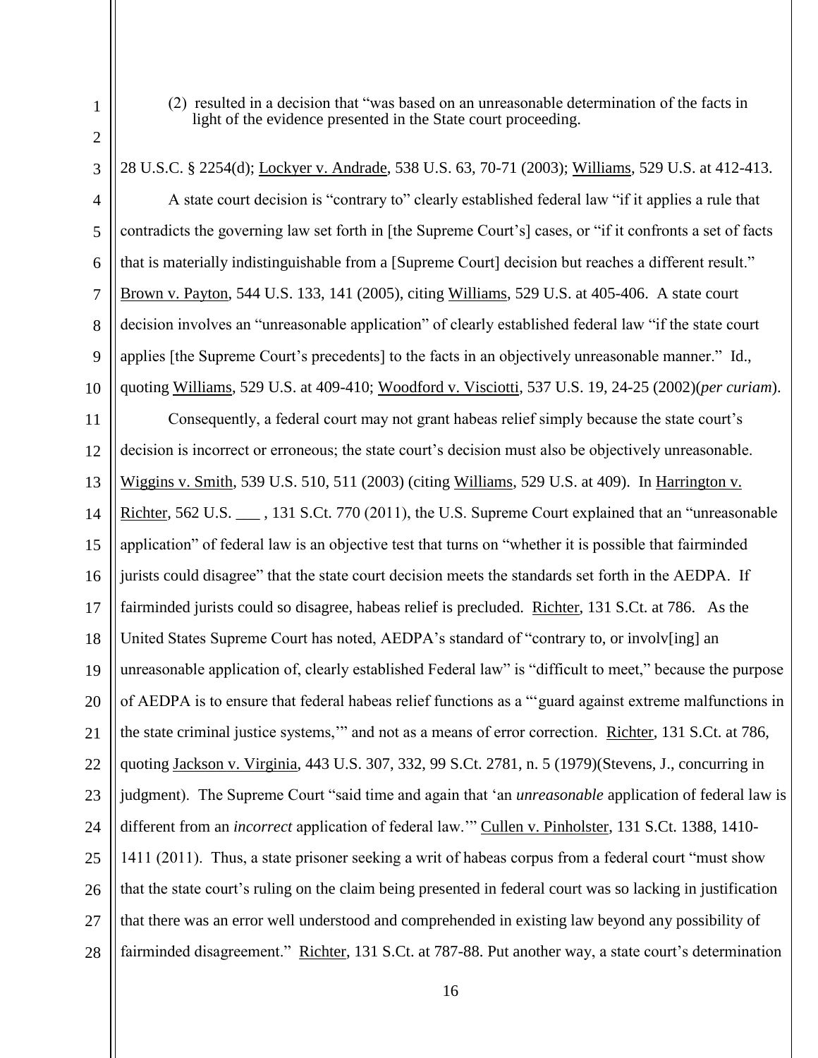(2) resulted in a decision that "was based on an unreasonable determination of the facts in light of the evidence presented in the State court proceeding.

28 U.S.C. § 2254(d); Lockyer v. Andrade, 538 U.S. 63, 70-71 (2003); Williams, 529 U.S. at 412-413.

A state court decision is "contrary to" clearly established federal law "if it applies a rule that contradicts the governing law set forth in [the Supreme Court's] cases, or "if it confronts a set of facts that is materially indistinguishable from a [Supreme Court] decision but reaches a different result." Brown v. Payton, 544 U.S. 133, 141 (2005), citing Williams, 529 U.S. at 405-406. A state court decision involves an "unreasonable application" of clearly established federal law "if the state court applies [the Supreme Court's precedents] to the facts in an objectively unreasonable manner." Id., quoting Williams, 529 U.S. at 409-410; Woodford v. Visciotti, 537 U.S. 19, 24-25 (2002)(*per curiam*).

Consequently, a federal court may not grant habeas relief simply because the state court's decision is incorrect or erroneous; the state court's decision must also be objectively unreasonable. Wiggins v. Smith, 539 U.S. 510, 511 (2003) (citing Williams, 529 U.S. at 409). In Harrington v. Richter, 562 U.S. ___ , 131 S.Ct. 770 (2011), the U.S. Supreme Court explained that an "unreasonable application" of federal law is an objective test that turns on "whether it is possible that fairminded jurists could disagree" that the state court decision meets the standards set forth in the AEDPA. If fairminded jurists could so disagree, habeas relief is precluded. Richter, 131 S.Ct. at 786. As the United States Supreme Court has noted, AEDPA's standard of "contrary to, or involv[ing] an unreasonable application of, clearly established Federal law" is "difficult to meet," because the purpose of AEDPA is to ensure that federal habeas relief functions as a "'guard against extreme malfunctions in the state criminal justice systems,'" and not as a means of error correction. Richter, 131 S.Ct. at 786, quoting Jackson v. Virginia, 443 U.S. 307, 332, 99 S.Ct. 2781, n. 5 (1979)(Stevens, J., concurring in judgment). The Supreme Court "said time and again that 'an *unreasonable* application of federal law is different from an *incorrect* application of federal law.'" Cullen v. Pinholster, 131 S.Ct. 1388, 1410-1411 (2011). Thus, a state prisoner seeking a writ of habeas corpus from a federal court "must show that the state court's ruling on the claim being presented in federal court was so lacking in justification that there was an error well understood and comprehended in existing law beyond any possibility of fairminded disagreement." Richter, 131 S.Ct. at 787-88. Put another way, a state court's determination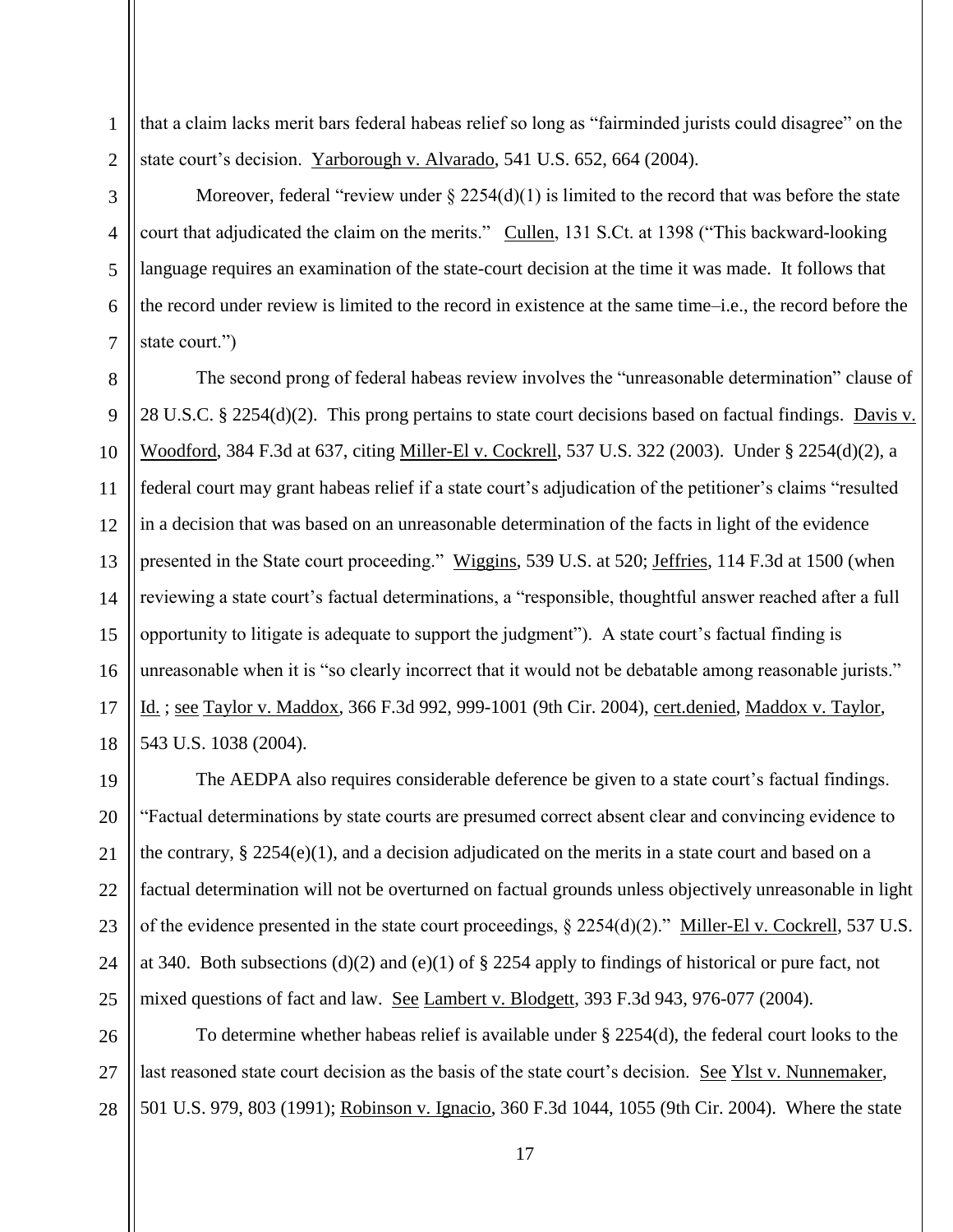that a claim lacks merit bars federal habeas relief so long as "fairminded jurists could disagree" on the state court's decision. Yarborough v. Alvarado, 541 U.S. 652, 664 (2004).

Moreover, federal "review under § 2254(d)(1) is limited to the record that was before the state court that adjudicated the claim on the merits." Cullen, 131 S.Ct. at 1398 ("This backward-looking language requires an examination of the state-court decision at the time it was made. It follows that the record under review is limited to the record in existence at the same time–i.e., the record before the state court.")

The second prong of federal habeas review involves the "unreasonable determination" clause of 28 U.S.C. § 2254(d)(2). This prong pertains to state court decisions based on factual findings. Davis v. Woodford, 384 F.3d at 637, citing Miller-El v. Cockrell, 537 U.S. 322 (2003). Under § 2254(d)(2), a federal court may grant habeas relief if a state court's adjudication of the petitioner's claims "resulted in a decision that was based on an unreasonable determination of the facts in light of the evidence presented in the State court proceeding." Wiggins, 539 U.S. at 520; Jeffries, 114 F.3d at 1500 (when reviewing a state court's factual determinations, a "responsible, thoughtful answer reached after a full opportunity to litigate is adequate to support the judgment"). A state court's factual finding is unreasonable when it is "so clearly incorrect that it would not be debatable among reasonable jurists." Id. ; see Taylor v. Maddox, 366 F.3d 992, 999-1001 (9th Cir. 2004), cert.denied, Maddox v. Taylor, 543 U.S. 1038 (2004).

The AEDPA also requires considerable deference be given to a state court's factual findings. "Factual determinations by state courts are presumed correct absent clear and convincing evidence to the contrary, § 2254(e)(1), and a decision adjudicated on the merits in a state court and based on a factual determination will not be overturned on factual grounds unless objectively unreasonable in light of the evidence presented in the state court proceedings, § 2254(d)(2)." Miller-El v. Cockrell, 537 U.S. at 340. Both subsections (d)(2) and (e)(1) of § 2254 apply to findings of historical or pure fact, not mixed questions of fact and law. See Lambert v. Blodgett, 393 F.3d 943, 976-077 (2004).

To determine whether habeas relief is available under § 2254(d), the federal court looks to the last reasoned state court decision as the basis of the state court's decision. See Ylst v. Nunnemaker, 501 U.S. 979, 803 (1991); Robinson v. Ignacio, 360 F.3d 1044, 1055 (9th Cir. 2004). Where the state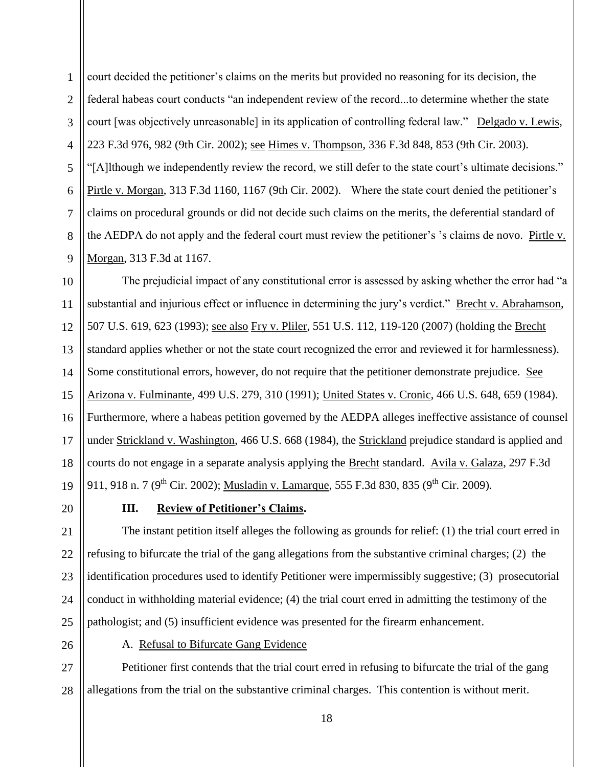court decided the petitioner's claims on the merits but provided no reasoning for its decision, the federal habeas court conducts "an independent review of the record...to determine whether the state court [was objectively unreasonable] in its application of controlling federal law." Delgado v. Lewis, 223 F.3d 976, 982 (9th Cir. 2002); see Himes v. Thompson, 336 F.3d 848, 853 (9th Cir. 2003). "[A]lthough we independently review the record, we still defer to the state court's ultimate decisions." Pirtle v. Morgan, 313 F.3d 1160, 1167 (9th Cir. 2002). Where the state court denied the petitioner's claims on procedural grounds or did not decide such claims on the merits, the deferential standard of the AEDPA do not apply and the federal court must review the petitioner's 's claims de novo. Pirtle v. Morgan, 313 F.3d at 1167.

The prejudicial impact of any constitutional error is assessed by asking whether the error had "a substantial and injurious effect or influence in determining the jury's verdict." Brecht v. Abrahamson, 507 U.S. 619, 623 (1993); see also Fry v. Pliler, 551 U.S. 112, 119-120 (2007) (holding the Brecht standard applies whether or not the state court recognized the error and reviewed it for harmlessness). Some constitutional errors, however, do not require that the petitioner demonstrate prejudice. See Arizona v. Fulminante, 499 U.S. 279, 310 (1991); United States v. Cronic, 466 U.S. 648, 659 (1984). Furthermore, where a habeas petition governed by the AEDPA alleges ineffective assistance of counsel under Strickland v. Washington, 466 U.S. 668 (1984), the Strickland prejudice standard is applied and courts do not engage in a separate analysis applying the Brecht standard. Avila v. Galaza, 297 F.3d 911, 918 n. 7 (9th Cir. 2002); Musladin v. Lamarque, 555 F.3d 830, 835 (9th Cir. 2009).

## III. Review of Petitioner's Claims.

The instant petition itself alleges the following as grounds for relief: (1) the trial court erred in refusing to bifurcate the trial of the gang allegations from the substantive criminal charges; (2) the identification procedures used to identify Petitioner were impermissibly suggestive; (3) prosecutorial conduct in withholding material evidence; (4) the trial court erred in admitting the testimony of the pathologist; and (5) insufficient evidence was presented for the firearm enhancement.

### A. Refusal to Bifurcate Gang Evidence

Petitioner first contends that the trial court erred in refusing to bifurcate the trial of the gang allegations from the trial on the substantive criminal charges. This contention is without merit.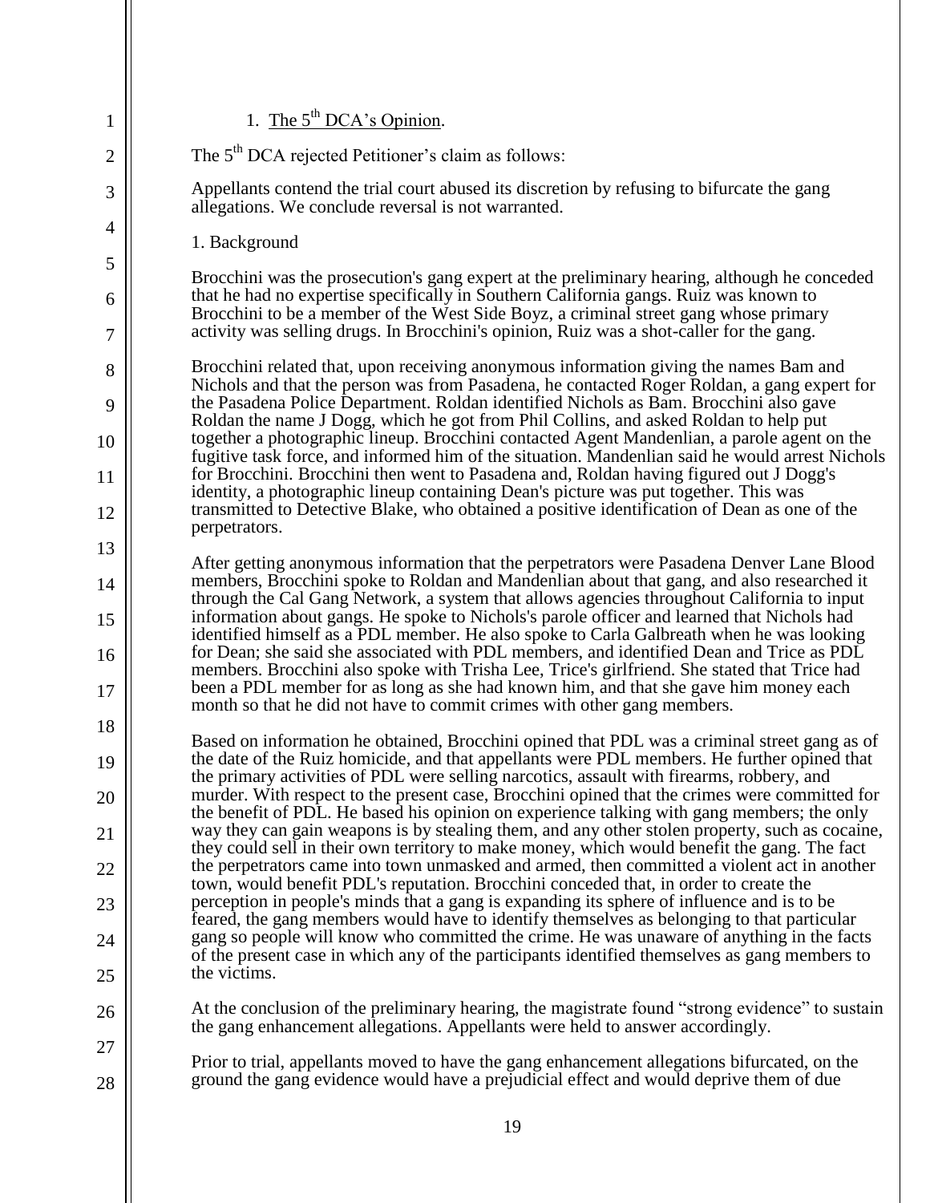1. <u>The 5th DCA's Opinion</u>.

The 5th DCA rejected Petitioner's claim as follows:

Appellants contend the trial court abused its discretion by refusing to bifurcate the gang allegations. We conclude reversal is not warranted.

1. Background

Brocchini was the prosecution's gang expert at the preliminary hearing, although he conceded that he had no expertise specifically in Southern California gangs. Ruiz was known to Brocchini to be a member of the West Side Boyz, a criminal street gang whose primary activity was selling drugs. In Brocchini's opinion, Ruiz was a shot-caller for the gang.

Brocchini related that, upon receiving anonymous information giving the names Bam and Nichols and that the person was from Pasadena, he contacted Roger Roldan, a gang expert for the Pasadena Police Department. Roldan identified Nichols as Bam. Brocchini also gave Roldan the name J Dogg, which he got from Phil Collins, and asked Roldan to help put together a photographic lineup. Brocchini contacted Agent Mandenlian, a parole agent on the fugitive task force, and informed him of the situation. Mandenlian said he would arrest Nichols for Brocchini. Brocchini then went to Pasadena and, Roldan having figured out J Dogg's identity, a photographic lineup containing Dean's picture was put together. This was transmitted to Detective Blake, who obtained a positive identification of Dean as one of the perpetrators.

After getting anonymous information that the perpetrators were Pasadena Denver Lane Blood members, Brocchini spoke to Roldan and Mandenlian about that gang, and also researched it through the Cal Gang Network, a system that allows agencies throughout California to input information about gangs. He spoke to Nichols's parole officer and learned that Nichols had identified himself as a PDL member. He also spoke to Carla Galbreath when he was looking for Dean; she said she associated with PDL members, and identified Dean and Trice as PDL members. Brocchini also spoke with Trisha Lee, Trice's girlfriend. She stated that Trice had been a PDL member for as long as she had known him, and that she gave him money each month so that he did not have to commit crimes with other gang members.

Based on information he obtained, Brocchini opined that PDL was a criminal street gang as of the date of the Ruiz homicide, and that appellants were PDL members. He further opined that the primary activities of PDL were selling narcotics, assault with firearms, robbery, and murder. With respect to the present case, Brocchini opined that the crimes were committed for the benefit of PDL. He based his opinion on experience talking with gang members; the only way they can gain weapons is by stealing them, and any other stolen property, such as cocaine, they could sell in their own territory to make money, which would benefit the gang. The fact the perpetrators came into town unmasked and armed, then committed a violent act in another town, would benefit PDL's reputation. Brocchini conceded that, in order to create the perception in people's minds that a gang is expanding its sphere of influence and is to be feared, the gang members would have to identify themselves as belonging to that particular gang so people will know who committed the crime. He was unaware of anything in the facts of the present case in which any of the participants identified themselves as gang members to the victims.

At the conclusion of the preliminary hearing, the magistrate found "strong evidence" to sustain the gang enhancement allegations. Appellants were held to answer accordingly.

Prior to trial, appellants moved to have the gang enhancement allegations bifurcated, on the ground the gang evidence would have a prejudicial effect and would deprive them of due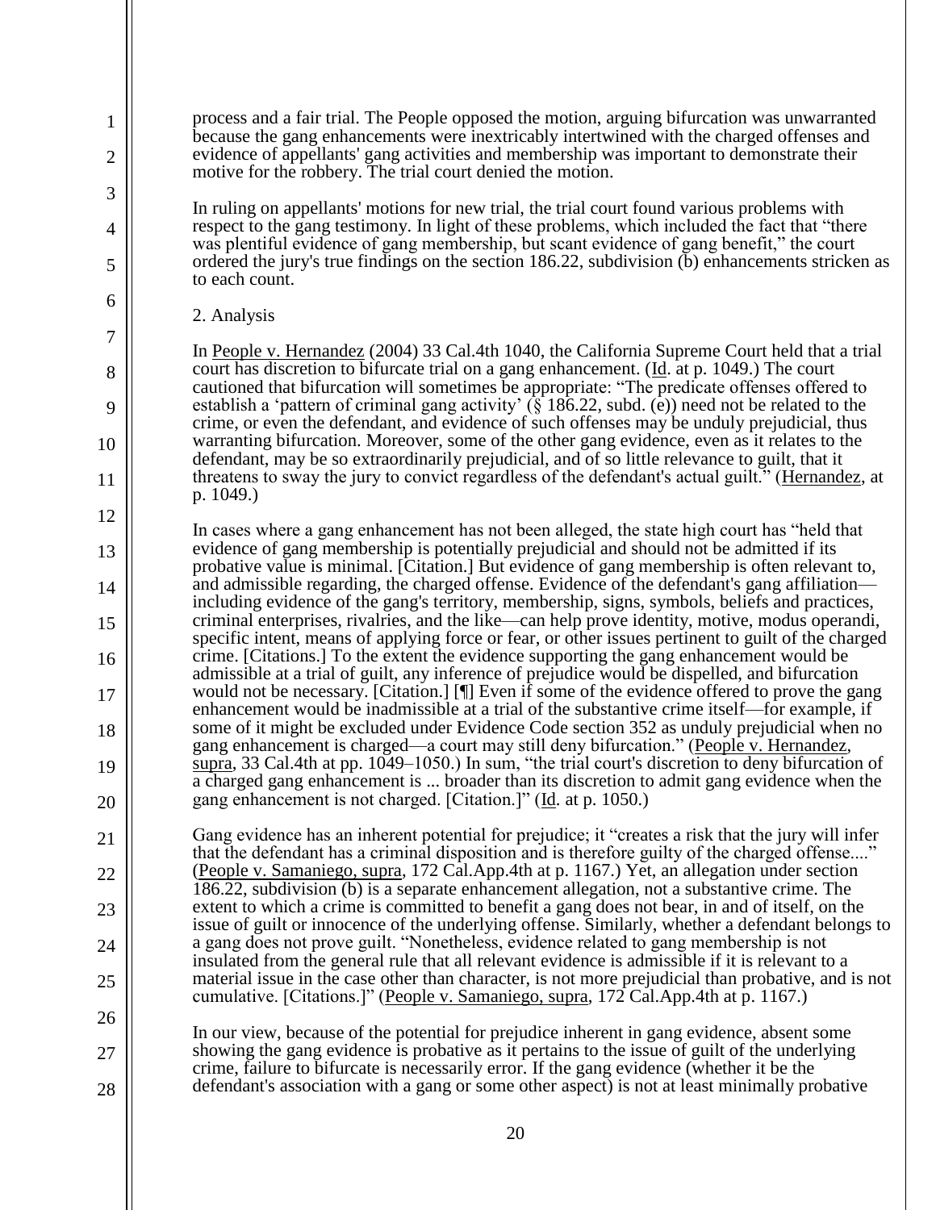process and a fair trial. The People opposed the motion, arguing bifurcation was unwarranted because the gang enhancements were inextricably intertwined with the charged offenses and evidence of appellants' gang activities and membership was important to demonstrate their motive for the robbery. The trial court denied the motion.

In ruling on appellants' motions for new trial, the trial court found various problems with respect to the gang testimony. In light of these problems, which included the fact that "there was plentiful evidence of gang membership, but scant evidence of gang benefit," the court ordered the jury's true findings on the section 186.22, subdivision (b) enhancements stricken as to each count.

2. Analysis

In People v. Hernandez (2004) 33 Cal.4th 1040, the California Supreme Court held that a trial court has discretion to bifurcate trial on a gang enhancement. (Id. at p. 1049.) The court cautioned that bifurcation will sometimes be appropriate: "The predicate offenses offered to establish a 'pattern of criminal gang activity' (§ 186.22, subd. (e)) need not be related to the crime, or even the defendant, and evidence of such offenses may be unduly prejudicial, thus warranting bifurcation. Moreover, some of the other gang evidence, even as it relates to the defendant, may be so extraordinarily prejudicial, and of so little relevance to guilt, that it threatens to sway the jury to convict regardless of the defendant's actual guilt." (Hernandez, at p. 1049.)

In cases where a gang enhancement has not been alleged, the state high court has "held that evidence of gang membership is potentially prejudicial and should not be admitted if its probative value is minimal. [Citation.] But evidence of gang membership is often relevant to, and admissible regarding, the charged offense. Evidence of the defendant's gang affiliation—including evidence of the gang's territory, membership, signs, symbols, beliefs and practices, criminal enterprises, rivalries, and the like—can help prove identity, motive, modus operandi, specific intent, means of applying force or fear, or other issues pertinent to guilt of the charged crime. [Citations.] To the extent the evidence supporting the gang enhancement would be admissible at a trial of guilt, any inference of prejudice would be dispelled, and bifurcation would not be necessary. [Citation.] [¶] Even if some of the evidence offered to prove the gang enhancement would be inadmissible at a trial of the substantive crime itself—for example, if some of it might be excluded under Evidence Code section 352 as unduly prejudicial when no gang enhancement is charged—a court may still deny bifurcation." (People v. Hernandez, supra, 33 Cal.4th at pp. 1049–1050.) In sum, "the trial court's discretion to deny bifurcation of a charged gang enhancement is ... broader than its discretion to admit gang evidence when the gang enhancement is not charged. [Citation.]" (Id. at p. 1050.)

Gang evidence has an inherent potential for prejudice; it "creates a risk that the jury will infer that the defendant has a criminal disposition and is therefore guilty of the charged offense...." (People v. Samaniego, supra, 172 Cal.App.4th at p. 1167.) Yet, an allegation under section 186.22, subdivision (b) is a separate enhancement allegation, not a substantive crime. The extent to which a crime is committed to benefit a gang does not bear, in and of itself, on the issue of guilt or innocence of the underlying offense. Similarly, whether a defendant belongs to a gang does not prove guilt. "Nonetheless, evidence related to gang membership is not insulated from the general rule that all relevant evidence is admissible if it is relevant to a material issue in the case other than character, is not more prejudicial than probative, and is not cumulative. [Citations.]" (People v. Samaniego, supra, 172 Cal.App.4th at p. 1167.)

In our view, because of the potential for prejudice inherent in gang evidence, absent some showing the gang evidence is probative as it pertains to the issue of guilt of the underlying crime, failure to bifurcate is necessarily error. If the gang evidence (whether it be the defendant's association with a gang or some other aspect) is not at least minimally probative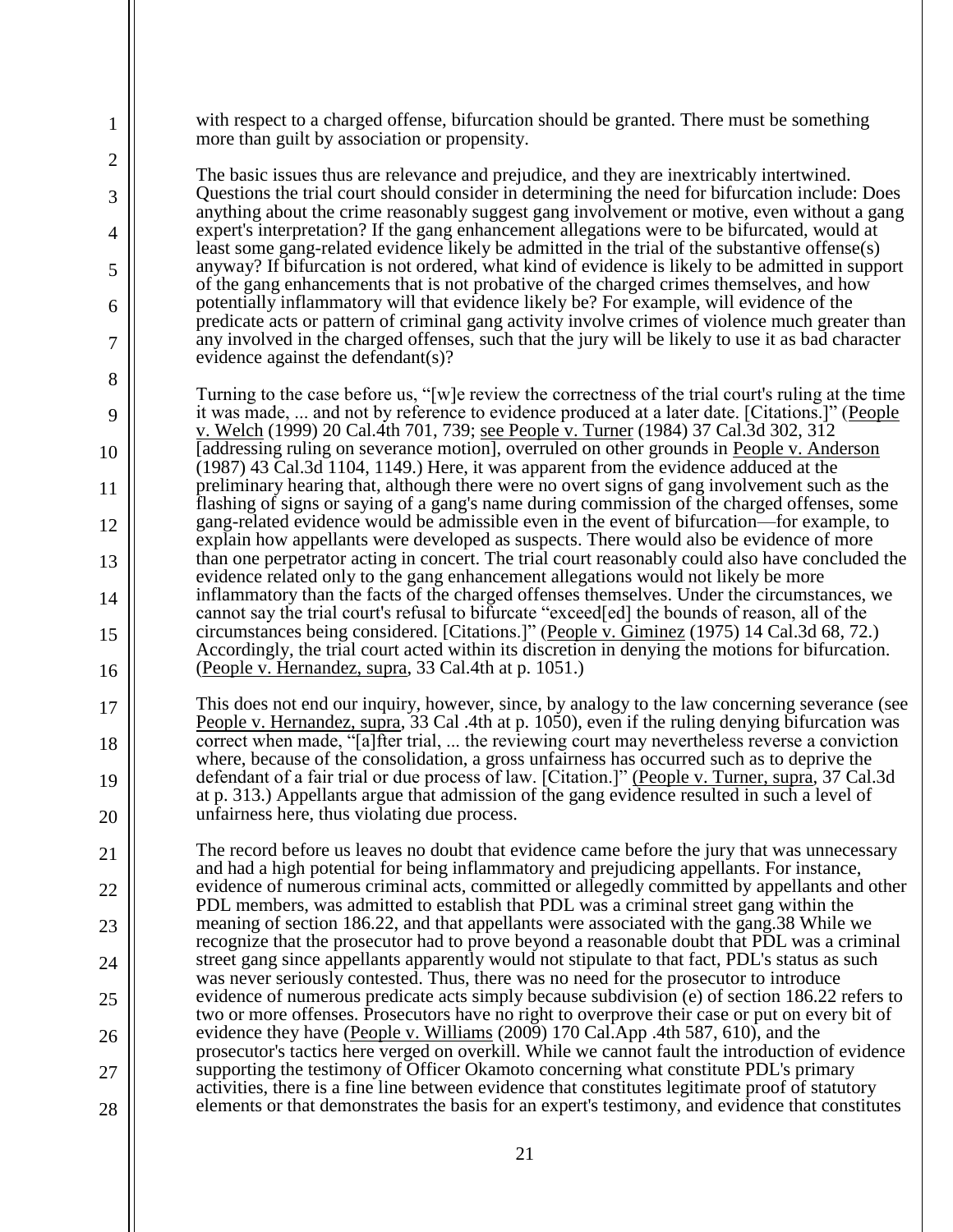with respect to a charged offense, bifurcation should be granted. There must be something more than guilt by association or propensity.

The basic issues thus are relevance and prejudice, and they are inextricably intertwined. Questions the trial court should consider in determining the need for bifurcation include: Does anything about the crime reasonably suggest gang involvement or motive, even without a gang expert's interpretation? If the gang enhancement allegations were to be bifurcated, would at least some gang-related evidence likely be admitted in the trial of the substantive offense(s) anyway? If bifurcation is not ordered, what kind of evidence is likely to be admitted in support of the gang enhancements that is not probative of the charged crimes themselves, and how potentially inflammatory will that evidence likely be? For example, will evidence of the predicate acts or pattern of criminal gang activity involve crimes of violence much greater than any involved in the charged offenses, such that the jury will be likely to use it as bad character evidence against the defendant(s)?

Turning to the case before us, "[w]e review the correctness of the trial court's ruling at the time it was made, ... and not by reference to evidence produced at a later date. [Citations.]" (People v. Welch (1999) 20 Cal.4th 701, 739; see People v. Turner (1984) 37 Cal.3d 302, 312 [addressing ruling on severance motion], overruled on other grounds in People v. Anderson (1987) 43 Cal.3d 1104, 1149.) Here, it was apparent from the evidence adduced at the preliminary hearing that, although there were no overt signs of gang involvement such as the flashing of signs or saying of a gang's name during commission of the charged offenses, some gang-related evidence would be admissible even in the event of bifurcation—for example, to explain how appellants were developed as suspects. There would also be evidence of more than one perpetrator acting in concert. The trial court reasonably could also have concluded the evidence related only to the gang enhancement allegations would not likely be more inflammatory than the facts of the charged offenses themselves. Under the circumstances, we cannot say the trial court's refusal to bifurcate "exceed[ed] the bounds of reason, all of the circumstances being considered. [Citations.]" (People v. Giminez (1975) 14 Cal.3d 68, 72.) Accordingly, the trial court acted within its discretion in denying the motions for bifurcation. (People v. Hernandez, supra, 33 Cal.4th at p. 1051.)

This does not end our inquiry, however, since, by analogy to the law concerning severance (see People v. Hernandez, supra, 33 Cal .4th at p. 1050), even if the ruling denying bifurcation was correct when made, "[a]fter trial, ... the reviewing court may nevertheless reverse a conviction where, because of the consolidation, a gross unfairness has occurred such as to deprive the defendant of a fair trial or due process of law. [Citation.]" (People v. Turner, supra, 37 Cal.3d at p. 313.) Appellants argue that admission of the gang evidence resulted in such a level of unfairness here, thus violating due process.

The record before us leaves no doubt that evidence came before the jury that was unnecessary and had a high potential for being inflammatory and prejudicing appellants. For instance, evidence of numerous criminal acts, committed or allegedly committed by appellants and other PDL members, was admitted to establish that PDL was a criminal street gang within the meaning of section 186.22, and that appellants were associated with the gang.38 While we recognize that the prosecutor had to prove beyond a reasonable doubt that PDL was a criminal street gang since appellants apparently would not stipulate to that fact, PDL's status as such was never seriously contested. Thus, there was no need for the prosecutor to introduce evidence of numerous predicate acts simply because subdivision (e) of section 186.22 refers to two or more offenses. Prosecutors have no right to overprove their case or put on every bit of evidence they have (People v. Williams (2009) 170 Cal.App .4th 587, 610), and the prosecutor's tactics here verged on overkill. While we cannot fault the introduction of evidence supporting the testimony of Officer Okamoto concerning what constitute PDL's primary activities, there is a fine line between evidence that constitutes legitimate proof of statutory elements or that demonstrates the basis for an expert's testimony, and evidence that constitutes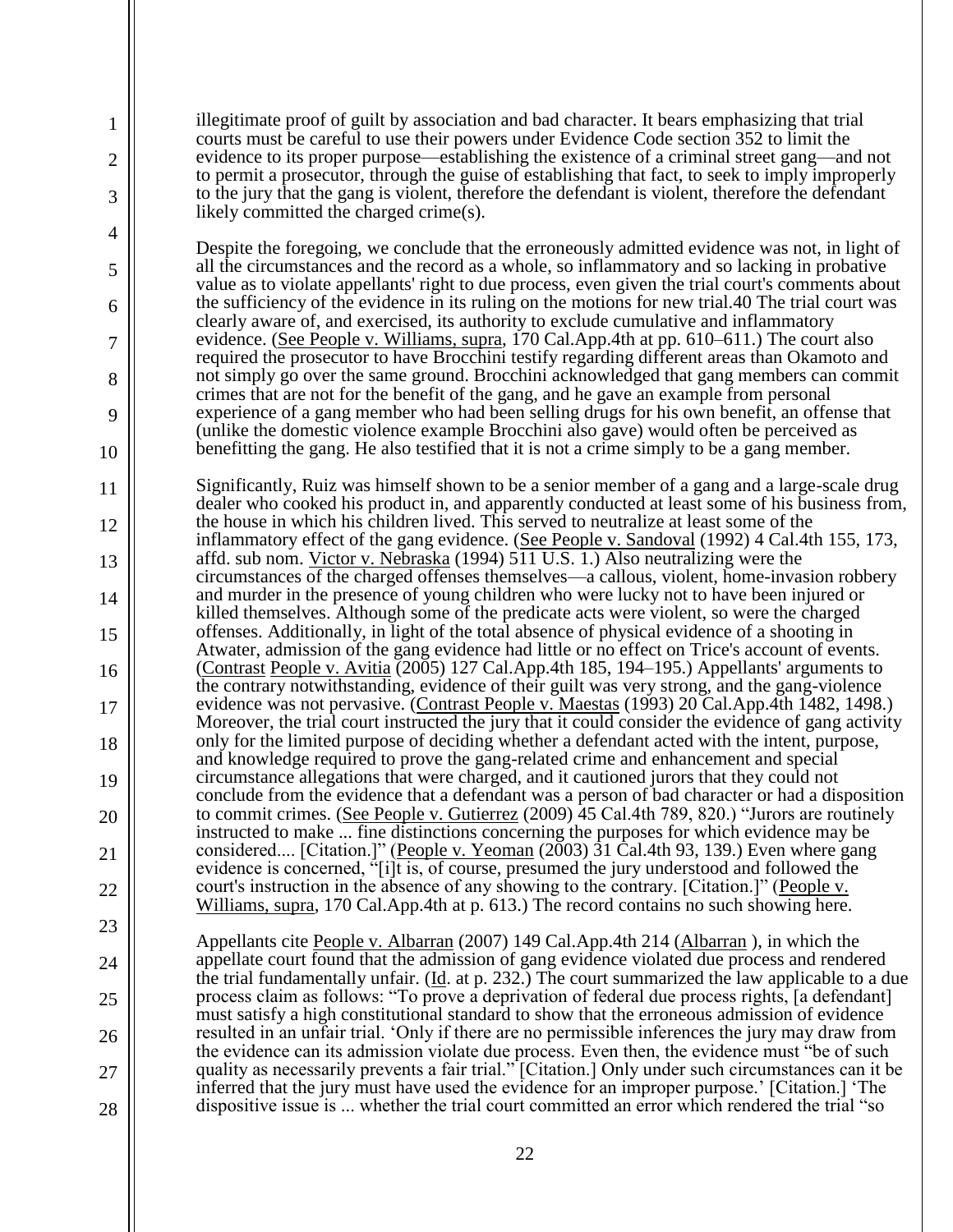illegitimate proof of guilt by association and bad character. It bears emphasizing that trial courts must be careful to use their powers under Evidence Code section 352 to limit the evidence to its proper purpose—establishing the existence of a criminal street gang—and not to permit a prosecutor, through the guise of establishing that fact, to seek to imply improperly to the jury that the gang is violent, therefore the defendant is violent, therefore the defendant likely committed the charged crime(s).

Despite the foregoing, we conclude that the erroneously admitted evidence was not, in light of all the circumstances and the record as a whole, so inflammatory and so lacking in probative value as to violate appellants' right to due process, even given the trial court's comments about the sufficiency of the evidence in its ruling on the motions for new trial.40 The trial court was clearly aware of, and exercised, its authority to exclude cumulative and inflammatory evidence. (See People v. Williams, supra, 170 Cal.App.4th at pp. 610–611.) The court also required the prosecutor to have Brocchini testify regarding different areas than Okamoto and not simply go over the same ground. Brocchini acknowledged that gang members can commit crimes that are not for the benefit of the gang, and he gave an example from personal experience of a gang member who had been selling drugs for his own benefit, an offense that (unlike the domestic violence example Brocchini also gave) would often be perceived as benefitting the gang. He also testified that it is not a crime simply to be a gang member.

Significantly, Ruiz was himself shown to be a senior member of a gang and a large-scale drug dealer who cooked his product in, and apparently conducted at least some of his business from, the house in which his children lived. This served to neutralize at least some of the inflammatory effect of the gang evidence. (See People v. Sandoval (1992) 4 Cal.4th 155, 173, affd. sub nom. Victor v. Nebraska (1994) 511 U.S. 1.) Also neutralizing were the circumstances of the charged offenses themselves—a callous, violent, home-invasion robbery and murder in the presence of young children who were lucky not to have been injured or killed themselves. Although some of the predicate acts were violent, so were the charged offenses. Additionally, in light of the total absence of physical evidence of a shooting in Atwater, admission of the gang evidence had little or no effect on Trice's account of events. (Contrast People v. Avitia (2005) 127 Cal.App.4th 185, 194–195.) Appellants' arguments to the contrary notwithstanding, evidence of their guilt was very strong, and the gang-violence evidence was not pervasive. (Contrast People v. Maestas (1993) 20 Cal.App.4th 1482, 1498.) Moreover, the trial court instructed the jury that it could consider the evidence of gang activity only for the limited purpose of deciding whether a defendant acted with the intent, purpose, and knowledge required to prove the gang-related crime and enhancement and special circumstance allegations that were charged, and it cautioned jurors that they could not conclude from the evidence that a defendant was a person of bad character or had a disposition to commit crimes. (See People v. Gutierrez (2009) 45 Cal.4th 789, 820.) "Jurors are routinely instructed to make ... fine distinctions concerning the purposes for which evidence may be considered.... [Citation.]" (People v. Yeoman (2003) 31 Cal.4th 93, 139.) Even where gang evidence is concerned, "[i]t is, of course, presumed the jury understood and followed the court's instruction in the absence of any showing to the contrary. [Citation.]" (People v. Williams, supra, 170 Cal.App.4th at p. 613.) The record contains no such showing here.

Appellants cite People v. Albarran (2007) 149 Cal.App.4th 214 (Albarran ), in which the appellate court found that the admission of gang evidence violated due process and rendered the trial fundamentally unfair. (Id. at p. 232.) The court summarized the law applicable to a due process claim as follows: "To prove a deprivation of federal due process rights, [a defendant] must satisfy a high constitutional standard to show that the erroneous admission of evidence resulted in an unfair trial. 'Only if there are no permissible inferences the jury may draw from the evidence can its admission violate due process. Even then, the evidence must "be of such quality as necessarily prevents a fair trial." [Citation.] Only under such circumstances can it be inferred that the jury must have used the evidence for an improper purpose.' [Citation.] 'The dispositive issue is ... whether the trial court committed an error which rendered the trial "so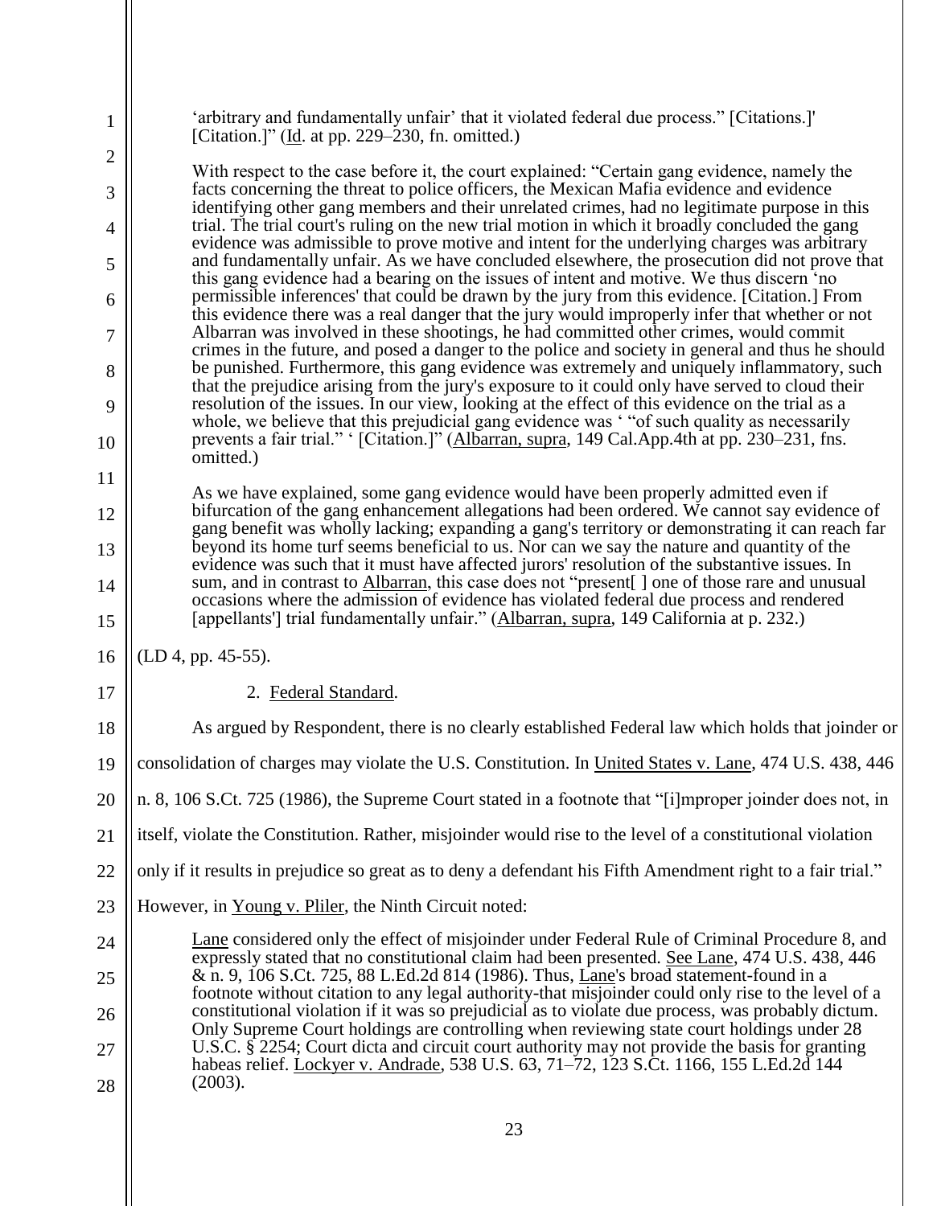> 'arbitrary and fundamentally unfair' that it violated federal due process." [Citations.]' [Citation.]" (Id. at pp. 229–230, fn. omitted.)
>
> With respect to the case before it, the court explained: "Certain gang evidence, namely the facts concerning the threat to police officers, the Mexican Mafia evidence and evidence identifying other gang members and their unrelated crimes, had no legitimate purpose in this trial. The trial court's ruling on the new trial motion in which it broadly concluded the gang evidence was admissible to prove motive and intent for the underlying charges was arbitrary and fundamentally unfair. As we have concluded elsewhere, the prosecution did not prove that this gang evidence had a bearing on the issues of intent and motive. We thus discern 'no permissible inferences' that could be drawn by the jury from this evidence. [Citation.] From this evidence there was a real danger that the jury would improperly infer that whether or not Albarran was involved in these shootings, he had committed other crimes, would commit crimes in the future, and posed a danger to the police and society in general and thus he should be punished. Furthermore, this gang evidence was extremely and uniquely inflammatory, such that the prejudice arising from the jury's exposure to it could only have served to cloud their resolution of the issues. In our view, looking at the effect of this evidence on the trial as a whole, we believe that this prejudicial gang evidence was ' "of such quality as necessarily prevents a fair trial." ' [Citation.]" (Albarran, supra, 149 Cal.App.4th at pp. 230–231, fns. omitted.)
>
> As we have explained, some gang evidence would have been properly admitted even if bifurcation of the gang enhancement allegations had been ordered. We cannot say evidence of gang benefit was wholly lacking; expanding a gang's territory or demonstrating it can reach far beyond its home turf seems beneficial to us. Nor can we say the nature and quantity of the evidence was such that it must have affected jurors' resolution of the substantive issues. In sum, and in contrast to Albarran, this case does not "present[ ] one of those rare and unusual occasions where the admission of evidence has violated federal due process and rendered [appellants'] trial fundamentally unfair." (Albarran, supra, 149 California at p. 232.)

(LD 4, pp. 45-55).

2. Federal Standard.

As argued by Respondent, there is no clearly established Federal law which holds that joinder or consolidation of charges may violate the U.S. Constitution. In United States v. Lane, 474 U.S. 438, 446 n. 8, 106 S.Ct. 725 (1986), the Supreme Court stated in a footnote that "[i]mproper joinder does not, in itself, violate the Constitution. Rather, misjoinder would rise to the level of a constitutional violation only if it results in prejudice so great as to deny a defendant his Fifth Amendment right to a fair trial." However, in Young v. Pliler, the Ninth Circuit noted:

> Lane considered only the effect of misjoinder under Federal Rule of Criminal Procedure 8, and expressly stated that no constitutional claim had been presented. See Lane, 474 U.S. 438, 446 & n. 9, 106 S.Ct. 725, 88 L.Ed.2d 814 (1986). Thus, Lane's broad statement-found in a footnote without citation to any legal authority-that misjoinder could only rise to the level of a constitutional violation if it was so prejudicial as to violate due process, was probably dictum. Only Supreme Court holdings are controlling when reviewing state court holdings under 28 U.S.C. § 2254; Court dicta and circuit court authority may not provide the basis for granting habeas relief. Lockyer v. Andrade, 538 U.S. 63, 71–72, 123 S.Ct. 1166, 155 L.Ed.2d 144 (2003).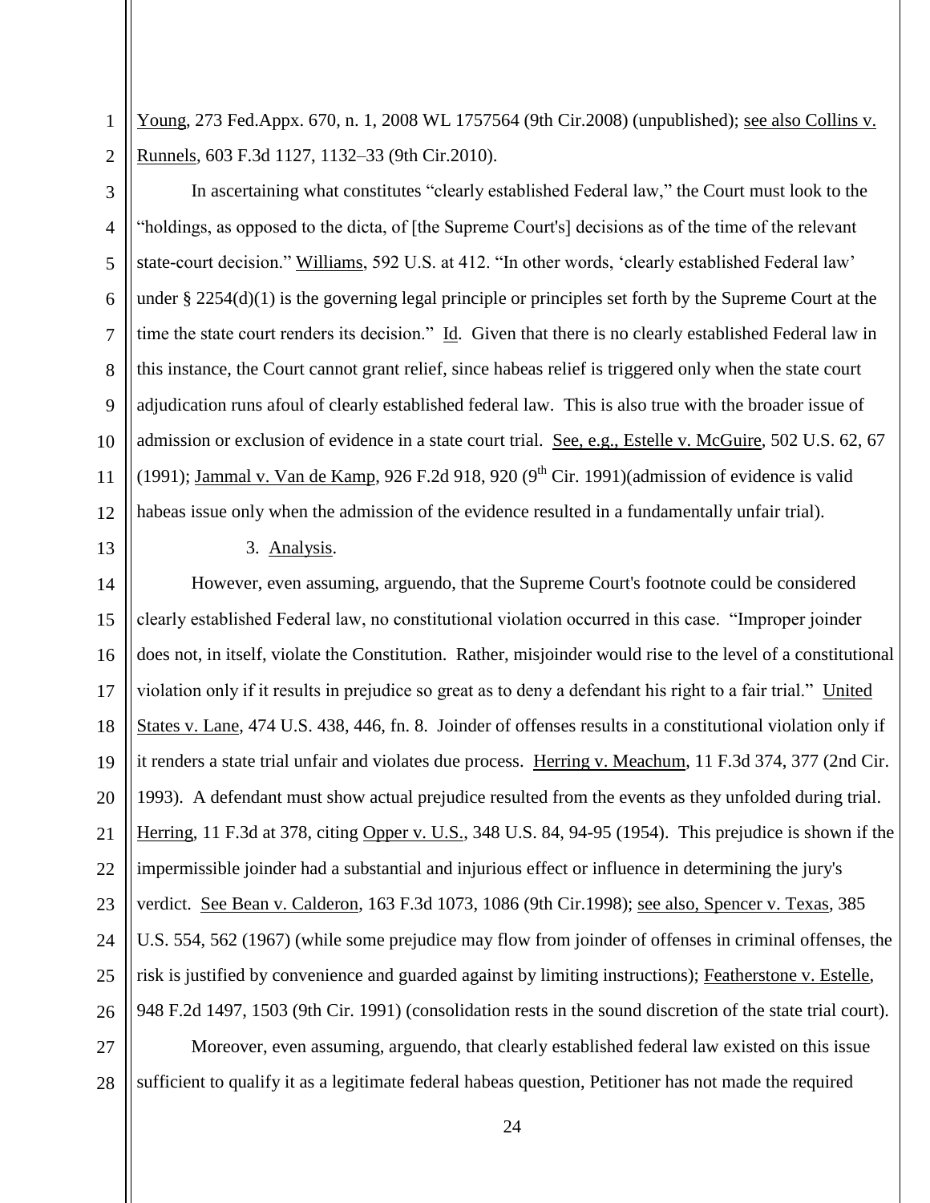Young, 273 Fed.Appx. 670, n. 1, 2008 WL 1757564 (9th Cir.2008) (unpublished); see also Collins v. Runnels, 603 F.3d 1127, 1132–33 (9th Cir.2010).

In ascertaining what constitutes "clearly established Federal law," the Court must look to the "holdings, as opposed to the dicta, of [the Supreme Court's] decisions as of the time of the relevant state-court decision." Williams, 592 U.S. at 412. "In other words, 'clearly established Federal law' under § 2254(d)(1) is the governing legal principle or principles set forth by the Supreme Court at the time the state court renders its decision." Id. Given that there is no clearly established Federal law in this instance, the Court cannot grant relief, since habeas relief is triggered only when the state court adjudication runs afoul of clearly established federal law. This is also true with the broader issue of admission or exclusion of evidence in a state court trial. See, e.g., Estelle v. McGuire, 502 U.S. 62, 67 (1991); Jammal v. Van de Kamp, 926 F.2d 918, 920 (9th Cir. 1991)(admission of evidence is valid habeas issue only when the admission of the evidence resulted in a fundamentally unfair trial).

3. Analysis.

However, even assuming, arguendo, that the Supreme Court's footnote could be considered clearly established Federal law, no constitutional violation occurred in this case. "Improper joinder does not, in itself, violate the Constitution. Rather, misjoinder would rise to the level of a constitutional violation only if it results in prejudice so great as to deny a defendant his right to a fair trial." United States v. Lane, 474 U.S. 438, 446, fn. 8. Joinder of offenses results in a constitutional violation only if it renders a state trial unfair and violates due process. Herring v. Meachum, 11 F.3d 374, 377 (2nd Cir. 1993). A defendant must show actual prejudice resulted from the events as they unfolded during trial. Herring, 11 F.3d at 378, citing Opper v. U.S., 348 U.S. 84, 94-95 (1954). This prejudice is shown if the impermissible joinder had a substantial and injurious effect or influence in determining the jury's verdict. See Bean v. Calderon, 163 F.3d 1073, 1086 (9th Cir.1998); see also, Spencer v. Texas, 385 U.S. 554, 562 (1967) (while some prejudice may flow from joinder of offenses in criminal offenses, the risk is justified by convenience and guarded against by limiting instructions); Featherstone v. Estelle, 948 F.2d 1497, 1503 (9th Cir. 1991) (consolidation rests in the sound discretion of the state trial court).

Moreover, even assuming, arguendo, that clearly established federal law existed on this issue sufficient to qualify it as a legitimate federal habeas question, Petitioner has not made the required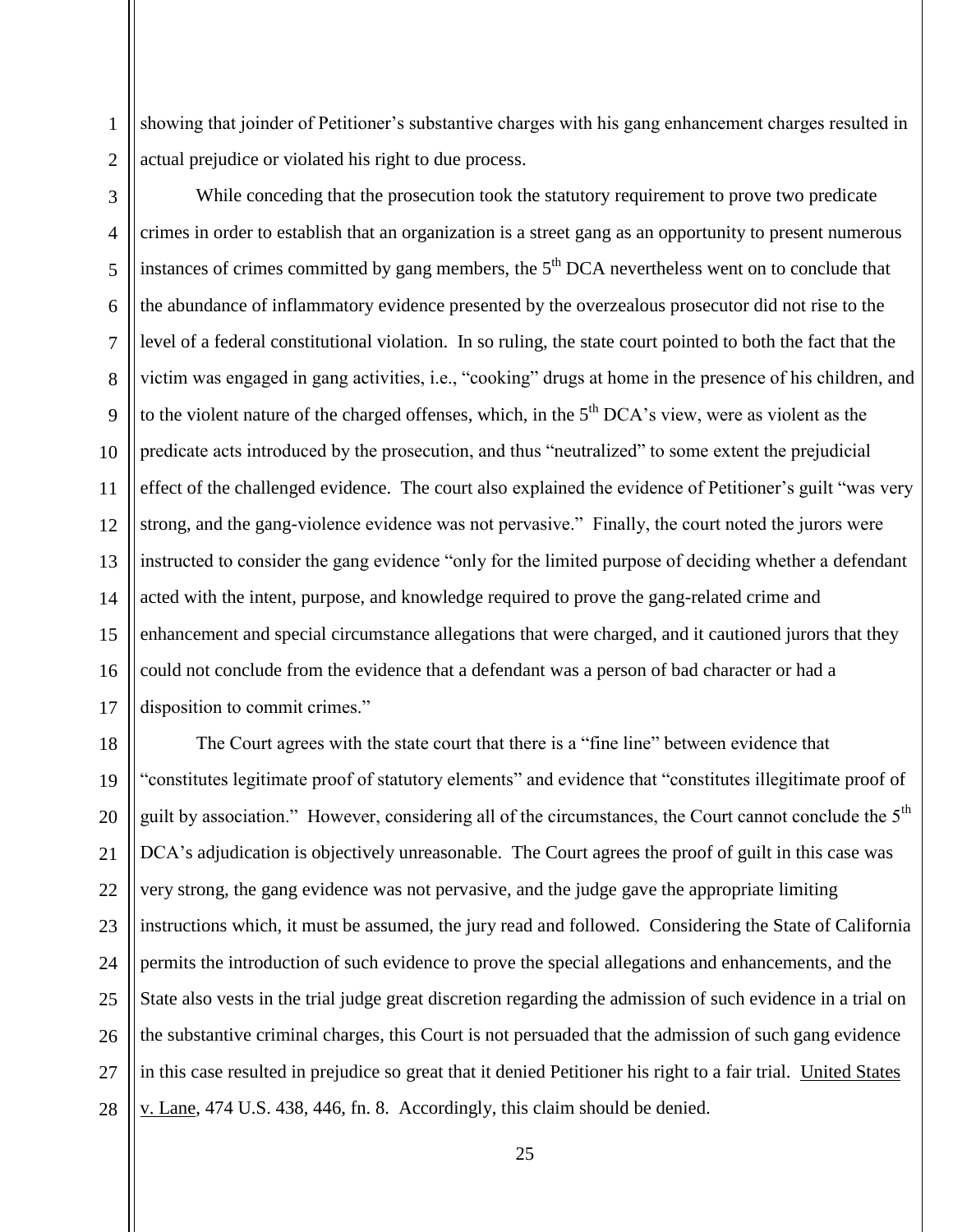showing that joinder of Petitioner's substantive charges with his gang enhancement charges resulted in actual prejudice or violated his right to due process.

While conceding that the prosecution took the statutory requirement to prove two predicate crimes in order to establish that an organization is a street gang as an opportunity to present numerous instances of crimes committed by gang members, the 5th DCA nevertheless went on to conclude that the abundance of inflammatory evidence presented by the overzealous prosecutor did not rise to the level of a federal constitutional violation. In so ruling, the state court pointed to both the fact that the victim was engaged in gang activities, i.e., "cooking" drugs at home in the presence of his children, and to the violent nature of the charged offenses, which, in the 5th DCA's view, were as violent as the predicate acts introduced by the prosecution, and thus "neutralized" to some extent the prejudicial effect of the challenged evidence. The court also explained the evidence of Petitioner's guilt "was very strong, and the gang-violence evidence was not pervasive." Finally, the court noted the jurors were instructed to consider the gang evidence "only for the limited purpose of deciding whether a defendant acted with the intent, purpose, and knowledge required to prove the gang-related crime and enhancement and special circumstance allegations that were charged, and it cautioned jurors that they could not conclude from the evidence that a defendant was a person of bad character or had a disposition to commit crimes."

The Court agrees with the state court that there is a "fine line" between evidence that "constitutes legitimate proof of statutory elements" and evidence that "constitutes illegitimate proof of guilt by association." However, considering all of the circumstances, the Court cannot conclude the 5th DCA's adjudication is objectively unreasonable. The Court agrees the proof of guilt in this case was very strong, the gang evidence was not pervasive, and the judge gave the appropriate limiting instructions which, it must be assumed, the jury read and followed. Considering the State of California permits the introduction of such evidence to prove the special allegations and enhancements, and the State also vests in the trial judge great discretion regarding the admission of such evidence in a trial on the substantive criminal charges, this Court is not persuaded that the admission of such gang evidence in this case resulted in prejudice so great that it denied Petitioner his right to a fair trial. United States v. Lane, 474 U.S. 438, 446, fn. 8. Accordingly, this claim should be denied.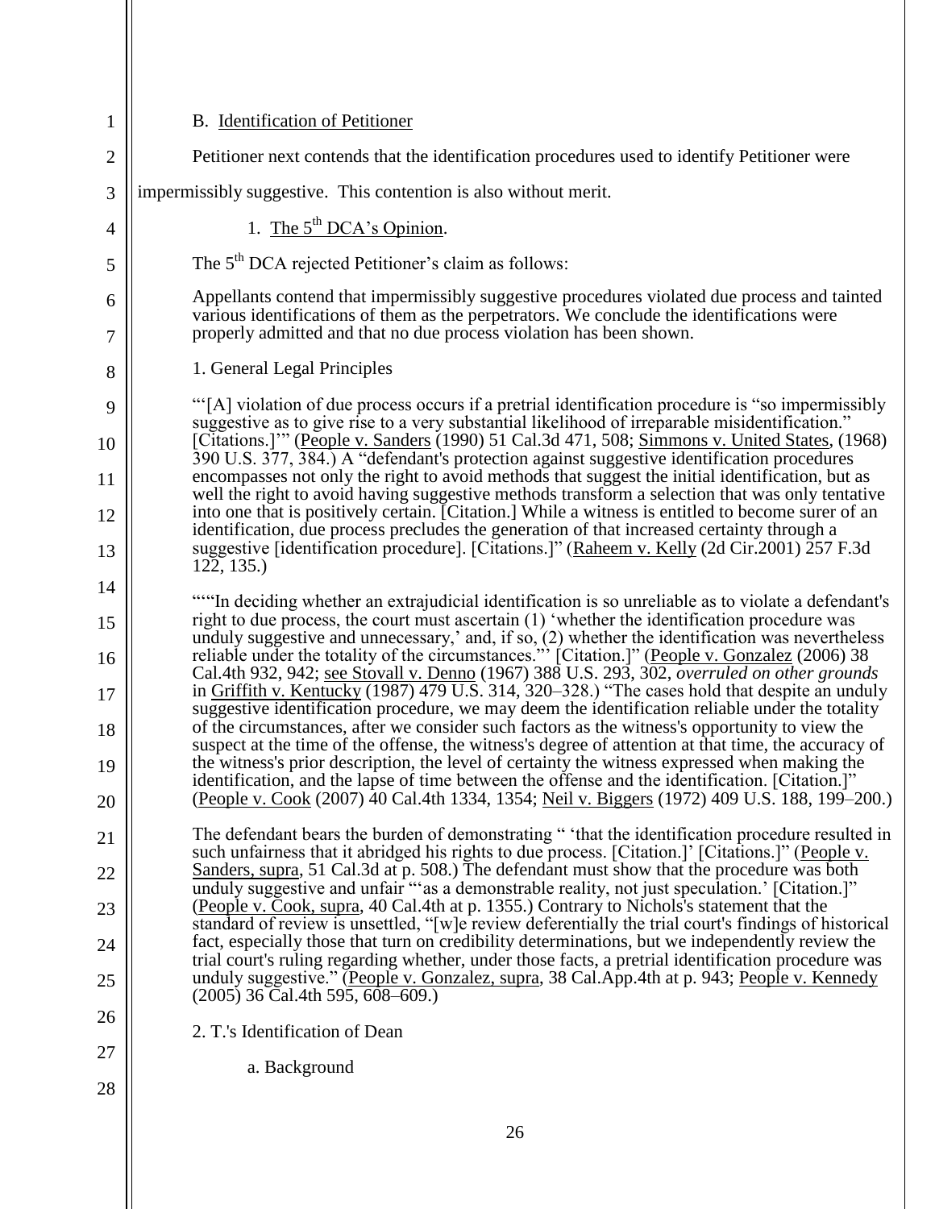B. Identification of Petitioner

Petitioner next contends that the identification procedures used to identify Petitioner were impermissibly suggestive. This contention is also without merit.

1. The 5th DCA's Opinion.

The 5th DCA rejected Petitioner's claim as follows:

> Appellants contend that impermissibly suggestive procedures violated due process and tainted various identifications of them as the perpetrators. We conclude the identifications were properly admitted and that no due process violation has been shown.
>
> 1. General Legal Principles
>
> "'[A] violation of due process occurs if a pretrial identification procedure is "so impermissibly suggestive as to give rise to a very substantial likelihood of irreparable misidentification." [Citations.]'" (People v. Sanders (1990) 51 Cal.3d 471, 508; Simmons v. United States, (1968) 390 U.S. 377, 384.) A "defendant's protection against suggestive identification procedures encompasses not only the right to avoid methods that suggest the initial identification, but as well the right to avoid having suggestive methods transform a selection that was only tentative into one that is positively certain. [Citation.] While a witness is entitled to become surer of an identification, due process precludes the generation of that increased certainty through a suggestive [identification procedure]. [Citations.]" (Raheem v. Kelly (2d Cir.2001) 257 F.3d 122, 135.)
>
> """In deciding whether an extrajudicial identification is so unreliable as to violate a defendant's right to due process, the court must ascertain (1) 'whether the identification procedure was unduly suggestive and unnecessary,' and, if so, (2) whether the identification was nevertheless reliable under the totality of the circumstances."' [Citation.]" (People v. Gonzalez (2006) 38 Cal.4th 932, 942; see Stovall v. Denno (1967) 388 U.S. 293, 302, *overruled on other grounds* in Griffith v. Kentucky (1987) 479 U.S. 314, 320–328.) "The cases hold that despite an unduly suggestive identification procedure, we may deem the identification reliable under the totality of the circumstances, after we consider such factors as the witness's opportunity to view the suspect at the time of the offense, the witness's degree of attention at that time, the accuracy of the witness's prior description, the level of certainty the witness expressed when making the identification, and the lapse of time between the offense and the identification. [Citation.]" (People v. Cook (2007) 40 Cal.4th 1334, 1354; Neil v. Biggers (1972) 409 U.S. 188, 199–200.)
>
> The defendant bears the burden of demonstrating " 'that the identification procedure resulted in such unfairness that it abridged his rights to due process. [Citation.]' [Citations.]" (People v. Sanders, supra, 51 Cal.3d at p. 508.) The defendant must show that the procedure was both unduly suggestive and unfair "'as a demonstrable reality, not just speculation.' [Citation.]" (People v. Cook, supra, 40 Cal.4th at p. 1355.) Contrary to Nichols's statement that the standard of review is unsettled, "[w]e review deferentially the trial court's findings of historical fact, especially those that turn on credibility determinations, but we independently review the trial court's ruling regarding whether, under those facts, a pretrial identification procedure was unduly suggestive." (People v. Gonzalez, supra, 38 Cal.App.4th at p. 943; People v. Kennedy (2005) 36 Cal.4th 595, 608–609.)
>
> 2. T.'s Identification of Dean
>
> a. Background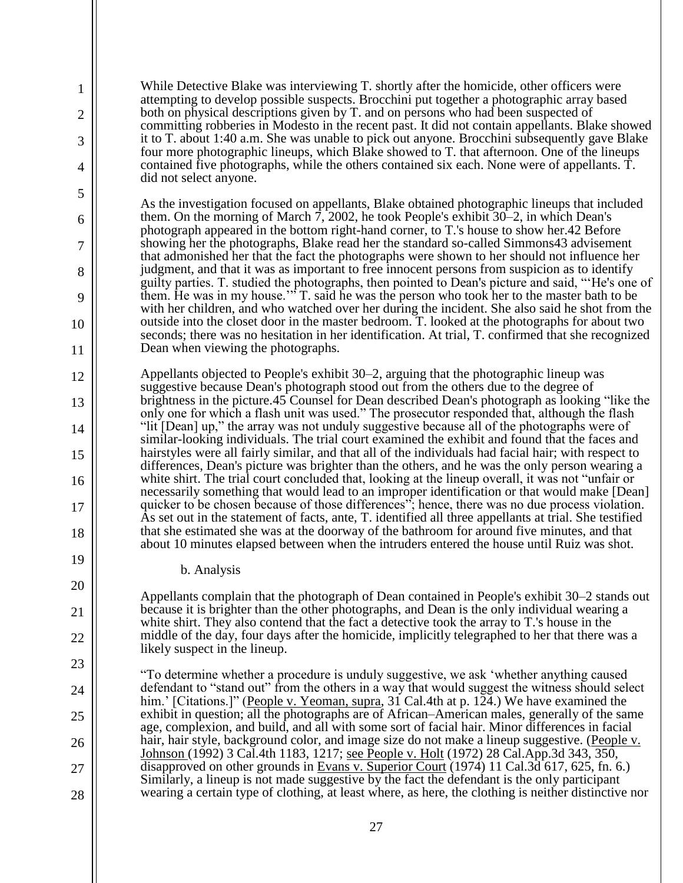While Detective Blake was interviewing T. shortly after the homicide, other officers were attempting to develop possible suspects. Brocchini put together a photographic array based both on physical descriptions given by T. and on persons who had been suspected of committing robberies in Modesto in the recent past. It did not contain appellants. Blake showed it to T. about 1:40 a.m. She was unable to pick out anyone. Brocchini subsequently gave Blake four more photographic lineups, which Blake showed to T. that afternoon. One of the lineups contained five photographs, while the others contained six each. None were of appellants. T. did not select anyone.

As the investigation focused on appellants, Blake obtained photographic lineups that included them. On the morning of March 7, 2002, he took People's exhibit 30–2, in which Dean's photograph appeared in the bottom right-hand corner, to T.'s house to show her.42 Before showing her the photographs, Blake read her the standard so-called Simmons43 advisement that admonished her that the fact the photographs were shown to her should not influence her judgment, and that it was as important to free innocent persons from suspicion as to identify guilty parties. T. studied the photographs, then pointed to Dean's picture and said, "'He's one of them. He was in my house.'" T. said he was the person who took her to the master bath to be with her children, and who watched over her during the incident. She also said he shot from the outside into the closet door in the master bedroom. T. looked at the photographs for about two seconds; there was no hesitation in her identification. At trial, T. confirmed that she recognized Dean when viewing the photographs.

Appellants objected to People's exhibit 30–2, arguing that the photographic lineup was suggestive because Dean's photograph stood out from the others due to the degree of brightness in the picture.45 Counsel for Dean described Dean's photograph as looking "like the only one for which a flash unit was used." The prosecutor responded that, although the flash "lit [Dean] up," the array was not unduly suggestive because all of the photographs were of similar-looking individuals. The trial court examined the exhibit and found that the faces and hairstyles were all fairly similar, and that all of the individuals had facial hair; with respect to differences, Dean's picture was brighter than the others, and he was the only person wearing a white shirt. The trial court concluded that, looking at the lineup overall, it was not "unfair or necessarily something that would lead to an improper identification or that would make [Dean] quicker to be chosen because of those differences"; hence, there was no due process violation. As set out in the statement of facts, ante, T. identified all three appellants at trial. She testified that she estimated she was at the doorway of the bathroom for around five minutes, and that about 10 minutes elapsed between when the intruders entered the house until Ruiz was shot.

b. Analysis

Appellants complain that the photograph of Dean contained in People's exhibit 30–2 stands out because it is brighter than the other photographs, and Dean is the only individual wearing a white shirt. They also contend that the fact a detective took the array to T.'s house in the middle of the day, four days after the homicide, implicitly telegraphed to her that there was a likely suspect in the lineup.

"To determine whether a procedure is unduly suggestive, we ask 'whether anything caused defendant to "stand out" from the others in a way that would suggest the witness should select him.' [Citations.]" (People v. Yeoman, supra, 31 Cal.4th at p. 124.) We have examined the exhibit in question; all the photographs are of African–American males, generally of the same age, complexion, and build, and all with some sort of facial hair. Minor differences in facial hair, hair style, background color, and image size do not make a lineup suggestive. (People v. Johnson (1992) 3 Cal.4th 1183, 1217; see People v. Holt (1972) 28 Cal.App.3d 343, 350, disapproved on other grounds in Evans v. Superior Court (1974) 11 Cal.3d 617, 625, fn. 6.) Similarly, a lineup is not made suggestive by the fact the defendant is the only participant wearing a certain type of clothing, at least where, as here, the clothing is neither distinctive nor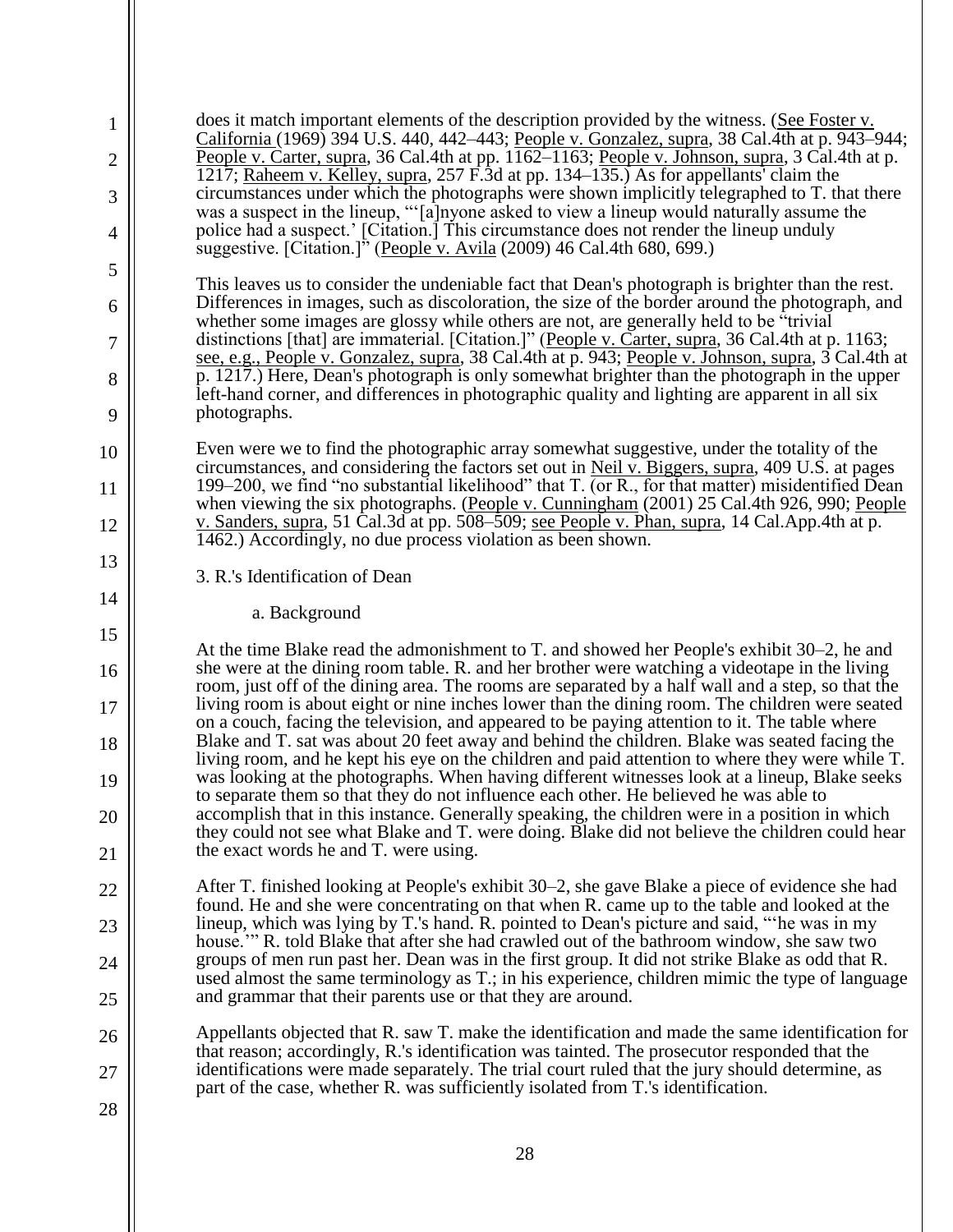does it match important elements of the description provided by the witness. (See Foster v. California (1969) 394 U.S. 440, 442–443; People v. Gonzalez, supra, 38 Cal.4th at p. 943–944; People v. Carter, supra, 36 Cal.4th at pp. 1162–1163; People v. Johnson, supra, 3 Cal.4th at p. 1217; Raheem v. Kelley, supra, 257 F.3d at pp. 134–135.) As for appellants' claim the circumstances under which the photographs were shown implicitly telegraphed to T. that there was a suspect in the lineup, "'[a]nyone asked to view a lineup would naturally assume the police had a suspect.' [Citation.] This circumstance does not render the lineup unduly suggestive. [Citation.]" (People v. Avila (2009) 46 Cal.4th 680, 699.)

This leaves us to consider the undeniable fact that Dean's photograph is brighter than the rest. Differences in images, such as discoloration, the size of the border around the photograph, and whether some images are glossy while others are not, are generally held to be "trivial distinctions [that] are immaterial. [Citation.]" (People v. Carter, supra, 36 Cal.4th at p. 1163; see, e.g., People v. Gonzalez, supra, 38 Cal.4th at p. 943; People v. Johnson, supra, 3 Cal.4th at p. 1217.) Here, Dean's photograph is only somewhat brighter than the photograph in the upper left-hand corner, and differences in photographic quality and lighting are apparent in all six photographs.

Even were we to find the photographic array somewhat suggestive, under the totality of the circumstances, and considering the factors set out in Neil v. Biggers, supra, 409 U.S. at pages 199–200, we find "no substantial likelihood" that T. (or R., for that matter) misidentified Dean when viewing the six photographs. (People v. Cunningham (2001) 25 Cal.4th 926, 990; People v. Sanders, supra, 51 Cal.3d at pp. 508–509; see People v. Phan, supra, 14 Cal.App.4th at p. 1462.) Accordingly, no due process violation as been shown.

3. R.'s Identification of Dean

a. Background

At the time Blake read the admonishment to T. and showed her People's exhibit 30–2, he and she were at the dining room table. R. and her brother were watching a videotape in the living room, just off of the dining area. The rooms are separated by a half wall and a step, so that the living room is about eight or nine inches lower than the dining room. The children were seated on a couch, facing the television, and appeared to be paying attention to it. The table where Blake and T. sat was about 20 feet away and behind the children. Blake was seated facing the living room, and he kept his eye on the children and paid attention to where they were while T. was looking at the photographs. When having different witnesses look at a lineup, Blake seeks to separate them so that they do not influence each other. He believed he was able to accomplish that in this instance. Generally speaking, the children were in a position in which they could not see what Blake and T. were doing. Blake did not believe the children could hear the exact words he and T. were using.

After T. finished looking at People's exhibit 30–2, she gave Blake a piece of evidence she had found. He and she were concentrating on that when R. came up to the table and looked at the lineup, which was lying by T.'s hand. R. pointed to Dean's picture and said, "'he was in my house.'" R. told Blake that after she had crawled out of the bathroom window, she saw two groups of men run past her. Dean was in the first group. It did not strike Blake as odd that R. used almost the same terminology as T.; in his experience, children mimic the type of language and grammar that their parents use or that they are around.

Appellants objected that R. saw T. make the identification and made the same identification for that reason; accordingly, R.'s identification was tainted. The prosecutor responded that the identifications were made separately. The trial court ruled that the jury should determine, as part of the case, whether R. was sufficiently isolated from T.'s identification.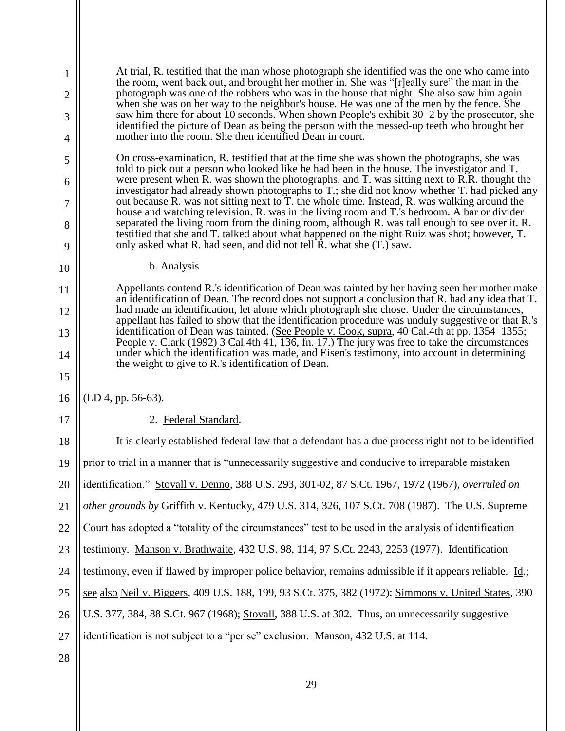> At trial, R. testified that the man whose photograph she identified was the one who came into the room, went back out, and brought her mother in. She was "[r]eally sure" the man in the photograph was one of the robbers who was in the house that night. She also saw him again when she was on her way to the neighbor's house. He was one of the men by the fence. She saw him there for about 10 seconds. When shown People's exhibit 30–2 by the prosecutor, she identified the picture of Dean as being the person with the messed-up teeth who brought her mother into the room. She then identified Dean in court.
>
> On cross-examination, R. testified that at the time she was shown the photographs, she was told to pick out a person who looked like he had been in the house. The investigator and T. were present when R. was shown the photographs, and T. was sitting next to R.R. thought the investigator had already shown photographs to T.; she did not know whether T. had picked any out because R. was not sitting next to T. the whole time. Instead, R. was walking around the house and watching television. R. was in the living room and T.'s bedroom. A bar or divider separated the living room from the dining room, although R. was tall enough to see over it. R. testified that she and T. talked about what happened on the night Ruiz was shot; however, T. only asked what R. had seen, and did not tell R. what she (T.) saw.
>
> b. Analysis
>
> Appellants contend R.'s identification of Dean was tainted by her having seen her mother make an identification of Dean. The record does not support a conclusion that R. had any idea that T. had made an identification, let alone which photograph she chose. Under the circumstances, appellant has failed to show that the identification procedure was unduly suggestive or that R.'s identification of Dean was tainted. (See People v. Cook, supra, 40 Cal.4th at pp. 1354–1355; People v. Clark (1992) 3 Cal.4th 41, 136, fn. 17.) The jury was free to take the circumstances under which the identification was made, and Eisen's testimony, into account in determining the weight to give to R.'s identification of Dean.

(LD 4, pp. 56-63).

2. Federal Standard.

It is clearly established federal law that a defendant has a due process right not to be identified prior to trial in a manner that is "unnecessarily suggestive and conducive to irreparable mistaken identification." Stovall v. Denno, 388 U.S. 293, 301-02, 87 S.Ct. 1967, 1972 (1967), *overruled on other grounds by* Griffith v. Kentucky, 479 U.S. 314, 326, 107 S.Ct. 708 (1987). The U.S. Supreme Court has adopted a "totality of the circumstances" test to be used in the analysis of identification testimony. Manson v. Brathwaite, 432 U.S. 98, 114, 97 S.Ct. 2243, 2253 (1977). Identification testimony, even if flawed by improper police behavior, remains admissible if it appears reliable. Id.; see also Neil v. Biggers, 409 U.S. 188, 199, 93 S.Ct. 375, 382 (1972); Simmons v. United States, 390 U.S. 377, 384, 88 S.Ct. 967 (1968); Stovall, 388 U.S. at 302. Thus, an unnecessarily suggestive identification is not subject to a "per se" exclusion. Manson, 432 U.S. at 114.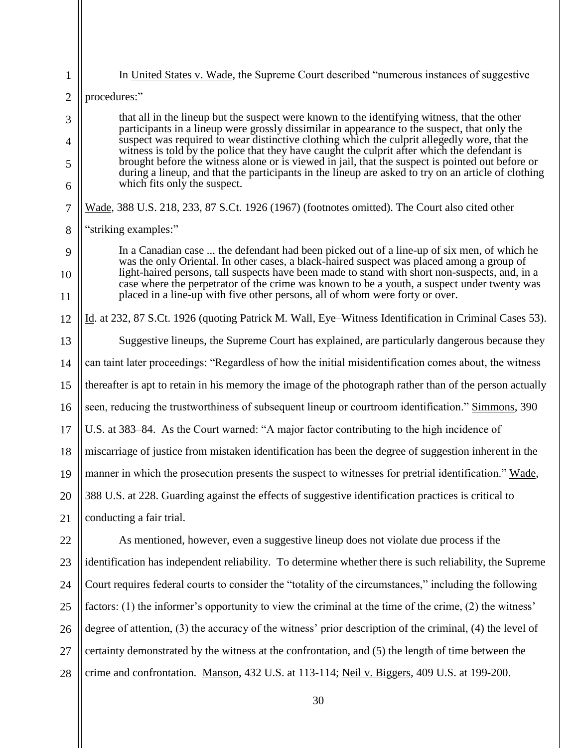In United States v. Wade, the Supreme Court described "numerous instances of suggestive procedures:"

> that all in the lineup but the suspect were known to the identifying witness, that the other participants in a lineup were grossly dissimilar in appearance to the suspect, that only the suspect was required to wear distinctive clothing which the culprit allegedly wore, that the witness is told by the police that they have caught the culprit after which the defendant is brought before the witness alone or is viewed in jail, that the suspect is pointed out before or during a lineup, and that the participants in the lineup are asked to try on an article of clothing which fits only the suspect.

Wade, 388 U.S. 218, 233, 87 S.Ct. 1926 (1967) (footnotes omitted). The Court also cited other "striking examples:"

> In a Canadian case ... the defendant had been picked out of a line-up of six men, of which he was the only Oriental. In other cases, a black-haired suspect was placed among a group of light-haired persons, tall suspects have been made to stand with short non-suspects, and, in a case where the perpetrator of the crime was known to be a youth, a suspect under twenty was placed in a line-up with five other persons, all of whom were forty or over.

Id. at 232, 87 S.Ct. 1926 (quoting Patrick M. Wall, Eye–Witness Identification in Criminal Cases 53).

Suggestive lineups, the Supreme Court has explained, are particularly dangerous because they can taint later proceedings: "Regardless of how the initial misidentification comes about, the witness thereafter is apt to retain in his memory the image of the photograph rather than of the person actually seen, reducing the trustworthiness of subsequent lineup or courtroom identification." Simmons, 390 U.S. at 383–84. As the Court warned: "A major factor contributing to the high incidence of miscarriage of justice from mistaken identification has been the degree of suggestion inherent in the manner in which the prosecution presents the suspect to witnesses for pretrial identification." Wade, 388 U.S. at 228. Guarding against the effects of suggestive identification practices is critical to conducting a fair trial.

As mentioned, however, even a suggestive lineup does not violate due process if the identification has independent reliability. To determine whether there is such reliability, the Supreme Court requires federal courts to consider the "totality of the circumstances," including the following factors: (1) the informer's opportunity to view the criminal at the time of the crime, (2) the witness' degree of attention, (3) the accuracy of the witness' prior description of the criminal, (4) the level of certainty demonstrated by the witness at the confrontation, and (5) the length of time between the crime and confrontation. Manson, 432 U.S. at 113-114; Neil v. Biggers, 409 U.S. at 199-200.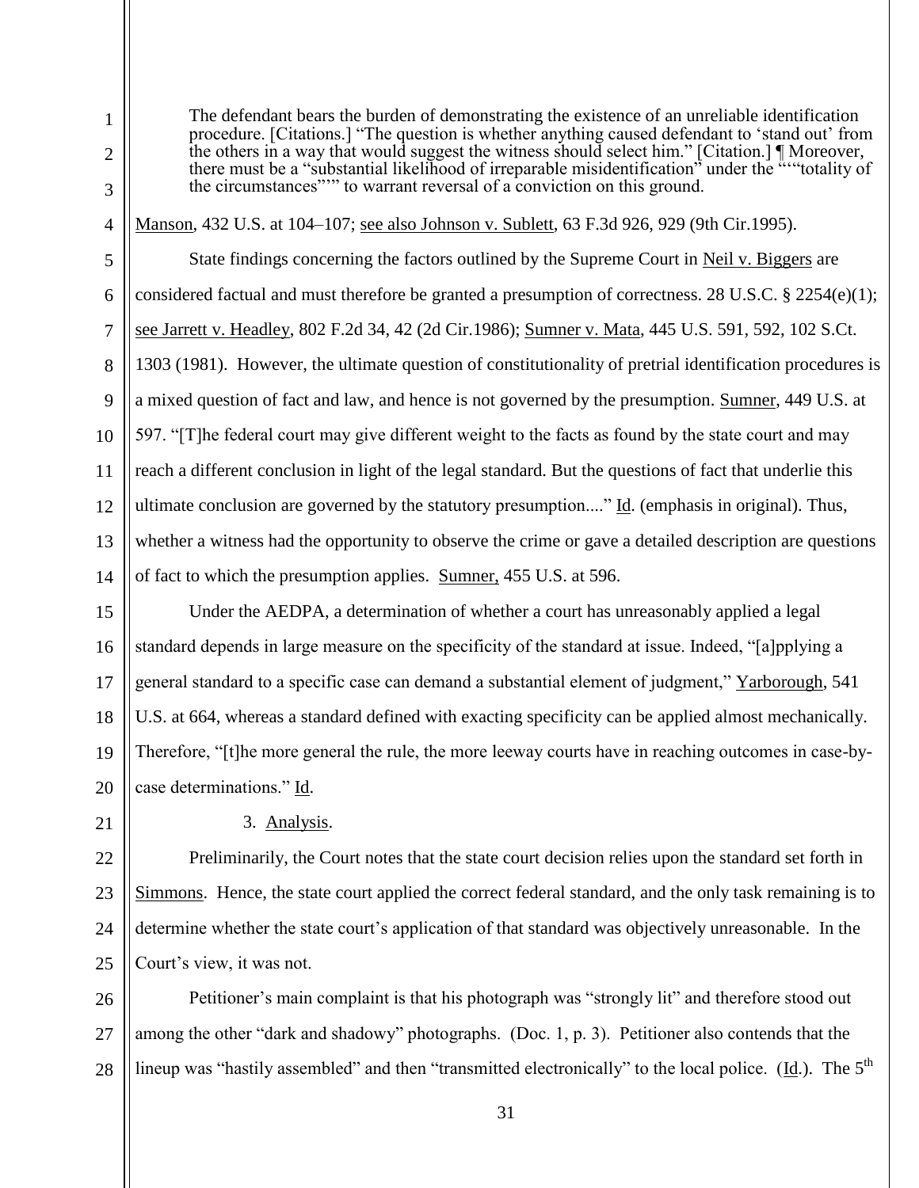> The defendant bears the burden of demonstrating the existence of an unreliable identification procedure. [Citations.] "The question is whether anything caused defendant to 'stand out' from the others in a way that would suggest the witness should select him." [Citation.] ¶ Moreover, there must be a "substantial likelihood of irreparable misidentification" under the """totality of the circumstances""" to warrant reversal of a conviction on this ground.

Manson, 432 U.S. at 104–107; see also Johnson v. Sublett, 63 F.3d 926, 929 (9th Cir.1995).

State findings concerning the factors outlined by the Supreme Court in Neil v. Biggers are considered factual and must therefore be granted a presumption of correctness. 28 U.S.C. § 2254(e)(1); see Jarrett v. Headley, 802 F.2d 34, 42 (2d Cir.1986); Sumner v. Mata, 445 U.S. 591, 592, 102 S.Ct. 1303 (1981). However, the ultimate question of constitutionality of pretrial identification procedures is a mixed question of fact and law, and hence is not governed by the presumption. Sumner, 449 U.S. at 597. "[T]he federal court may give different weight to the facts as found by the state court and may reach a different conclusion in light of the legal standard. But the questions of fact that underlie this ultimate conclusion are governed by the statutory presumption...." Id. (emphasis in original). Thus, whether a witness had the opportunity to observe the crime or gave a detailed description are questions of fact to which the presumption applies. Sumner, 455 U.S. at 596.

Under the AEDPA, a determination of whether a court has unreasonably applied a legal standard depends in large measure on the specificity of the standard at issue. Indeed, "[a]pplying a general standard to a specific case can demand a substantial element of judgment," Yarborough, 541 U.S. at 664, whereas a standard defined with exacting specificity can be applied almost mechanically. Therefore, "[t]he more general the rule, the more leeway courts have in reaching outcomes in case-by-case determinations." Id.

3. Analysis.

Preliminarily, the Court notes that the state court decision relies upon the standard set forth in Simmons. Hence, the state court applied the correct federal standard, and the only task remaining is to determine whether the state court's application of that standard was objectively unreasonable. In the Court's view, it was not.

Petitioner's main complaint is that his photograph was "strongly lit" and therefore stood out among the other "dark and shadowy" photographs. (Doc. 1, p. 3). Petitioner also contends that the lineup was "hastily assembled" and then "transmitted electronically" to the local police. (Id.). The 5th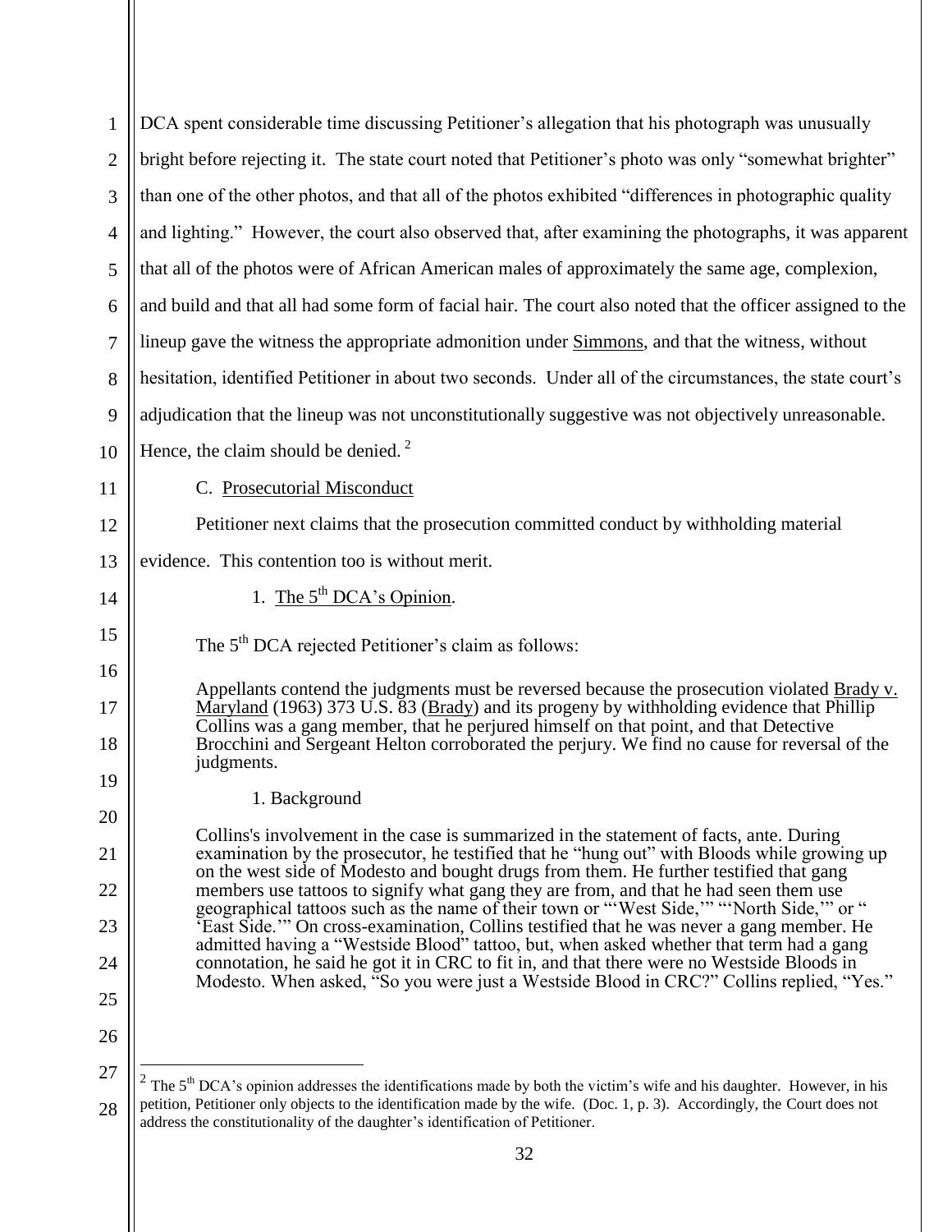DCA spent considerable time discussing Petitioner's allegation that his photograph was unusually bright before rejecting it. The state court noted that Petitioner's photo was only "somewhat brighter" than one of the other photos, and that all of the photos exhibited "differences in photographic quality and lighting." However, the court also observed that, after examining the photographs, it was apparent that all of the photos were of African American males of approximately the same age, complexion, and build and that all had some form of facial hair. The court also noted that the officer assigned to the lineup gave the witness the appropriate admonition under Simmons, and that the witness, without hesitation, identified Petitioner in about two seconds. Under all of the circumstances, the state court's adjudication that the lineup was not unconstitutionally suggestive was not objectively unreasonable. Hence, the claim should be denied. [2]

C. Prosecutorial Misconduct

Petitioner next claims that the prosecution committed conduct by withholding material evidence. This contention too is without merit.

1. The 5th DCA's Opinion.

The 5th DCA rejected Petitioner's claim as follows:

> Appellants contend the judgments must be reversed because the prosecution violated Brady v. Maryland (1963) 373 U.S. 83 (Brady) and its progeny by withholding evidence that Phillip Collins was a gang member, that he perjured himself on that point, and that Detective Brocchini and Sergeant Helton corroborated the perjury. We find no cause for reversal of the judgments.
>
> 1. Background
>
> Collins's involvement in the case is summarized in the statement of facts, ante. During examination by the prosecutor, he testified that he "hung out" with Bloods while growing up on the west side of Modesto and bought drugs from them. He further testified that gang members use tattoos to signify what gang they are from, and that he had seen them use geographical tattoos such as the name of their town or "'West Side,'" "'North Side,'" or "'East Side.'" On cross-examination, Collins testified that he was never a gang member. He admitted having a "Westside Blood" tattoo, but, when asked whether that term had a gang connotation, he said he got it in CRC to fit in, and that there were no Westside Bloods in Modesto. When asked, "So you were just a Westside Blood in CRC?" Collins replied, "Yes."

[2] The 5th DCA's opinion addresses the identifications made by both the victim's wife and his daughter. However, in his petition, Petitioner only objects to the identification made by the wife. (Doc. 1, p. 3). Accordingly, the Court does not address the constitutionality of the daughter's identification of Petitioner.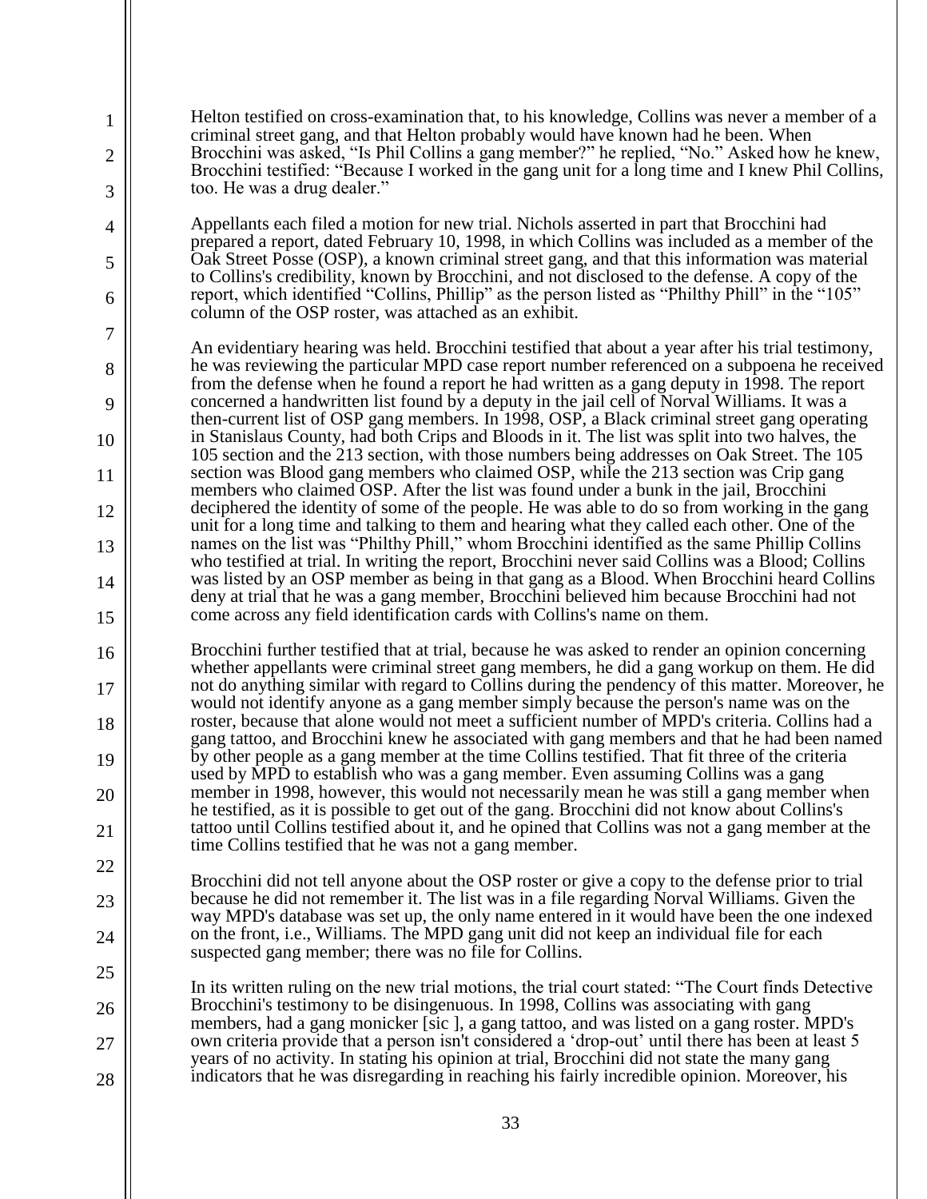Helton testified on cross-examination that, to his knowledge, Collins was never a member of a criminal street gang, and that Helton probably would have known had he been. When Brocchini was asked, "Is Phil Collins a gang member?" he replied, "No." Asked how he knew, Brocchini testified: "Because I worked in the gang unit for a long time and I knew Phil Collins, too. He was a drug dealer."

Appellants each filed a motion for new trial. Nichols asserted in part that Brocchini had prepared a report, dated February 10, 1998, in which Collins was included as a member of the Oak Street Posse (OSP), a known criminal street gang, and that this information was material to Collins's credibility, known by Brocchini, and not disclosed to the defense. A copy of the report, which identified "Collins, Phillip" as the person listed as "Philthy Phill" in the "105" column of the OSP roster, was attached as an exhibit.

An evidentiary hearing was held. Brocchini testified that about a year after his trial testimony, he was reviewing the particular MPD case report number referenced on a subpoena he received from the defense when he found a report he had written as a gang deputy in 1998. The report concerned a handwritten list found by a deputy in the jail cell of Norval Williams. It was a then-current list of OSP gang members. In 1998, OSP, a Black criminal street gang operating in Stanislaus County, had both Crips and Bloods in it. The list was split into two halves, the 105 section and the 213 section, with those numbers being addresses on Oak Street. The 105 section was Blood gang members who claimed OSP, while the 213 section was Crip gang members who claimed OSP. After the list was found under a bunk in the jail, Brocchini deciphered the identity of some of the people. He was able to do so from working in the gang unit for a long time and talking to them and hearing what they called each other. One of the names on the list was "Philthy Phill," whom Brocchini identified as the same Phillip Collins who testified at trial. In writing the report, Brocchini never said Collins was a Blood; Collins was listed by an OSP member as being in that gang as a Blood. When Brocchini heard Collins deny at trial that he was a gang member, Brocchini believed him because Brocchini had not come across any field identification cards with Collins's name on them.

Brocchini further testified that at trial, because he was asked to render an opinion concerning whether appellants were criminal street gang members, he did a gang workup on them. He did not do anything similar with regard to Collins during the pendency of this matter. Moreover, he would not identify anyone as a gang member simply because the person's name was on the roster, because that alone would not meet a sufficient number of MPD's criteria. Collins had a gang tattoo, and Brocchini knew he associated with gang members and that he had been named by other people as a gang member at the time Collins testified. That fit three of the criteria used by MPD to establish who was a gang member. Even assuming Collins was a gang member in 1998, however, this would not necessarily mean he was still a gang member when he testified, as it is possible to get out of the gang. Brocchini did not know about Collins's tattoo until Collins testified about it, and he opined that Collins was not a gang member at the time Collins testified that he was not a gang member.

Brocchini did not tell anyone about the OSP roster or give a copy to the defense prior to trial because he did not remember it. The list was in a file regarding Norval Williams. Given the way MPD's database was set up, the only name entered in it would have been the one indexed on the front, i.e., Williams. The MPD gang unit did not keep an individual file for each suspected gang member; there was no file for Collins.

In its written ruling on the new trial motions, the trial court stated: "The Court finds Detective Brocchini's testimony to be disingenuous. In 1998, Collins was associating with gang members, had a gang monicker [sic ], a gang tattoo, and was listed on a gang roster. MPD's own criteria provide that a person isn't considered a 'drop-out' until there has been at least 5 years of no activity. In stating his opinion at trial, Brocchini did not state the many gang indicators that he was disregarding in reaching his fairly incredible opinion. Moreover, his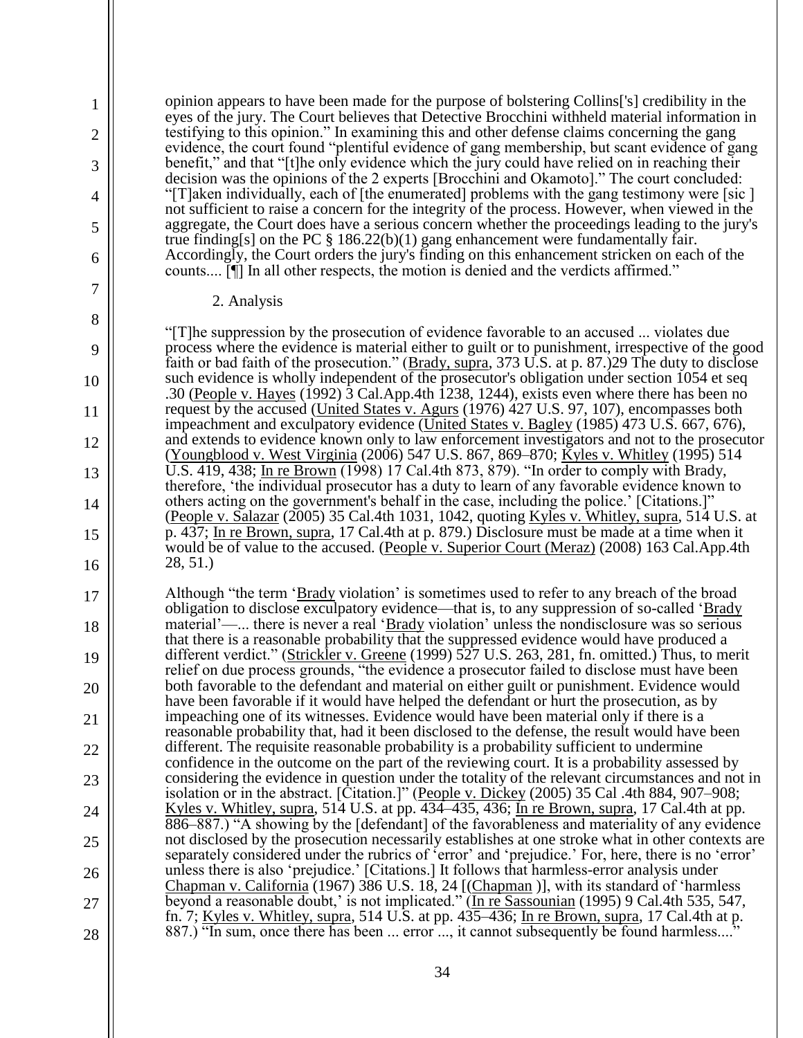opinion appears to have been made for the purpose of bolstering Collins['s] credibility in the eyes of the jury. The Court believes that Detective Brocchini withheld material information in testifying to this opinion." In examining this and other defense claims concerning the gang evidence, the court found "plentiful evidence of gang membership, but scant evidence of gang benefit," and that "[t]he only evidence which the jury could have relied on in reaching their decision was the opinions of the 2 experts [Brocchini and Okamoto]." The court concluded: "[T]aken individually, each of [the enumerated] problems with the gang testimony were [sic ] not sufficient to raise a concern for the integrity of the process. However, when viewed in the aggregate, the Court does have a serious concern whether the proceedings leading to the jury's true finding[s] on the PC § 186.22(b)(1) gang enhancement were fundamentally fair. Accordingly, the Court orders the jury's finding on this enhancement stricken on each of the counts.... [¶] In all other respects, the motion is denied and the verdicts affirmed."

2. Analysis

"[T]he suppression by the prosecution of evidence favorable to an accused ... violates due process where the evidence is material either to guilt or to punishment, irrespective of the good faith or bad faith of the prosecution." (Brady, supra, 373 U.S. at p. 87.)29 The duty to disclose such evidence is wholly independent of the prosecutor's obligation under section 1054 et seq .30 (People v. Hayes (1992) 3 Cal.App.4th 1238, 1244), exists even where there has been no request by the accused (United States v. Agurs (1976) 427 U.S. 97, 107), encompasses both impeachment and exculpatory evidence (United States v. Bagley (1985) 473 U.S. 667, 676), and extends to evidence known only to law enforcement investigators and not to the prosecutor (Youngblood v. West Virginia (2006) 547 U.S. 867, 869–870; Kyles v. Whitley (1995) 514 U.S. 419, 438; In re Brown (1998) 17 Cal.4th 873, 879). "In order to comply with Brady, therefore, 'the individual prosecutor has a duty to learn of any favorable evidence known to others acting on the government's behalf in the case, including the police.' [Citations.]" (People v. Salazar (2005) 35 Cal.4th 1031, 1042, quoting Kyles v. Whitley, supra, 514 U.S. at p. 437; In re Brown, supra, 17 Cal.4th at p. 879.) Disclosure must be made at a time when it would be of value to the accused. (People v. Superior Court (Meraz) (2008) 163 Cal.App.4th 28, 51.)

Although "the term 'Brady violation' is sometimes used to refer to any breach of the broad obligation to disclose exculpatory evidence—that is, to any suppression of so-called 'Brady material'—... there is never a real 'Brady violation' unless the nondisclosure was so serious that there is a reasonable probability that the suppressed evidence would have produced a different verdict." (Strickler v. Greene (1999) 527 U.S. 263, 281, fn. omitted.) Thus, to merit relief on due process grounds, "the evidence a prosecutor failed to disclose must have been both favorable to the defendant and material on either guilt or punishment. Evidence would have been favorable if it would have helped the defendant or hurt the prosecution, as by impeaching one of its witnesses. Evidence would have been material only if there is a reasonable probability that, had it been disclosed to the defense, the result would have been different. The requisite reasonable probability is a probability sufficient to undermine confidence in the outcome on the part of the reviewing court. It is a probability assessed by considering the evidence in question under the totality of the relevant circumstances and not in isolation or in the abstract. [Citation.]" (People v. Dickey (2005) 35 Cal .4th 884, 907–908; Kyles v. Whitley, supra, 514 U.S. at pp. 434–435, 436; In re Brown, supra, 17 Cal.4th at pp. 886–887.) "A showing by the [defendant] of the favorableness and materiality of any evidence not disclosed by the prosecution necessarily establishes at one stroke what in other contexts are separately considered under the rubrics of 'error' and 'prejudice.' For, here, there is no 'error' unless there is also 'prejudice.' [Citations.] It follows that harmless-error analysis under Chapman v. California (1967) 386 U.S. 18, 24 [(Chapman )], with its standard of 'harmless beyond a reasonable doubt,' is not implicated." (In re Sassounian (1995) 9 Cal.4th 535, 547, fn. 7; Kyles v. Whitley, supra, 514 U.S. at pp. 435–436; In re Brown, supra, 17 Cal.4th at p. 887.) "In sum, once there has been ... error ..., it cannot subsequently be found harmless...."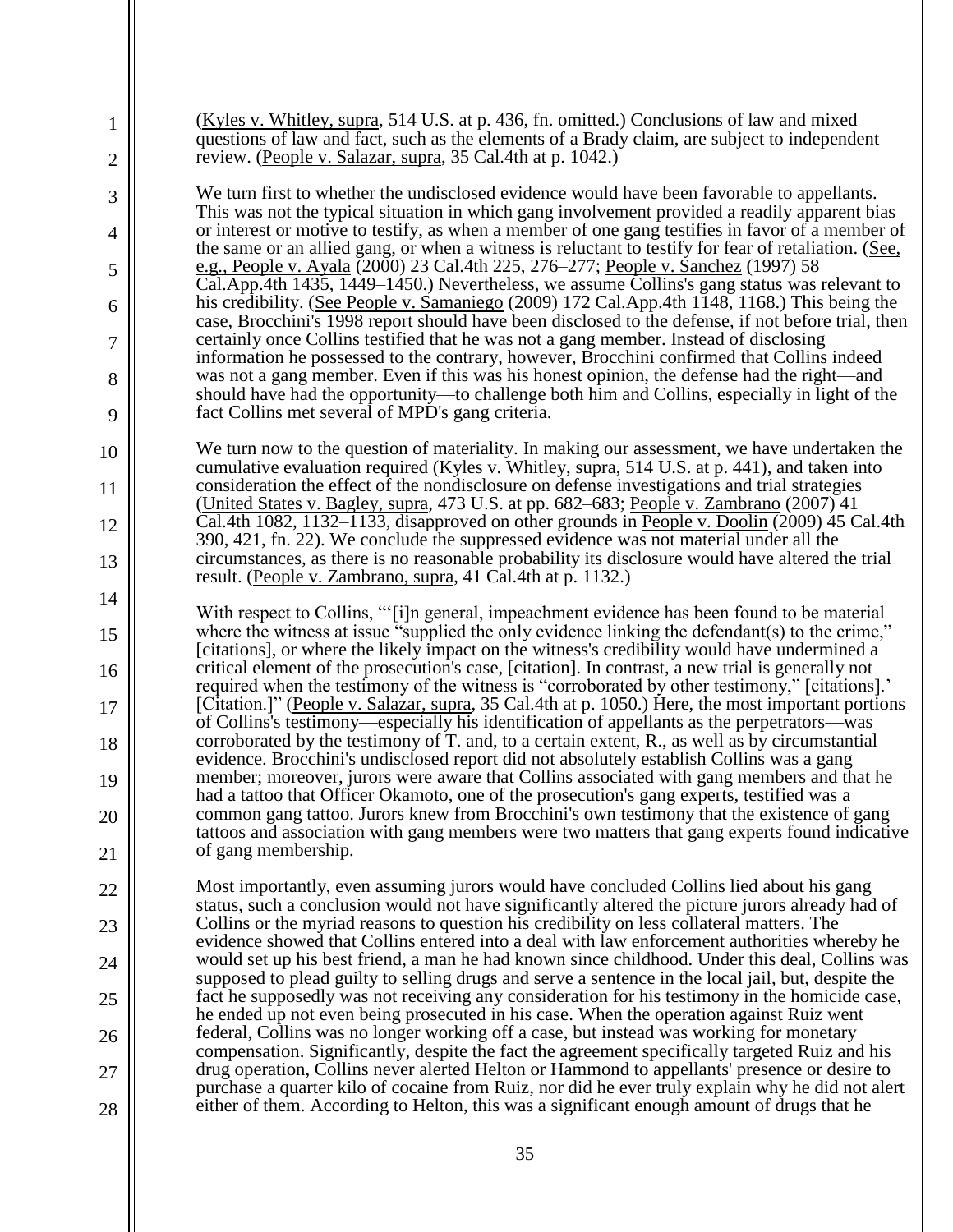(Kyles v. Whitley, supra, 514 U.S. at p. 436, fn. omitted.) Conclusions of law and mixed questions of law and fact, such as the elements of a Brady claim, are subject to independent review. (People v. Salazar, supra, 35 Cal.4th at p. 1042.)

We turn first to whether the undisclosed evidence would have been favorable to appellants. This was not the typical situation in which gang involvement provided a readily apparent bias or interest or motive to testify, as when a member of one gang testifies in favor of a member of the same or an allied gang, or when a witness is reluctant to testify for fear of retaliation. (See, e.g., People v. Ayala (2000) 23 Cal.4th 225, 276–277; People v. Sanchez (1997) 58 Cal.App.4th 1435, 1449–1450.) Nevertheless, we assume Collins's gang status was relevant to his credibility. (See People v. Samaniego (2009) 172 Cal.App.4th 1148, 1168.) This being the case, Brocchini's 1998 report should have been disclosed to the defense, if not before trial, then certainly once Collins testified that he was not a gang member. Instead of disclosing information he possessed to the contrary, however, Brocchini confirmed that Collins indeed was not a gang member. Even if this was his honest opinion, the defense had the right—and should have had the opportunity—to challenge both him and Collins, especially in light of the fact Collins met several of MPD's gang criteria.

We turn now to the question of materiality. In making our assessment, we have undertaken the cumulative evaluation required (Kyles v. Whitley, supra, 514 U.S. at p. 441), and taken into consideration the effect of the nondisclosure on defense investigations and trial strategies (United States v. Bagley, supra, 473 U.S. at pp. 682–683; People v. Zambrano (2007) 41 Cal.4th 1082, 1132–1133, disapproved on other grounds in People v. Doolin (2009) 45 Cal.4th 390, 421, fn. 22). We conclude the suppressed evidence was not material under all the circumstances, as there is no reasonable probability its disclosure would have altered the trial result. (People v. Zambrano, supra, 41 Cal.4th at p. 1132.)

With respect to Collins, "'[i]n general, impeachment evidence has been found to be material where the witness at issue "supplied the only evidence linking the defendant(s) to the crime," [citations], or where the likely impact on the witness's credibility would have undermined a critical element of the prosecution's case, [citation]. In contrast, a new trial is generally not required when the testimony of the witness is "corroborated by other testimony," [citations].' [Citation.]" (People v. Salazar, supra, 35 Cal.4th at p. 1050.) Here, the most important portions of Collins's testimony—especially his identification of appellants as the perpetrators—was corroborated by the testimony of T. and, to a certain extent, R., as well as by circumstantial evidence. Brocchini's undisclosed report did not absolutely establish Collins was a gang member; moreover, jurors were aware that Collins associated with gang members and that he had a tattoo that Officer Okamoto, one of the prosecution's gang experts, testified was a common gang tattoo. Jurors knew from Brocchini's own testimony that the existence of gang tattoos and association with gang members were two matters that gang experts found indicative of gang membership.

Most importantly, even assuming jurors would have concluded Collins lied about his gang status, such a conclusion would not have significantly altered the picture jurors already had of Collins or the myriad reasons to question his credibility on less collateral matters. The evidence showed that Collins entered into a deal with law enforcement authorities whereby he would set up his best friend, a man he had known since childhood. Under this deal, Collins was supposed to plead guilty to selling drugs and serve a sentence in the local jail, but, despite the fact he supposedly was not receiving any consideration for his testimony in the homicide case, he ended up not even being prosecuted in his case. When the operation against Ruiz went federal, Collins was no longer working off a case, but instead was working for monetary compensation. Significantly, despite the fact the agreement specifically targeted Ruiz and his drug operation, Collins never alerted Helton or Hammond to appellants' presence or desire to purchase a quarter kilo of cocaine from Ruiz, nor did he ever truly explain why he did not alert either of them. According to Helton, this was a significant enough amount of drugs that he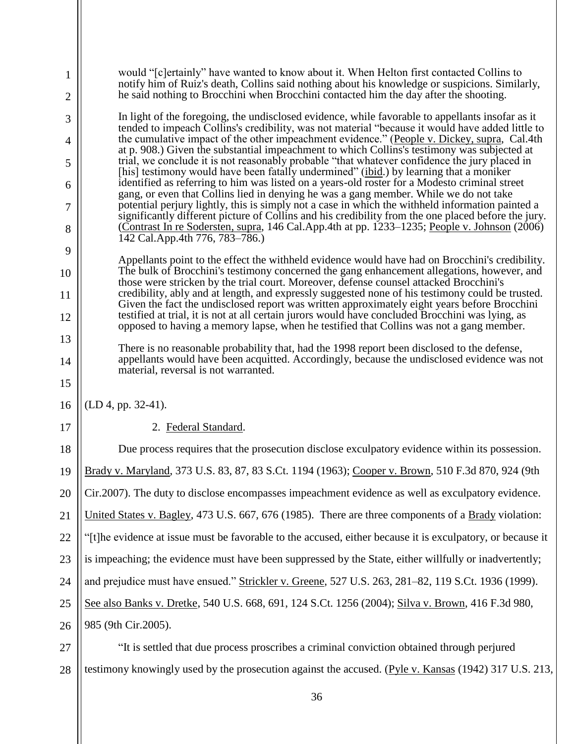would "[c]ertainly" have wanted to know about it. When Helton first contacted Collins to notify him of Ruiz's death, Collins said nothing about his knowledge or suspicions. Similarly, he said nothing to Brocchini when Brocchini contacted him the day after the shooting.

In light of the foregoing, the undisclosed evidence, while favorable to appellants insofar as it tended to impeach Collins's credibility, was not material "because it would have added little to the cumulative impact of the other impeachment evidence." (People v. Dickey, supra, Cal.4th at p. 908.) Given the substantial impeachment to which Collins's testimony was subjected at trial, we conclude it is not reasonably probable "that whatever confidence the jury placed in [his] testimony would have been fatally undermined" (ibid.) by learning that a moniker identified as referring to him was listed on a years-old roster for a Modesto criminal street gang, or even that Collins lied in denying he was a gang member. While we do not take potential perjury lightly, this is simply not a case in which the withheld information painted a significantly different picture of Collins and his credibility from the one placed before the jury. (Contrast In re Sodersten, supra, 146 Cal.App.4th at pp. 1233–1235; People v. Johnson (2006) 142 Cal.App.4th 776, 783–786.)

Appellants point to the effect the withheld evidence would have had on Brocchini's credibility. The bulk of Brocchini's testimony concerned the gang enhancement allegations, however, and those were stricken by the trial court. Moreover, defense counsel attacked Brocchini's credibility, ably and at length, and expressly suggested none of his testimony could be trusted. Given the fact the undisclosed report was written approximately eight years before Brocchini testified at trial, it is not at all certain jurors would have concluded Brocchini was lying, as opposed to having a memory lapse, when he testified that Collins was not a gang member.

There is no reasonable probability that, had the 1998 report been disclosed to the defense, appellants would have been acquitted. Accordingly, because the undisclosed evidence was not material, reversal is not warranted.

(LD 4, pp. 32-41).

2. Federal Standard.

Due process requires that the prosecution disclose exculpatory evidence within its possession. Brady v. Maryland, 373 U.S. 83, 87, 83 S.Ct. 1194 (1963); Cooper v. Brown, 510 F.3d 870, 924 (9th Cir.2007). The duty to disclose encompasses impeachment evidence as well as exculpatory evidence. United States v. Bagley, 473 U.S. 667, 676 (1985). There are three components of a Brady violation: "[t]he evidence at issue must be favorable to the accused, either because it is exculpatory, or because it is impeaching; the evidence must have been suppressed by the State, either willfully or inadvertently; and prejudice must have ensued." Strickler v. Greene, 527 U.S. 263, 281–82, 119 S.Ct. 1936 (1999). See also Banks v. Dretke, 540 U.S. 668, 691, 124 S.Ct. 1256 (2004); Silva v. Brown, 416 F.3d 980, 985 (9th Cir.2005).

"It is settled that due process proscribes a criminal conviction obtained through perjured testimony knowingly used by the prosecution against the accused. (Pyle v. Kansas (1942) 317 U.S. 213,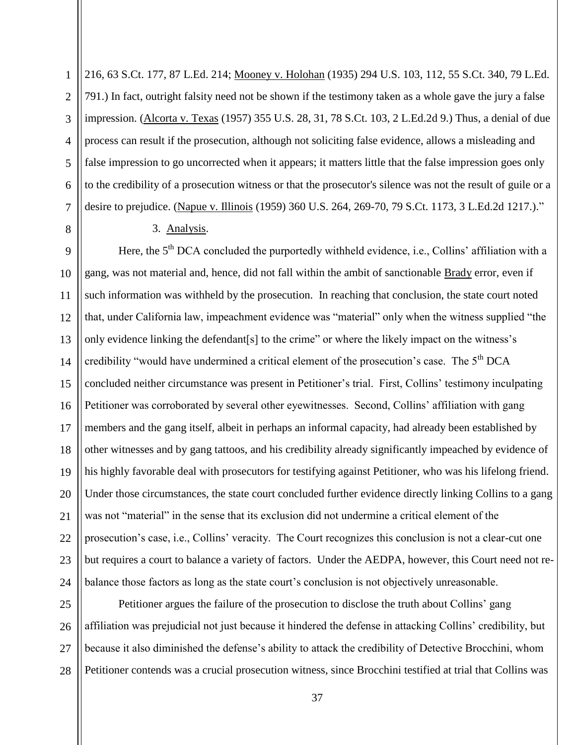216, 63 S.Ct. 177, 87 L.Ed. 214; Mooney v. Holohan (1935) 294 U.S. 103, 112, 55 S.Ct. 340, 79 L.Ed. 791.) In fact, outright falsity need not be shown if the testimony taken as a whole gave the jury a false impression. (Alcorta v. Texas (1957) 355 U.S. 28, 31, 78 S.Ct. 103, 2 L.Ed.2d 9.) Thus, a denial of due process can result if the prosecution, although not soliciting false evidence, allows a misleading and false impression to go uncorrected when it appears; it matters little that the false impression goes only to the credibility of a prosecution witness or that the prosecutor's silence was not the result of guile or a desire to prejudice. (Napue v. Illinois (1959) 360 U.S. 264, 269-70, 79 S.Ct. 1173, 3 L.Ed.2d 1217.)."

3. Analysis.

Here, the 5th DCA concluded the purportedly withheld evidence, i.e., Collins' affiliation with a gang, was not material and, hence, did not fall within the ambit of sanctionable Brady error, even if such information was withheld by the prosecution. In reaching that conclusion, the state court noted that, under California law, impeachment evidence was "material" only when the witness supplied "the only evidence linking the defendant[s] to the crime" or where the likely impact on the witness's credibility "would have undermined a critical element of the prosecution's case. The 5th DCA concluded neither circumstance was present in Petitioner's trial. First, Collins' testimony inculpating Petitioner was corroborated by several other eyewitnesses. Second, Collins' affiliation with gang members and the gang itself, albeit in perhaps an informal capacity, had already been established by other witnesses and by gang tattoos, and his credibility already significantly impeached by evidence of his highly favorable deal with prosecutors for testifying against Petitioner, who was his lifelong friend. Under those circumstances, the state court concluded further evidence directly linking Collins to a gang was not "material" in the sense that its exclusion did not undermine a critical element of the prosecution's case, i.e., Collins' veracity. The Court recognizes this conclusion is not a clear-cut one but requires a court to balance a variety of factors. Under the AEDPA, however, this Court need not re-balance those factors as long as the state court's conclusion is not objectively unreasonable.

Petitioner argues the failure of the prosecution to disclose the truth about Collins' gang affiliation was prejudicial not just because it hindered the defense in attacking Collins' credibility, but because it also diminished the defense's ability to attack the credibility of Detective Brocchini, whom Petitioner contends was a crucial prosecution witness, since Brocchini testified at trial that Collins was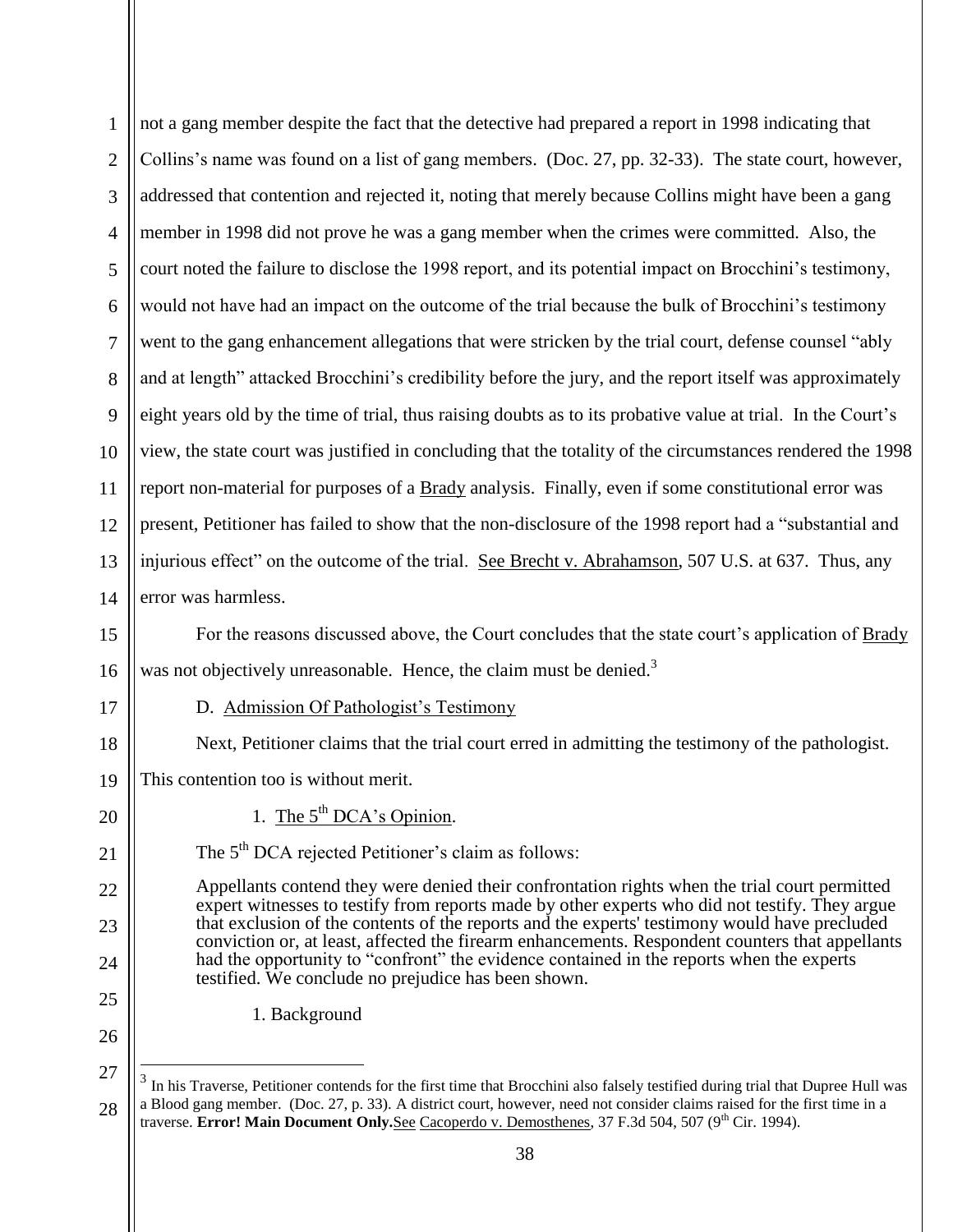not a gang member despite the fact that the detective had prepared a report in 1998 indicating that Collins's name was found on a list of gang members. (Doc. 27, pp. 32-33). The state court, however, addressed that contention and rejected it, noting that merely because Collins might have been a gang member in 1998 did not prove he was a gang member when the crimes were committed. Also, the court noted the failure to disclose the 1998 report, and its potential impact on Brocchini's testimony, would not have had an impact on the outcome of the trial because the bulk of Brocchini's testimony went to the gang enhancement allegations that were stricken by the trial court, defense counsel "ably and at length" attacked Brocchini's credibility before the jury, and the report itself was approximately eight years old by the time of trial, thus raising doubts as to its probative value at trial. In the Court's view, the state court was justified in concluding that the totality of the circumstances rendered the 1998 report non-material for purposes of a Brady analysis. Finally, even if some constitutional error was present, Petitioner has failed to show that the non-disclosure of the 1998 report had a "substantial and injurious effect" on the outcome of the trial. See Brecht v. Abrahamson, 507 U.S. at 637. Thus, any error was harmless.

For the reasons discussed above, the Court concludes that the state court's application of Brady was not objectively unreasonable. Hence, the claim must be denied.[3]

D. Admission Of Pathologist's Testimony

Next, Petitioner claims that the trial court erred in admitting the testimony of the pathologist. This contention too is without merit.

1. The 5th DCA's Opinion.

The 5th DCA rejected Petitioner's claim as follows:

> Appellants contend they were denied their confrontation rights when the trial court permitted expert witnesses to testify from reports made by other experts who did not testify. They argue that exclusion of the contents of the reports and the experts' testimony would have precluded conviction or, at least, affected the firearm enhancements. Respondent counters that appellants had the opportunity to "confront" the evidence contained in the reports when the experts testified. We conclude no prejudice has been shown.
>
> 1. Background

[3] In his Traverse, Petitioner contends for the first time that Brocchini also falsely testified during trial that Dupree Hull was a Blood gang member. (Doc. 27, p. 33). A district court, however, need not consider claims raised for the first time in a traverse. **Error! Main Document Only.**See Cacoperdo v. Demosthenes, 37 F.3d 504, 507 (9th Cir. 1994).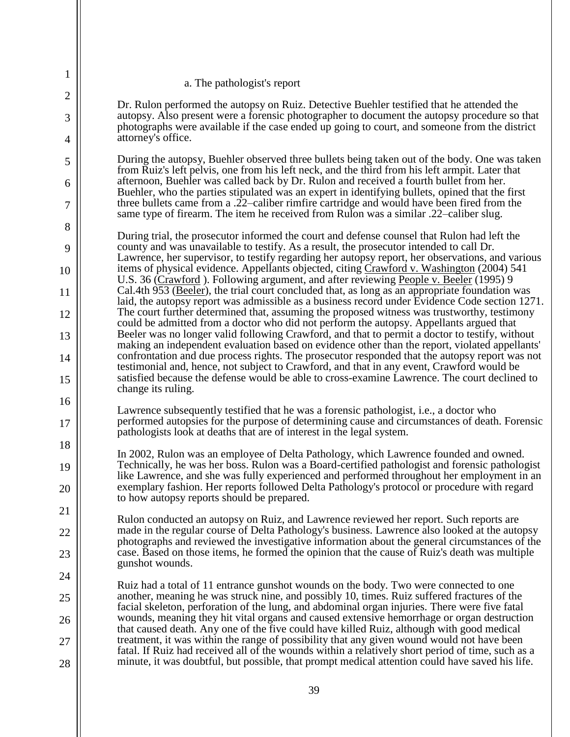a. The pathologist's report

Dr. Rulon performed the autopsy on Ruiz. Detective Buehler testified that he attended the autopsy. Also present were a forensic photographer to document the autopsy procedure so that photographs were available if the case ended up going to court, and someone from the district attorney's office.

During the autopsy, Buehler observed three bullets being taken out of the body. One was taken from Ruiz's left pelvis, one from his left neck, and the third from his left armpit. Later that afternoon, Buehler was called back by Dr. Rulon and received a fourth bullet from her. Buehler, who the parties stipulated was an expert in identifying bullets, opined that the first three bullets came from a .22–caliber rimfire cartridge and would have been fired from the same type of firearm. The item he received from Rulon was a similar .22–caliber slug.

During trial, the prosecutor informed the court and defense counsel that Rulon had left the county and was unavailable to testify. As a result, the prosecutor intended to call Dr. Lawrence, her supervisor, to testify regarding her autopsy report, her observations, and various items of physical evidence. Appellants objected, citing Crawford v. Washington (2004) 541 U.S. 36 (Crawford ). Following argument, and after reviewing People v. Beeler (1995) 9 Cal.4th 953 (Beeler), the trial court concluded that, as long as an appropriate foundation was laid, the autopsy report was admissible as a business record under Evidence Code section 1271. The court further determined that, assuming the proposed witness was trustworthy, testimony could be admitted from a doctor who did not perform the autopsy. Appellants argued that Beeler was no longer valid following Crawford, and that to permit a doctor to testify, without making an independent evaluation based on evidence other than the report, violated appellants' confrontation and due process rights. The prosecutor responded that the autopsy report was not testimonial and, hence, not subject to Crawford, and that in any event, Crawford would be satisfied because the defense would be able to cross-examine Lawrence. The court declined to change its ruling.

Lawrence subsequently testified that he was a forensic pathologist, i.e., a doctor who performed autopsies for the purpose of determining cause and circumstances of death. Forensic pathologists look at deaths that are of interest in the legal system.

In 2002, Rulon was an employee of Delta Pathology, which Lawrence founded and owned. Technically, he was her boss. Rulon was a Board-certified pathologist and forensic pathologist like Lawrence, and she was fully experienced and performed throughout her employment in an exemplary fashion. Her reports followed Delta Pathology's protocol or procedure with regard to how autopsy reports should be prepared.

Rulon conducted an autopsy on Ruiz, and Lawrence reviewed her report. Such reports are made in the regular course of Delta Pathology's business. Lawrence also looked at the autopsy photographs and reviewed the investigative information about the general circumstances of the case. Based on those items, he formed the opinion that the cause of Ruiz's death was multiple gunshot wounds.

Ruiz had a total of 11 entrance gunshot wounds on the body. Two were connected to one another, meaning he was struck nine, and possibly 10, times. Ruiz suffered fractures of the facial skeleton, perforation of the lung, and abdominal organ injuries. There were five fatal wounds, meaning they hit vital organs and caused extensive hemorrhage or organ destruction that caused death. Any one of the five could have killed Ruiz, although with good medical treatment, it was within the range of possibility that any given wound would not have been fatal. If Ruiz had received all of the wounds within a relatively short period of time, such as a minute, it was doubtful, but possible, that prompt medical attention could have saved his life.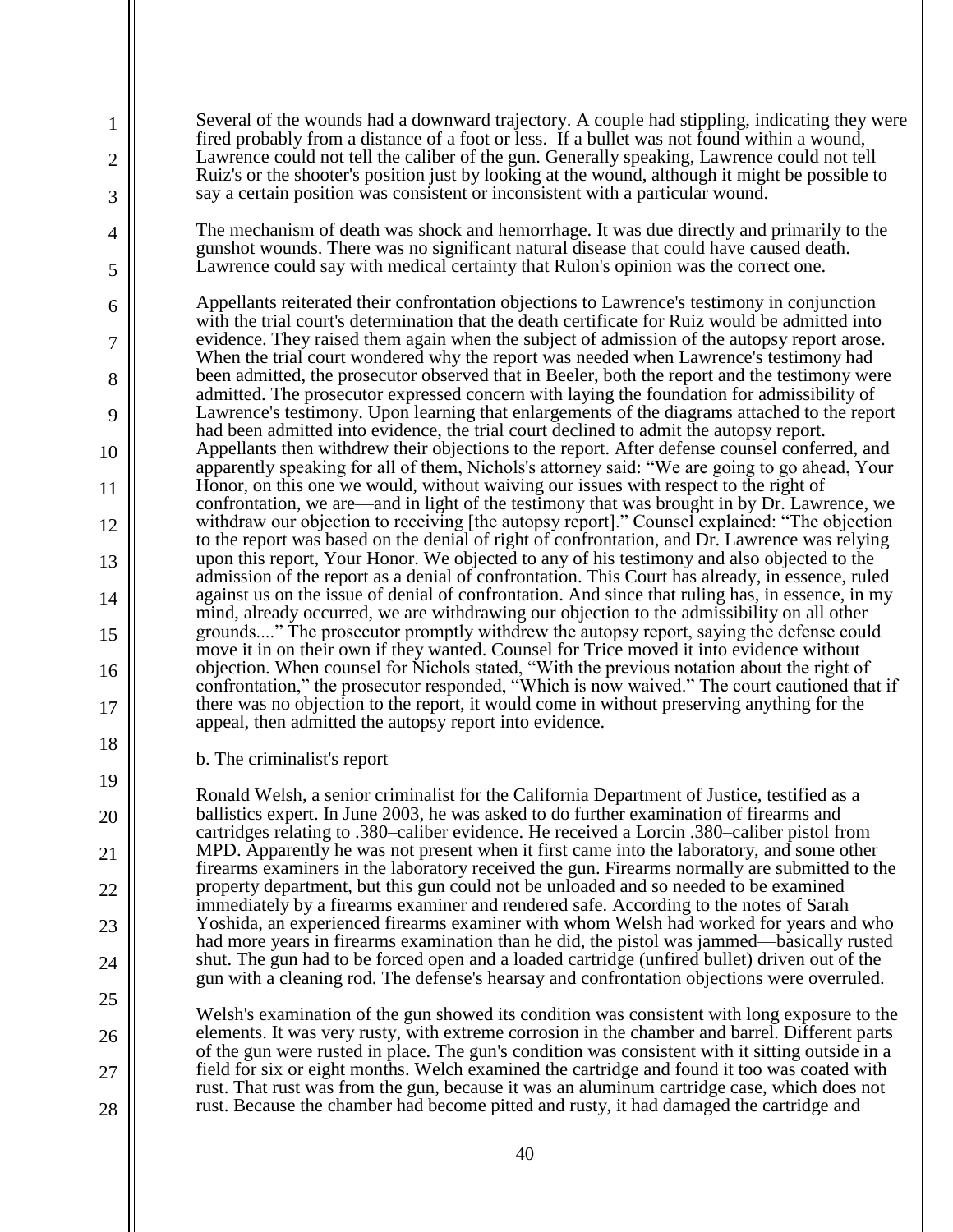Several of the wounds had a downward trajectory. A couple had stippling, indicating they were fired probably from a distance of a foot or less. If a bullet was not found within a wound, Lawrence could not tell the caliber of the gun. Generally speaking, Lawrence could not tell Ruiz's or the shooter's position just by looking at the wound, although it might be possible to say a certain position was consistent or inconsistent with a particular wound.

The mechanism of death was shock and hemorrhage. It was due directly and primarily to the gunshot wounds. There was no significant natural disease that could have caused death. Lawrence could say with medical certainty that Rulon's opinion was the correct one.

Appellants reiterated their confrontation objections to Lawrence's testimony in conjunction with the trial court's determination that the death certificate for Ruiz would be admitted into evidence. They raised them again when the subject of admission of the autopsy report arose. When the trial court wondered why the report was needed when Lawrence's testimony had been admitted, the prosecutor observed that in Beeler, both the report and the testimony were admitted. The prosecutor expressed concern with laying the foundation for admissibility of Lawrence's testimony. Upon learning that enlargements of the diagrams attached to the report had been admitted into evidence, the trial court declined to admit the autopsy report. Appellants then withdrew their objections to the report. After defense counsel conferred, and apparently speaking for all of them, Nichols's attorney said: "We are going to go ahead, Your Honor, on this one we would, without waiving our issues with respect to the right of confrontation, we are—and in light of the testimony that was brought in by Dr. Lawrence, we withdraw our objection to receiving [the autopsy report]." Counsel explained: "The objection to the report was based on the denial of right of confrontation, and Dr. Lawrence was relying upon this report, Your Honor. We objected to any of his testimony and also objected to the admission of the report as a denial of confrontation. This Court has already, in essence, ruled against us on the issue of denial of confrontation. And since that ruling has, in essence, in my mind, already occurred, we are withdrawing our objection to the admissibility on all other grounds...." The prosecutor promptly withdrew the autopsy report, saying the defense could move it in on their own if they wanted. Counsel for Trice moved it into evidence without objection. When counsel for Nichols stated, "With the previous notation about the right of confrontation," the prosecutor responded, "Which is now waived." The court cautioned that if there was no objection to the report, it would come in without preserving anything for the appeal, then admitted the autopsy report into evidence.

b. The criminalist's report

Ronald Welsh, a senior criminalist for the California Department of Justice, testified as a ballistics expert. In June 2003, he was asked to do further examination of firearms and cartridges relating to .380–caliber evidence. He received a Lorcin .380–caliber pistol from MPD. Apparently he was not present when it first came into the laboratory, and some other firearms examiners in the laboratory received the gun. Firearms normally are submitted to the property department, but this gun could not be unloaded and so needed to be examined immediately by a firearms examiner and rendered safe. According to the notes of Sarah Yoshida, an experienced firearms examiner with whom Welsh had worked for years and who had more years in firearms examination than he did, the pistol was jammed—basically rusted shut. The gun had to be forced open and a loaded cartridge (unfired bullet) driven out of the gun with a cleaning rod. The defense's hearsay and confrontation objections were overruled.

Welsh's examination of the gun showed its condition was consistent with long exposure to the elements. It was very rusty, with extreme corrosion in the chamber and barrel. Different parts of the gun were rusted in place. The gun's condition was consistent with it sitting outside in a field for six or eight months. Welch examined the cartridge and found it too was coated with rust. That rust was from the gun, because it was an aluminum cartridge case, which does not rust. Because the chamber had become pitted and rusty, it had damaged the cartridge and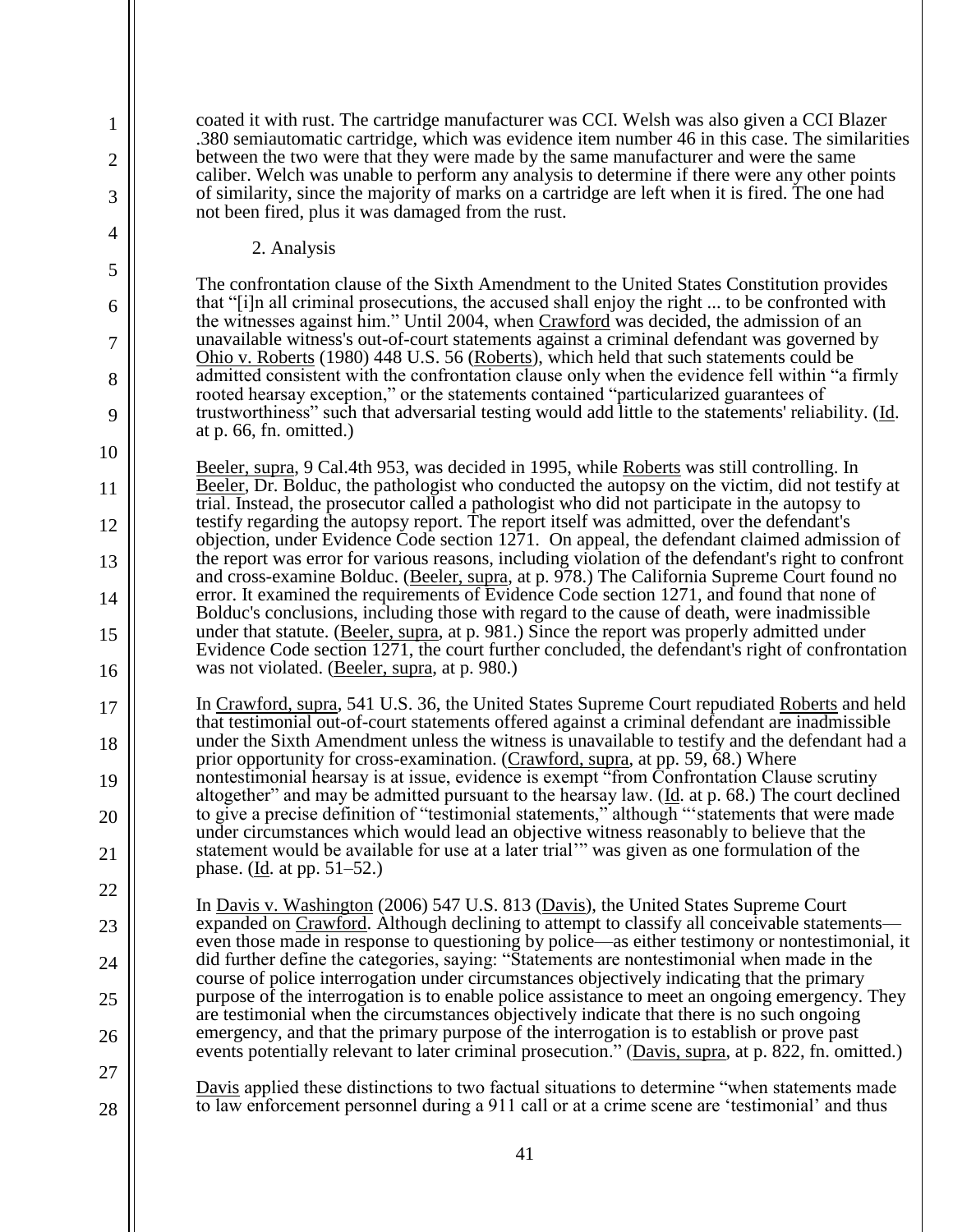coated it with rust. The cartridge manufacturer was CCI. Welsh was also given a CCI Blazer .380 semiautomatic cartridge, which was evidence item number 46 in this case. The similarities between the two were that they were made by the same manufacturer and were the same caliber. Welch was unable to perform any analysis to determine if there were any other points of similarity, since the majority of marks on a cartridge are left when it is fired. The one had not been fired, plus it was damaged from the rust.

2. Analysis

The confrontation clause of the Sixth Amendment to the United States Constitution provides that "[i]n all criminal prosecutions, the accused shall enjoy the right ... to be confronted with the witnesses against him." Until 2004, when Crawford was decided, the admission of an unavailable witness's out-of-court statements against a criminal defendant was governed by Ohio v. Roberts (1980) 448 U.S. 56 (Roberts), which held that such statements could be admitted consistent with the confrontation clause only when the evidence fell within "a firmly rooted hearsay exception," or the statements contained "particularized guarantees of trustworthiness" such that adversarial testing would add little to the statements' reliability. (Id. at p. 66, fn. omitted.)

Beeler, supra, 9 Cal.4th 953, was decided in 1995, while Roberts was still controlling. In Beeler, Dr. Bolduc, the pathologist who conducted the autopsy on the victim, did not testify at trial. Instead, the prosecutor called a pathologist who did not participate in the autopsy to testify regarding the autopsy report. The report itself was admitted, over the defendant's objection, under Evidence Code section 1271. On appeal, the defendant claimed admission of the report was error for various reasons, including violation of the defendant's right to confront and cross-examine Bolduc. (Beeler, supra, at p. 978.) The California Supreme Court found no error. It examined the requirements of Evidence Code section 1271, and found that none of Bolduc's conclusions, including those with regard to the cause of death, were inadmissible under that statute. (Beeler, supra, at p. 981.) Since the report was properly admitted under Evidence Code section 1271, the court further concluded, the defendant's right of confrontation was not violated. (Beeler, supra, at p. 980.)

In Crawford, supra, 541 U.S. 36, the United States Supreme Court repudiated Roberts and held that testimonial out-of-court statements offered against a criminal defendant are inadmissible under the Sixth Amendment unless the witness is unavailable to testify and the defendant had a prior opportunity for cross-examination. (Crawford, supra, at pp. 59, 68.) Where nontestimonial hearsay is at issue, evidence is exempt "from Confrontation Clause scrutiny altogether" and may be admitted pursuant to the hearsay law. (Id. at p. 68.) The court declined to give a precise definition of "testimonial statements," although "'statements that were made under circumstances which would lead an objective witness reasonably to believe that the statement would be available for use at a later trial'" was given as one formulation of the phase. (Id. at pp. 51–52.)

In Davis v. Washington (2006) 547 U.S. 813 (Davis), the United States Supreme Court expanded on Crawford. Although declining to attempt to classify all conceivable statements—even those made in response to questioning by police—as either testimony or nontestimonial, it did further define the categories, saying: "Statements are nontestimonial when made in the course of police interrogation under circumstances objectively indicating that the primary purpose of the interrogation is to enable police assistance to meet an ongoing emergency. They are testimonial when the circumstances objectively indicate that there is no such ongoing emergency, and that the primary purpose of the interrogation is to establish or prove past events potentially relevant to later criminal prosecution." (Davis, supra, at p. 822, fn. omitted.)

Davis applied these distinctions to two factual situations to determine "when statements made to law enforcement personnel during a 911 call or at a crime scene are 'testimonial' and thus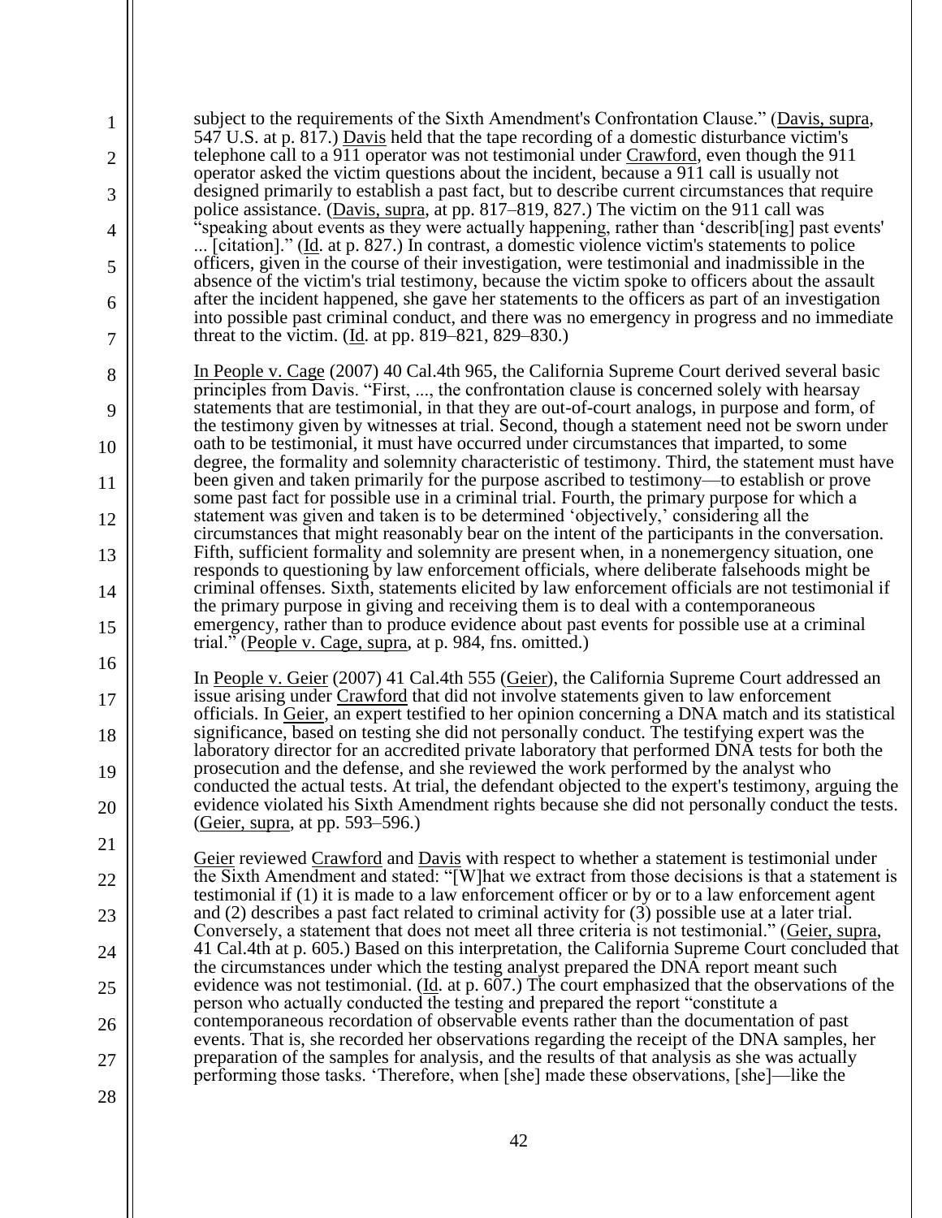subject to the requirements of the Sixth Amendment's Confrontation Clause." (Davis, supra, 547 U.S. at p. 817.) Davis held that the tape recording of a domestic disturbance victim's telephone call to a 911 operator was not testimonial under Crawford, even though the 911 operator asked the victim questions about the incident, because a 911 call is usually not designed primarily to establish a past fact, but to describe current circumstances that require police assistance. (Davis, supra, at pp. 817–819, 827.) The victim on the 911 call was "speaking about events as they were actually happening, rather than 'describ[ing] past events' ... [citation]." (Id. at p. 827.) In contrast, a domestic violence victim's statements to police officers, given in the course of their investigation, were testimonial and inadmissible in the absence of the victim's trial testimony, because the victim spoke to officers about the assault after the incident happened, she gave her statements to the officers as part of an investigation into possible past criminal conduct, and there was no emergency in progress and no immediate threat to the victim. (Id. at pp. 819–821, 829–830.)

In People v. Cage (2007) 40 Cal.4th 965, the California Supreme Court derived several basic principles from Davis. "First, ..., the confrontation clause is concerned solely with hearsay statements that are testimonial, in that they are out-of-court analogs, in purpose and form, of the testimony given by witnesses at trial. Second, though a statement need not be sworn under oath to be testimonial, it must have occurred under circumstances that imparted, to some degree, the formality and solemnity characteristic of testimony. Third, the statement must have been given and taken primarily for the purpose ascribed to testimony—to establish or prove some past fact for possible use in a criminal trial. Fourth, the primary purpose for which a statement was given and taken is to be determined 'objectively,' considering all the circumstances that might reasonably bear on the intent of the participants in the conversation. Fifth, sufficient formality and solemnity are present when, in a nonemergency situation, one responds to questioning by law enforcement officials, where deliberate falsehoods might be criminal offenses. Sixth, statements elicited by law enforcement officials are not testimonial if the primary purpose in giving and receiving them is to deal with a contemporaneous emergency, rather than to produce evidence about past events for possible use at a criminal trial." (People v. Cage, supra, at p. 984, fns. omitted.)

In People v. Geier (2007) 41 Cal.4th 555 (Geier), the California Supreme Court addressed an issue arising under Crawford that did not involve statements given to law enforcement officials. In Geier, an expert testified to her opinion concerning a DNA match and its statistical significance, based on testing she did not personally conduct. The testifying expert was the laboratory director for an accredited private laboratory that performed DNA tests for both the prosecution and the defense, and she reviewed the work performed by the analyst who conducted the actual tests. At trial, the defendant objected to the expert's testimony, arguing the evidence violated his Sixth Amendment rights because she did not personally conduct the tests. (Geier, supra, at pp. 593–596.)

Geier reviewed Crawford and Davis with respect to whether a statement is testimonial under the Sixth Amendment and stated: "[W]hat we extract from those decisions is that a statement is testimonial if (1) it is made to a law enforcement officer or by or to a law enforcement agent and (2) describes a past fact related to criminal activity for (3) possible use at a later trial. Conversely, a statement that does not meet all three criteria is not testimonial." (Geier, supra, 41 Cal.4th at p. 605.) Based on this interpretation, the California Supreme Court concluded that the circumstances under which the testing analyst prepared the DNA report meant such evidence was not testimonial. (Id. at p. 607.) The court emphasized that the observations of the person who actually conducted the testing and prepared the report "constitute a contemporaneous recordation of observable events rather than the documentation of past events. That is, she recorded her observations regarding the receipt of the DNA samples, her preparation of the samples for analysis, and the results of that analysis as she was actually performing those tasks. 'Therefore, when [she] made these observations, [she]—like the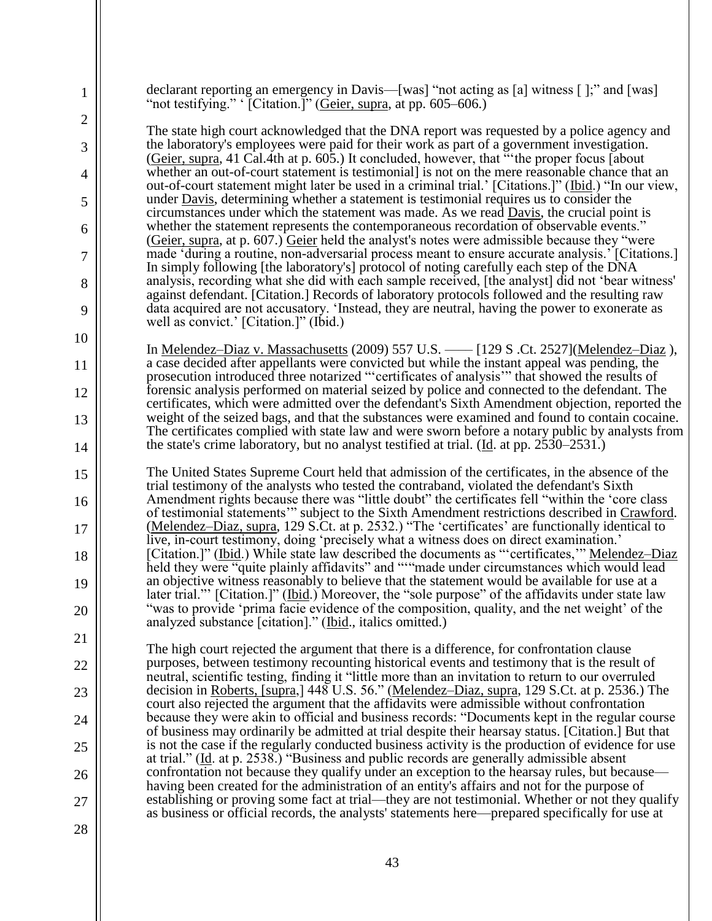declarant reporting an emergency in Davis—[was] "not acting as [a] witness [ ];" and [was] "not testifying." ' [Citation.]" (Geier, supra, at pp. 605–606.)

The state high court acknowledged that the DNA report was requested by a police agency and the laboratory's employees were paid for their work as part of a government investigation. (Geier, supra, 41 Cal.4th at p. 605.) It concluded, however, that "'the proper focus [about whether an out-of-court statement is testimonial] is not on the mere reasonable chance that an out-of-court statement might later be used in a criminal trial.' [Citations.]" (Ibid.) "In our view, under Davis, determining whether a statement is testimonial requires us to consider the circumstances under which the statement was made. As we read Davis, the crucial point is whether the statement represents the contemporaneous recordation of observable events." (Geier, supra, at p. 607.) Geier held the analyst's notes were admissible because they "were made 'during a routine, non-adversarial process meant to ensure accurate analysis.' [Citations.] In simply following [the laboratory's] protocol of noting carefully each step of the DNA analysis, recording what she did with each sample received, [the analyst] did not 'bear witness' against defendant. [Citation.] Records of laboratory protocols followed and the resulting raw data acquired are not accusatory. 'Instead, they are neutral, having the power to exonerate as well as convict.' [Citation.]" (Ibid.)

In Melendez–Diaz v. Massachusetts (2009) 557 U.S. —— [129 S .Ct. 2527](Melendez–Diaz ), a case decided after appellants were convicted but while the instant appeal was pending, the prosecution introduced three notarized "'certificates of analysis'" that showed the results of forensic analysis performed on material seized by police and connected to the defendant. The certificates, which were admitted over the defendant's Sixth Amendment objection, reported the weight of the seized bags, and that the substances were examined and found to contain cocaine. The certificates complied with state law and were sworn before a notary public by analysts from the state's crime laboratory, but no analyst testified at trial. (Id. at pp. 2530–2531.)

The United States Supreme Court held that admission of the certificates, in the absence of the trial testimony of the analysts who tested the contraband, violated the defendant's Sixth Amendment rights because there was "little doubt" the certificates fell "within the 'core class of testimonial statements'" subject to the Sixth Amendment restrictions described in Crawford. (Melendez–Diaz, supra, 129 S.Ct. at p. 2532.) "The 'certificates' are functionally identical to live, in-court testimony, doing 'precisely what a witness does on direct examination.' [Citation.]" (Ibid.) While state law described the documents as "'certificates,'" Melendez–Diaz held they were "quite plainly affidavits" and ""made under circumstances which would lead an objective witness reasonably to believe that the statement would be available for use at a later trial."' [Citation.]" (Ibid.) Moreover, the "sole purpose" of the affidavits under state law "was to provide 'prima facie evidence of the composition, quality, and the net weight' of the analyzed substance [citation]." (Ibid., italics omitted.)

The high court rejected the argument that there is a difference, for confrontation clause purposes, between testimony recounting historical events and testimony that is the result of neutral, scientific testing, finding it "little more than an invitation to return to our overruled decision in Roberts, [supra,] 448 U.S. 56." (Melendez–Diaz, supra, 129 S.Ct. at p. 2536.) The court also rejected the argument that the affidavits were admissible without confrontation because they were akin to official and business records: "Documents kept in the regular course of business may ordinarily be admitted at trial despite their hearsay status. [Citation.] But that is not the case if the regularly conducted business activity is the production of evidence for use at trial." (Id. at p. 2538.) "Business and public records are generally admissible absent confrontation not because they qualify under an exception to the hearsay rules, but because—having been created for the administration of an entity's affairs and not for the purpose of establishing or proving some fact at trial—they are not testimonial. Whether or not they qualify as business or official records, the analysts' statements here—prepared specifically for use at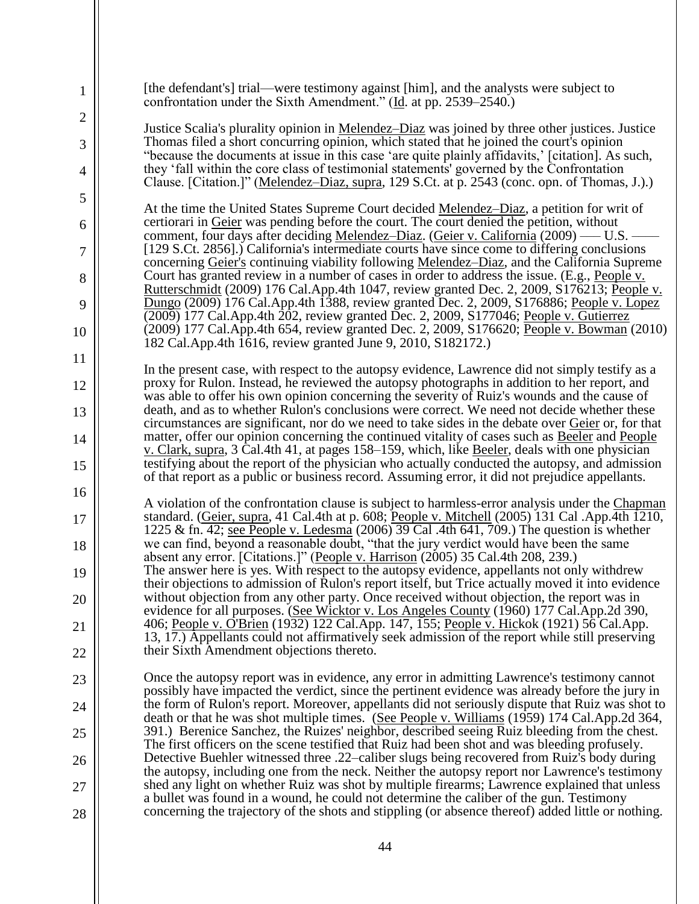[the defendant's] trial—were testimony against [him], and the analysts were subject to confrontation under the Sixth Amendment." (Id. at pp. 2539–2540.)

Justice Scalia's plurality opinion in Melendez–Diaz was joined by three other justices. Justice Thomas filed a short concurring opinion, which stated that he joined the court's opinion "because the documents at issue in this case 'are quite plainly affidavits,' [citation]. As such, they 'fall within the core class of testimonial statements' governed by the Confrontation Clause. [Citation.]" (Melendez–Diaz, supra, 129 S.Ct. at p. 2543 (conc. opn. of Thomas, J.).)

At the time the United States Supreme Court decided Melendez–Diaz, a petition for writ of certiorari in Geier was pending before the court. The court denied the petition, without comment, four days after deciding Melendez–Diaz. (Geier v. California (2009) ––– U.S. ––– [129 S.Ct. 2856].) California's intermediate courts have since come to differing conclusions concerning Geier's continuing viability following Melendez–Diaz, and the California Supreme Court has granted review in a number of cases in order to address the issue. (E.g., People v. Rutterschmidt (2009) 176 Cal.App.4th 1047, review granted Dec. 2, 2009, S176213; People v. Dungo (2009) 176 Cal.App.4th 1388, review granted Dec. 2, 2009, S176886; People v. Lopez (2009) 177 Cal.App.4th 202, review granted Dec. 2, 2009, S177046; People v. Gutierrez (2009) 177 Cal.App.4th 654, review granted Dec. 2, 2009, S176620; People v. Bowman (2010) 182 Cal.App.4th 1616, review granted June 9, 2010, S182172.)

In the present case, with respect to the autopsy evidence, Lawrence did not simply testify as a proxy for Rulon. Instead, he reviewed the autopsy photographs in addition to her report, and was able to offer his own opinion concerning the severity of Ruiz's wounds and the cause of death, and as to whether Rulon's conclusions were correct. We need not decide whether these circumstances are significant, nor do we need to take sides in the debate over Geier or, for that matter, offer our opinion concerning the continued vitality of cases such as Beeler and People v. Clark, supra, 3 Cal.4th 41, at pages 158–159, which, like Beeler, deals with one physician testifying about the report of the physician who actually conducted the autopsy, and admission of that report as a public or business record. Assuming error, it did not prejudice appellants.

A violation of the confrontation clause is subject to harmless-error analysis under the Chapman standard. (Geier, supra, 41 Cal.4th at p. 608; People v. Mitchell (2005) 131 Cal .App.4th 1210, 1225 & fn. 42; see People v. Ledesma (2006) 39 Cal .4th 641, 709.) The question is whether we can find, beyond a reasonable doubt, "that the jury verdict would have been the same absent any error. [Citations.]" (People v. Harrison (2005) 35 Cal.4th 208, 239.) The answer here is yes. With respect to the autopsy evidence, appellants not only withdrew their objections to admission of Rulon's report itself, but Trice actually moved it into evidence without objection from any other party. Once received without objection, the report was in evidence for all purposes. (See Wicktor v. Los Angeles County (1960) 177 Cal.App.2d 390, 406; People v. O'Brien (1932) 122 Cal.App. 147, 155; People v. Hickok (1921) 56 Cal.App. 13, 17.) Appellants could not affirmatively seek admission of the report while still preserving their Sixth Amendment objections thereto.

Once the autopsy report was in evidence, any error in admitting Lawrence's testimony cannot possibly have impacted the verdict, since the pertinent evidence was already before the jury in the form of Rulon's report. Moreover, appellants did not seriously dispute that Ruiz was shot to death or that he was shot multiple times. (See People v. Williams (1959) 174 Cal.App.2d 364, 391.) Berenice Sanchez, the Ruizes' neighbor, described seeing Ruiz bleeding from the chest. The first officers on the scene testified that Ruiz had been shot and was bleeding profusely. Detective Buehler witnessed three .22–caliber slugs being recovered from Ruiz's body during the autopsy, including one from the neck. Neither the autopsy report nor Lawrence's testimony shed any light on whether Ruiz was shot by multiple firearms; Lawrence explained that unless a bullet was found in a wound, he could not determine the caliber of the gun. Testimony concerning the trajectory of the shots and stippling (or absence thereof) added little or nothing.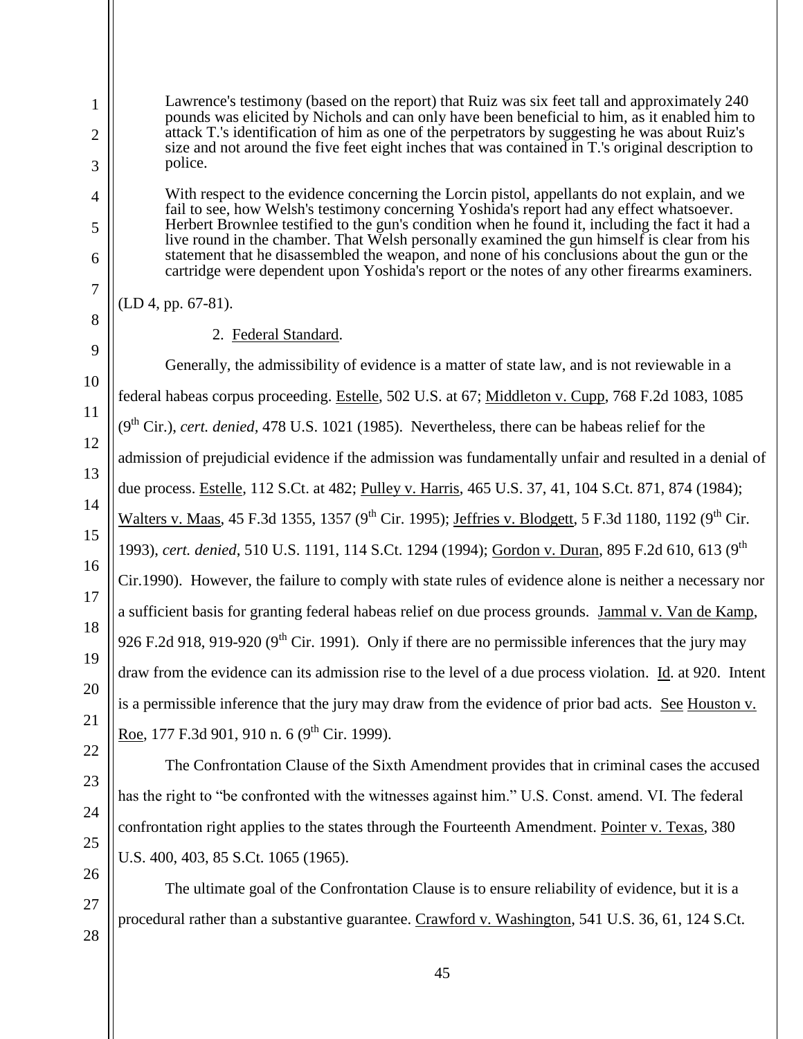> Lawrence's testimony (based on the report) that Ruiz was six feet tall and approximately 240 pounds was elicited by Nichols and can only have been beneficial to him, as it enabled him to attack T.'s identification of him as one of the perpetrators by suggesting he was about Ruiz's size and not around the five feet eight inches that was contained in T.'s original description to police.
>
> With respect to the evidence concerning the Lorcin pistol, appellants do not explain, and we fail to see, how Welsh's testimony concerning Yoshida's report had any effect whatsoever. Herbert Brownlee testified to the gun's condition when he found it, including the fact it had a live round in the chamber. That Welsh personally examined the gun himself is clear from his statement that he disassembled the weapon, and none of his conclusions about the gun or the cartridge were dependent upon Yoshida's report or the notes of any other firearms examiners.

(LD 4, pp. 67-81).

2. Federal Standard.

Generally, the admissibility of evidence is a matter of state law, and is not reviewable in a federal habeas corpus proceeding. Estelle, 502 U.S. at 67; Middleton v. Cupp, 768 F.2d 1083, 1085 (9th Cir.), *cert. denied,* 478 U.S. 1021 (1985). Nevertheless, there can be habeas relief for the admission of prejudicial evidence if the admission was fundamentally unfair and resulted in a denial of due process. Estelle, 112 S.Ct. at 482; Pulley v. Harris, 465 U.S. 37, 41, 104 S.Ct. 871, 874 (1984); Walters v. Maas, 45 F.3d 1355, 1357 (9th Cir. 1995); Jeffries v. Blodgett, 5 F.3d 1180, 1192 (9th Cir. 1993), *cert. denied*, 510 U.S. 1191, 114 S.Ct. 1294 (1994); Gordon v. Duran, 895 F.2d 610, 613 (9th Cir.1990). However, the failure to comply with state rules of evidence alone is neither a necessary nor a sufficient basis for granting federal habeas relief on due process grounds. Jammal v. Van de Kamp, 926 F.2d 918, 919-920 (9th Cir. 1991). Only if there are no permissible inferences that the jury may draw from the evidence can its admission rise to the level of a due process violation. Id. at 920. Intent is a permissible inference that the jury may draw from the evidence of prior bad acts. See Houston v. Roe, 177 F.3d 901, 910 n. 6 (9th Cir. 1999).

The Confrontation Clause of the Sixth Amendment provides that in criminal cases the accused has the right to "be confronted with the witnesses against him." U.S. Const. amend. VI. The federal confrontation right applies to the states through the Fourteenth Amendment. Pointer v. Texas, 380 U.S. 400, 403, 85 S.Ct. 1065 (1965).

The ultimate goal of the Confrontation Clause is to ensure reliability of evidence, but it is a procedural rather than a substantive guarantee. Crawford v. Washington, 541 U.S. 36, 61, 124 S.Ct.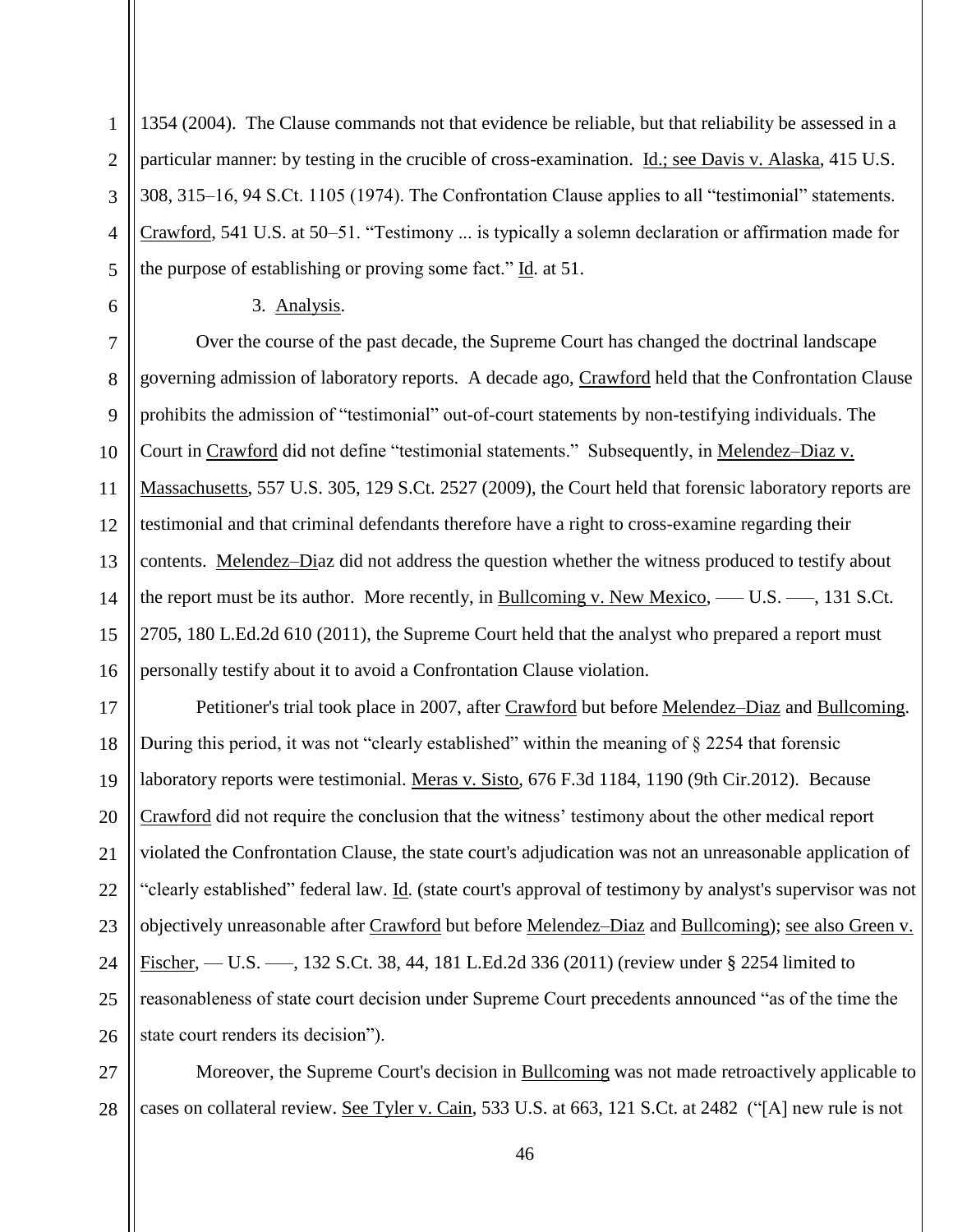1354 (2004). The Clause commands not that evidence be reliable, but that reliability be assessed in a particular manner: by testing in the crucible of cross-examination. Id.; see Davis v. Alaska, 415 U.S. 308, 315–16, 94 S.Ct. 1105 (1974). The Confrontation Clause applies to all "testimonial" statements. Crawford, 541 U.S. at 50–51. "Testimony ... is typically a solemn declaration or affirmation made for the purpose of establishing or proving some fact." Id. at 51.

3. Analysis.

Over the course of the past decade, the Supreme Court has changed the doctrinal landscape governing admission of laboratory reports. A decade ago, Crawford held that the Confrontation Clause prohibits the admission of "testimonial" out-of-court statements by non-testifying individuals. The Court in Crawford did not define "testimonial statements." Subsequently, in Melendez–Diaz v. Massachusetts, 557 U.S. 305, 129 S.Ct. 2527 (2009), the Court held that forensic laboratory reports are testimonial and that criminal defendants therefore have a right to cross-examine regarding their contents. Melendez–Diaz did not address the question whether the witness produced to testify about the report must be its author. More recently, in Bullcoming v. New Mexico, ––– U.S. –––, 131 S.Ct. 2705, 180 L.Ed.2d 610 (2011), the Supreme Court held that the analyst who prepared a report must personally testify about it to avoid a Confrontation Clause violation.

Petitioner's trial took place in 2007, after Crawford but before Melendez–Diaz and Bullcoming. During this period, it was not "clearly established" within the meaning of § 2254 that forensic laboratory reports were testimonial. Meras v. Sisto, 676 F.3d 1184, 1190 (9th Cir.2012). Because Crawford did not require the conclusion that the witness' testimony about the other medical report violated the Confrontation Clause, the state court's adjudication was not an unreasonable application of "clearly established" federal law. Id. (state court's approval of testimony by analyst's supervisor was not objectively unreasonable after Crawford but before Melendez–Diaz and Bullcoming); see also Green v. Fischer, — U.S. –––, 132 S.Ct. 38, 44, 181 L.Ed.2d 336 (2011) (review under § 2254 limited to reasonableness of state court decision under Supreme Court precedents announced "as of the time the state court renders its decision").

Moreover, the Supreme Court's decision in Bullcoming was not made retroactively applicable to cases on collateral review. See Tyler v. Cain, 533 U.S. at 663, 121 S.Ct. at 2482 ("[A] new rule is not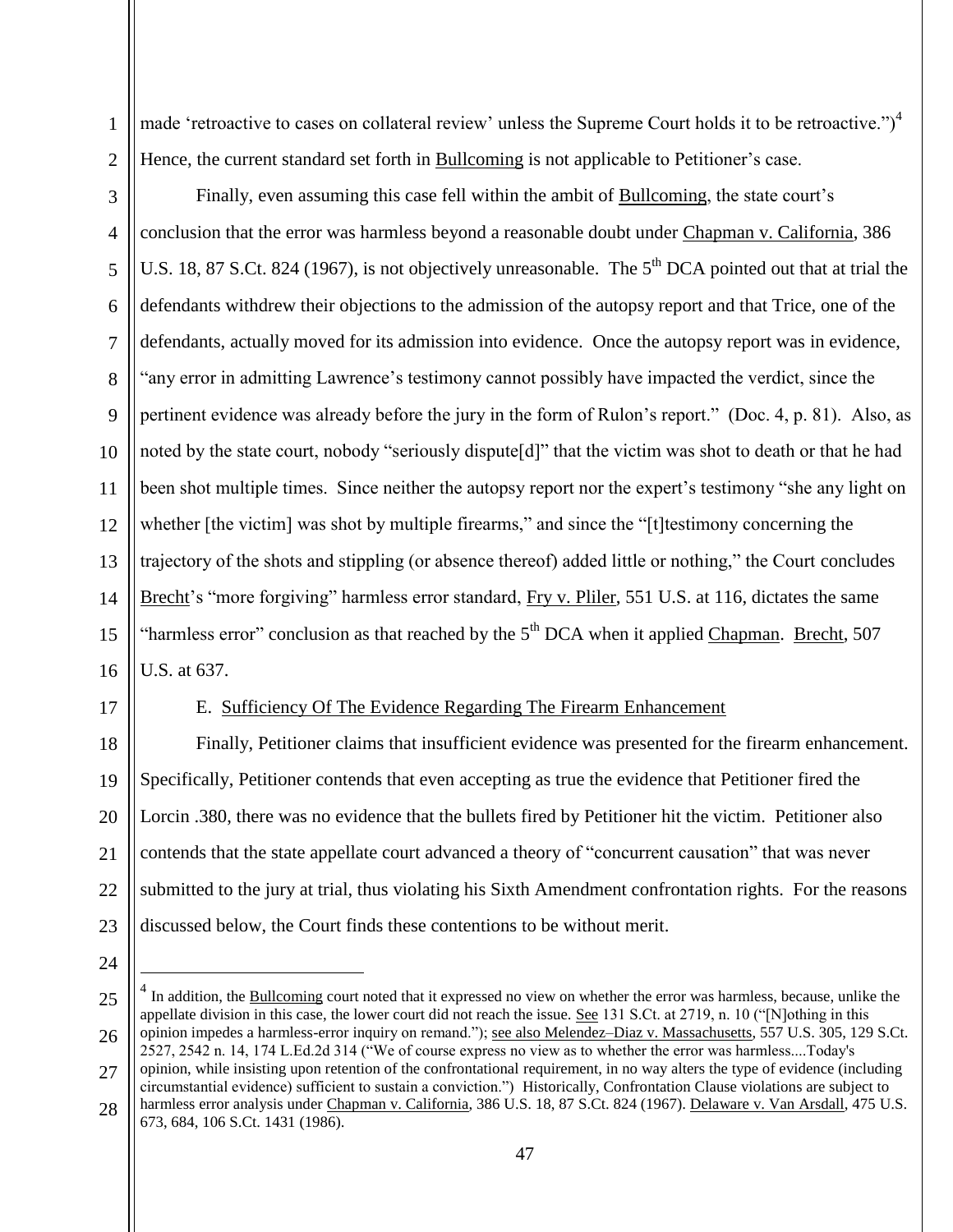made 'retroactive to cases on collateral review' unless the Supreme Court holds it to be retroactive.")[4] Hence, the current standard set forth in Bullcoming is not applicable to Petitioner's case.

Finally, even assuming this case fell within the ambit of Bullcoming, the state court's conclusion that the error was harmless beyond a reasonable doubt under Chapman v. California, 386 U.S. 18, 87 S.Ct. 824 (1967), is not objectively unreasonable. The 5th DCA pointed out that at trial the defendants withdrew their objections to the admission of the autopsy report and that Trice, one of the defendants, actually moved for its admission into evidence. Once the autopsy report was in evidence, "any error in admitting Lawrence's testimony cannot possibly have impacted the verdict, since the pertinent evidence was already before the jury in the form of Rulon's report." (Doc. 4, p. 81). Also, as noted by the state court, nobody "seriously dispute[d]" that the victim was shot to death or that he had been shot multiple times. Since neither the autopsy report nor the expert's testimony "she any light on whether [the victim] was shot by multiple firearms," and since the "[t]testimony concerning the trajectory of the shots and stippling (or absence thereof) added little or nothing," the Court concludes Brecht's "more forgiving" harmless error standard, Fry v. Pliler, 551 U.S. at 116, dictates the same "harmless error" conclusion as that reached by the 5th DCA when it applied Chapman. Brecht, 507 U.S. at 637.

E. Sufficiency Of The Evidence Regarding The Firearm Enhancement

Finally, Petitioner claims that insufficient evidence was presented for the firearm enhancement. Specifically, Petitioner contends that even accepting as true the evidence that Petitioner fired the Lorcin .380, there was no evidence that the bullets fired by Petitioner hit the victim. Petitioner also contends that the state appellate court advanced a theory of "concurrent causation" that was never submitted to the jury at trial, thus violating his Sixth Amendment confrontation rights. For the reasons discussed below, the Court finds these contentions to be without merit.

---

[4] In addition, the Bullcoming court noted that it expressed no view on whether the error was harmless, because, unlike the appellate division in this case, the lower court did not reach the issue. See 131 S.Ct. at 2719, n. 10 ("[N]othing in this opinion impedes a harmless-error inquiry on remand."); see also Melendez–Diaz v. Massachusetts, 557 U.S. 305, 129 S.Ct. 2527, 2542 n. 14, 174 L.Ed.2d 314 ("We of course express no view as to whether the error was harmless....Today's opinion, while insisting upon retention of the confrontational requirement, in no way alters the type of evidence (including circumstantial evidence) sufficient to sustain a conviction.") Historically, Confrontation Clause violations are subject to harmless error analysis under Chapman v. California, 386 U.S. 18, 87 S.Ct. 824 (1967). Delaware v. Van Arsdall, 475 U.S. 673, 684, 106 S.Ct. 1431 (1986).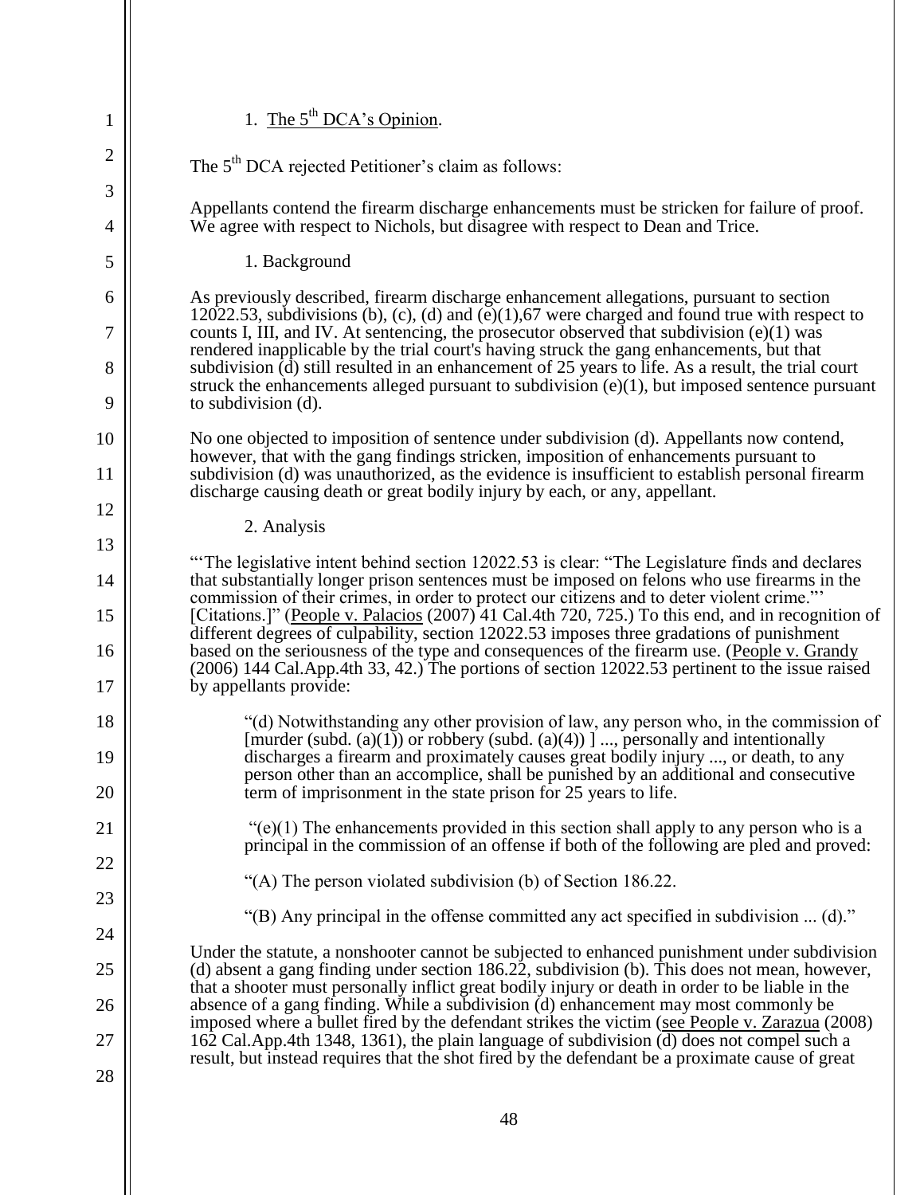1. The 5th DCA's Opinion.

The 5th DCA rejected Petitioner's claim as follows:

Appellants contend the firearm discharge enhancements must be stricken for failure of proof. We agree with respect to Nichols, but disagree with respect to Dean and Trice.

1. Background

As previously described, firearm discharge enhancement allegations, pursuant to section 12022.53, subdivisions (b), (c), (d) and (e)(1),67 were charged and found true with respect to counts I, III, and IV. At sentencing, the prosecutor observed that subdivision (e)(1) was rendered inapplicable by the trial court's having struck the gang enhancements, but that subdivision (d) still resulted in an enhancement of 25 years to life. As a result, the trial court struck the enhancements alleged pursuant to subdivision (e)(1), but imposed sentence pursuant to subdivision (d).

No one objected to imposition of sentence under subdivision (d). Appellants now contend, however, that with the gang findings stricken, imposition of enhancements pursuant to subdivision (d) was unauthorized, as the evidence is insufficient to establish personal firearm discharge causing death or great bodily injury by each, or any, appellant.

2. Analysis

"'The legislative intent behind section 12022.53 is clear: "The Legislature finds and declares that substantially longer prison sentences must be imposed on felons who use firearms in the commission of their crimes, in order to protect our citizens and to deter violent crime."' [Citations.]" (People v. Palacios (2007) 41 Cal.4th 720, 725.) To this end, and in recognition of different degrees of culpability, section 12022.53 imposes three gradations of punishment based on the seriousness of the type and consequences of the firearm use. (People v. Grandy (2006) 144 Cal.App.4th 33, 42.) The portions of section 12022.53 pertinent to the issue raised by appellants provide:

> "(d) Notwithstanding any other provision of law, any person who, in the commission of [murder (subd. (a)(1)) or robbery (subd. (a)(4)) ] ..., personally and intentionally discharges a firearm and proximately causes great bodily injury ..., or death, to any person other than an accomplice, shall be punished by an additional and consecutive term of imprisonment in the state prison for 25 years to life.
>
> "(e)(1) The enhancements provided in this section shall apply to any person who is a principal in the commission of an offense if both of the following are pled and proved:
>
> "(A) The person violated subdivision (b) of Section 186.22.
>
> "(B) Any principal in the offense committed any act specified in subdivision ... (d)."

Under the statute, a nonshooter cannot be subjected to enhanced punishment under subdivision (d) absent a gang finding under section 186.22, subdivision (b). This does not mean, however, that a shooter must personally inflict great bodily injury or death in order to be liable in the absence of a gang finding. While a subdivision (d) enhancement may most commonly be imposed where a bullet fired by the defendant strikes the victim (see People v. Zarazua (2008) 162 Cal.App.4th 1348, 1361), the plain language of subdivision (d) does not compel such a result, but instead requires that the shot fired by the defendant be a proximate cause of great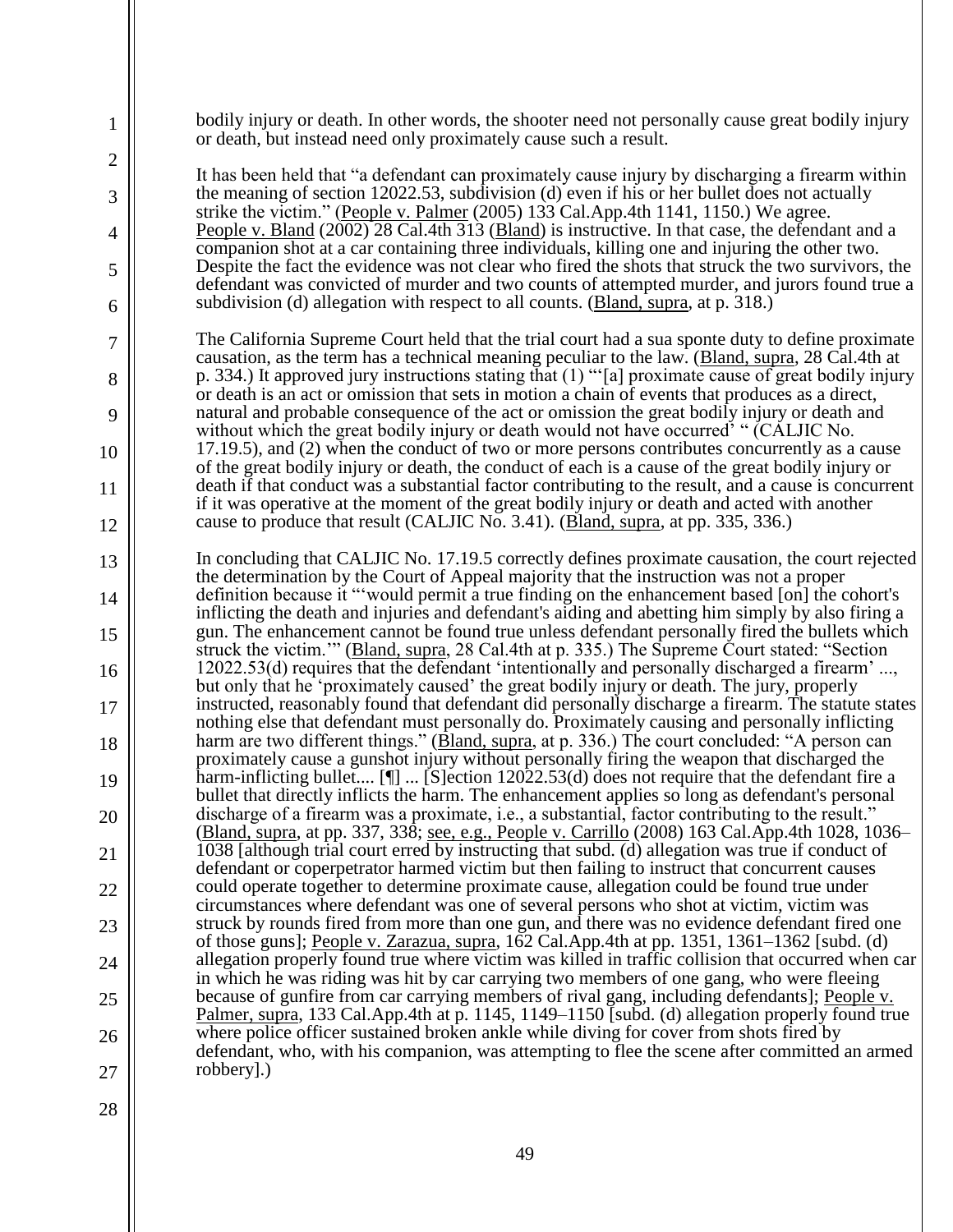bodily injury or death. In other words, the shooter need not personally cause great bodily injury or death, but instead need only proximately cause such a result.

It has been held that "a defendant can proximately cause injury by discharging a firearm within the meaning of section 12022.53, subdivision (d) even if his or her bullet does not actually strike the victim." (People v. Palmer (2005) 133 Cal.App.4th 1141, 1150.) We agree. People v. Bland (2002) 28 Cal.4th 313 (Bland) is instructive. In that case, the defendant and a companion shot at a car containing three individuals, killing one and injuring the other two. Despite the fact the evidence was not clear who fired the shots that struck the two survivors, the defendant was convicted of murder and two counts of attempted murder, and jurors found true a subdivision (d) allegation with respect to all counts. (Bland, supra, at p. 318.)

The California Supreme Court held that the trial court had a sua sponte duty to define proximate causation, as the term has a technical meaning peculiar to the law. (Bland, supra, 28 Cal.4th at p. 334.) It approved jury instructions stating that (1) "'[a] proximate cause of great bodily injury or death is an act or omission that sets in motion a chain of events that produces as a direct, natural and probable consequence of the act or omission the great bodily injury or death and without which the great bodily injury or death would not have occurred' " (CALJIC No. 17.19.5), and (2) when the conduct of two or more persons contributes concurrently as a cause of the great bodily injury or death, the conduct of each is a cause of the great bodily injury or death if that conduct was a substantial factor contributing to the result, and a cause is concurrent if it was operative at the moment of the great bodily injury or death and acted with another cause to produce that result (CALJIC No. 3.41). (Bland, supra, at pp. 335, 336.)

In concluding that CALJIC No. 17.19.5 correctly defines proximate causation, the court rejected the determination by the Court of Appeal majority that the instruction was not a proper definition because it "'would permit a true finding on the enhancement based [on] the cohort's inflicting the death and injuries and defendant's aiding and abetting him simply by also firing a gun. The enhancement cannot be found true unless defendant personally fired the bullets which struck the victim.'" (Bland, supra, 28 Cal.4th at p. 335.) The Supreme Court stated: "Section 12022.53(d) requires that the defendant 'intentionally and personally discharged a firearm' ..., but only that he 'proximately caused' the great bodily injury or death. The jury, properly instructed, reasonably found that defendant did personally discharge a firearm. The statute states nothing else that defendant must personally do. Proximately causing and personally inflicting harm are two different things." (Bland, supra, at p. 336.) The court concluded: "A person can proximately cause a gunshot injury without personally firing the weapon that discharged the harm-inflicting bullet.... [¶] ... [S]ection 12022.53(d) does not require that the defendant fire a bullet that directly inflicts the harm. The enhancement applies so long as defendant's personal discharge of a firearm was a proximate, i.e., a substantial, factor contributing to the result." (Bland, supra, at pp. 337, 338; see, e.g., People v. Carrillo (2008) 163 Cal.App.4th 1028, 1036–1038 [although trial court erred by instructing that subd. (d) allegation was true if conduct of defendant or coperpetrator harmed victim but then failing to instruct that concurrent causes could operate together to determine proximate cause, allegation could be found true under circumstances where defendant was one of several persons who shot at victim, victim was struck by rounds fired from more than one gun, and there was no evidence defendant fired one of those guns]; People v. Zarazua, supra, 162 Cal.App.4th at pp. 1351, 1361–1362 [subd. (d) allegation properly found true where victim was killed in traffic collision that occurred when car in which he was riding was hit by car carrying two members of one gang, who were fleeing because of gunfire from car carrying members of rival gang, including defendants]; People v. Palmer, supra, 133 Cal.App.4th at p. 1145, 1149–1150 [subd. (d) allegation properly found true where police officer sustained broken ankle while diving for cover from shots fired by defendant, who, with his companion, was attempting to flee the scene after committed an armed robbery].)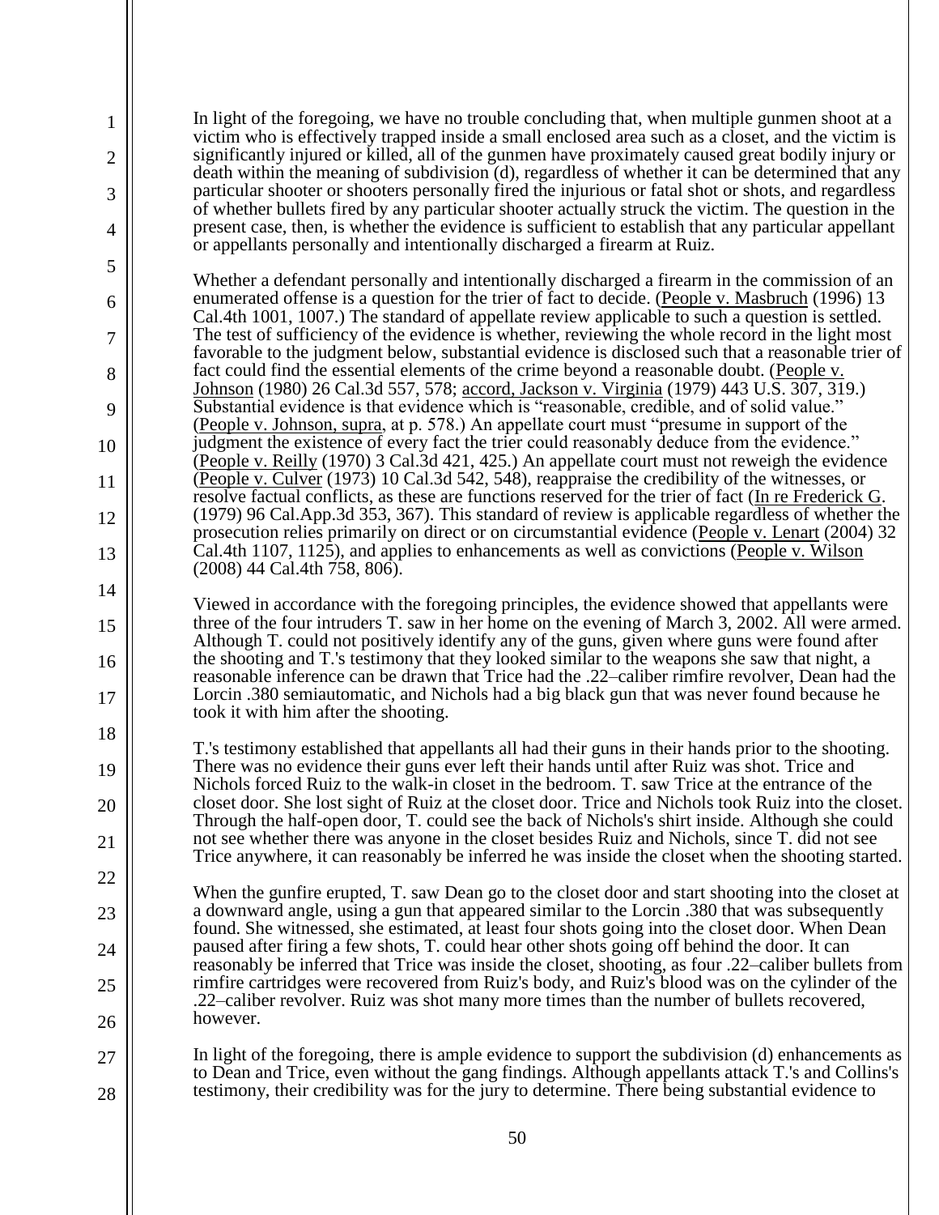In light of the foregoing, we have no trouble concluding that, when multiple gunmen shoot at a victim who is effectively trapped inside a small enclosed area such as a closet, and the victim is significantly injured or killed, all of the gunmen have proximately caused great bodily injury or death within the meaning of subdivision (d), regardless of whether it can be determined that any particular shooter or shooters personally fired the injurious or fatal shot or shots, and regardless of whether bullets fired by any particular shooter actually struck the victim. The question in the present case, then, is whether the evidence is sufficient to establish that any particular appellant or appellants personally and intentionally discharged a firearm at Ruiz.

Whether a defendant personally and intentionally discharged a firearm in the commission of an enumerated offense is a question for the trier of fact to decide. (People v. Masbruch (1996) 13 Cal.4th 1001, 1007.) The standard of appellate review applicable to such a question is settled. The test of sufficiency of the evidence is whether, reviewing the whole record in the light most favorable to the judgment below, substantial evidence is disclosed such that a reasonable trier of fact could find the essential elements of the crime beyond a reasonable doubt. (People v. Johnson (1980) 26 Cal.3d 557, 578; accord, Jackson v. Virginia (1979) 443 U.S. 307, 319.) Substantial evidence is that evidence which is "reasonable, credible, and of solid value." (People v. Johnson, supra, at p. 578.) An appellate court must "presume in support of the judgment the existence of every fact the trier could reasonably deduce from the evidence." (People v. Reilly (1970) 3 Cal.3d 421, 425.) An appellate court must not reweigh the evidence (People v. Culver (1973) 10 Cal.3d 542, 548), reappraise the credibility of the witnesses, or resolve factual conflicts, as these are functions reserved for the trier of fact (In re Frederick G. (1979) 96 Cal.App.3d 353, 367). This standard of review is applicable regardless of whether the prosecution relies primarily on direct or on circumstantial evidence (People v. Lenart (2004) 32 Cal.4th 1107, 1125), and applies to enhancements as well as convictions (People v. Wilson (2008) 44 Cal.4th 758, 806).

Viewed in accordance with the foregoing principles, the evidence showed that appellants were three of the four intruders T. saw in her home on the evening of March 3, 2002. All were armed. Although T. could not positively identify any of the guns, given where guns were found after the shooting and T.'s testimony that they looked similar to the weapons she saw that night, a reasonable inference can be drawn that Trice had the .22–caliber rimfire revolver, Dean had the Lorcin .380 semiautomatic, and Nichols had a big black gun that was never found because he took it with him after the shooting.

T.'s testimony established that appellants all had their guns in their hands prior to the shooting. There was no evidence their guns ever left their hands until after Ruiz was shot. Trice and Nichols forced Ruiz to the walk-in closet in the bedroom. T. saw Trice at the entrance of the closet door. She lost sight of Ruiz at the closet door. Trice and Nichols took Ruiz into the closet. Through the half-open door, T. could see the back of Nichols's shirt inside. Although she could not see whether there was anyone in the closet besides Ruiz and Nichols, since T. did not see Trice anywhere, it can reasonably be inferred he was inside the closet when the shooting started.

When the gunfire erupted, T. saw Dean go to the closet door and start shooting into the closet at a downward angle, using a gun that appeared similar to the Lorcin .380 that was subsequently found. She witnessed, she estimated, at least four shots going into the closet door. When Dean paused after firing a few shots, T. could hear other shots going off behind the door. It can reasonably be inferred that Trice was inside the closet, shooting, as four .22–caliber bullets from rimfire cartridges were recovered from Ruiz's body, and Ruiz's blood was on the cylinder of the .22–caliber revolver. Ruiz was shot many more times than the number of bullets recovered, however.

In light of the foregoing, there is ample evidence to support the subdivision (d) enhancements as to Dean and Trice, even without the gang findings. Although appellants attack T.'s and Collins's testimony, their credibility was for the jury to determine. There being substantial evidence to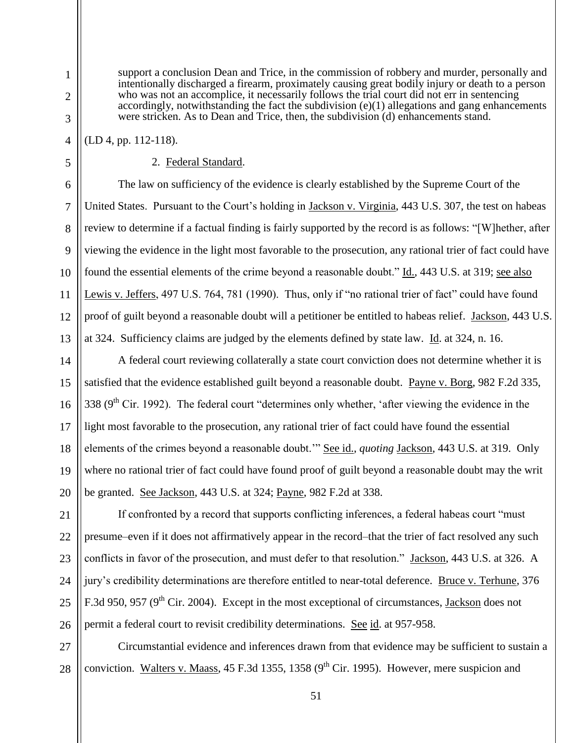> support a conclusion Dean and Trice, in the commission of robbery and murder, personally and intentionally discharged a firearm, proximately causing great bodily injury or death to a person who was not an accomplice, it necessarily follows the trial court did not err in sentencing accordingly, notwithstanding the fact the subdivision (e)(1) allegations and gang enhancements were stricken. As to Dean and Trice, then, the subdivision (d) enhancements stand.

(LD 4, pp. 112-118).

2. Federal Standard.

The law on sufficiency of the evidence is clearly established by the Supreme Court of the United States. Pursuant to the Court's holding in Jackson v. Virginia, 443 U.S. 307, the test on habeas review to determine if a factual finding is fairly supported by the record is as follows: "[W]hether, after viewing the evidence in the light most favorable to the prosecution, any rational trier of fact could have found the essential elements of the crime beyond a reasonable doubt." Id., 443 U.S. at 319; see also Lewis v. Jeffers, 497 U.S. 764, 781 (1990). Thus, only if "no rational trier of fact" could have found proof of guilt beyond a reasonable doubt will a petitioner be entitled to habeas relief. Jackson, 443 U.S. at 324. Sufficiency claims are judged by the elements defined by state law. Id. at 324, n. 16.

A federal court reviewing collaterally a state court conviction does not determine whether it is satisfied that the evidence established guilt beyond a reasonable doubt. Payne v. Borg, 982 F.2d 335, 338 (9th Cir. 1992). The federal court "determines only whether, 'after viewing the evidence in the light most favorable to the prosecution, any rational trier of fact could have found the essential elements of the crimes beyond a reasonable doubt.'" See id., *quoting* Jackson, 443 U.S. at 319. Only where no rational trier of fact could have found proof of guilt beyond a reasonable doubt may the writ be granted. See Jackson, 443 U.S. at 324; Payne, 982 F.2d at 338.

If confronted by a record that supports conflicting inferences, a federal habeas court "must presume–even if it does not affirmatively appear in the record–that the trier of fact resolved any such conflicts in favor of the prosecution, and must defer to that resolution." Jackson, 443 U.S. at 326. A jury's credibility determinations are therefore entitled to near-total deference. Bruce v. Terhune, 376 F.3d 950, 957 (9th Cir. 2004). Except in the most exceptional of circumstances, Jackson does not permit a federal court to revisit credibility determinations. See id. at 957-958.

Circumstantial evidence and inferences drawn from that evidence may be sufficient to sustain a conviction. Walters v. Maass, 45 F.3d 1355, 1358 (9th Cir. 1995). However, mere suspicion and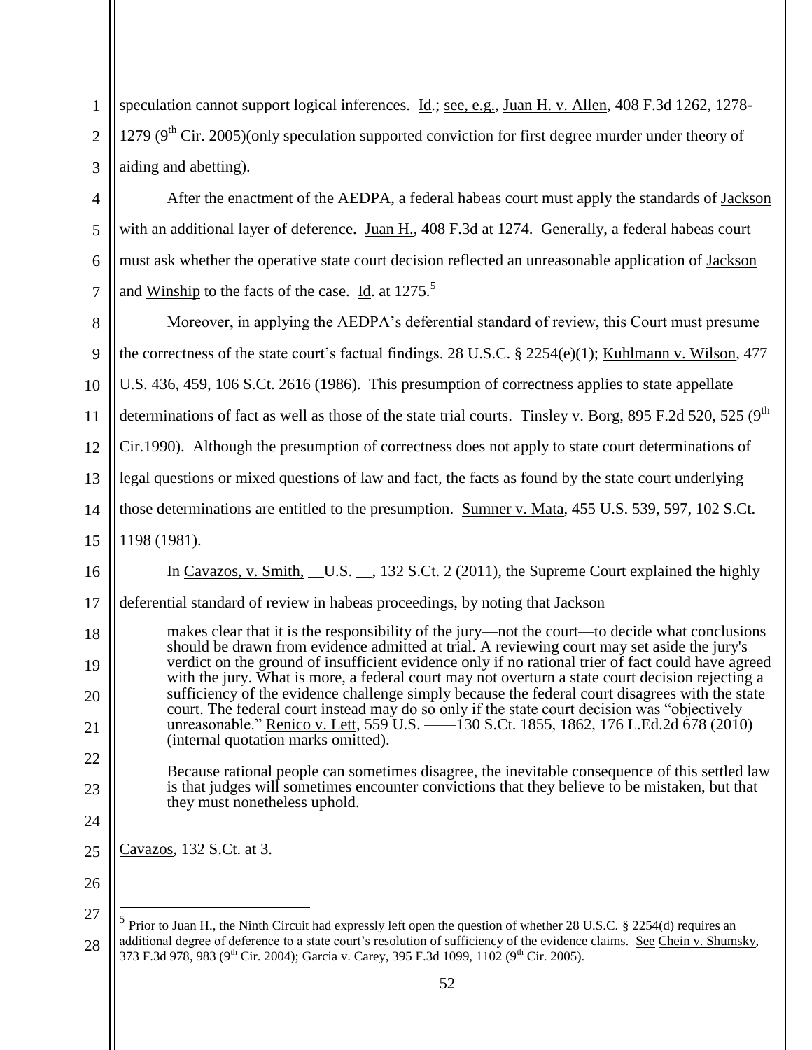speculation cannot support logical inferences. Id.; see, e.g., Juan H. v. Allen, 408 F.3d 1262, 1278-1279 (9th Cir. 2005)(only speculation supported conviction for first degree murder under theory of aiding and abetting).

After the enactment of the AEDPA, a federal habeas court must apply the standards of Jackson with an additional layer of deference. Juan H., 408 F.3d at 1274. Generally, a federal habeas court must ask whether the operative state court decision reflected an unreasonable application of Jackson and Winship to the facts of the case. Id. at 1275.[5]

Moreover, in applying the AEDPA's deferential standard of review, this Court must presume the correctness of the state court's factual findings. 28 U.S.C. § 2254(e)(1); Kuhlmann v. Wilson, 477 U.S. 436, 459, 106 S.Ct. 2616 (1986). This presumption of correctness applies to state appellate determinations of fact as well as those of the state trial courts. Tinsley v. Borg, 895 F.2d 520, 525 (9th Cir.1990). Although the presumption of correctness does not apply to state court determinations of legal questions or mixed questions of law and fact, the facts as found by the state court underlying those determinations are entitled to the presumption. Sumner v. Mata, 455 U.S. 539, 597, 102 S.Ct. 1198 (1981).

In Cavazos, v. Smith, __U.S. __, 132 S.Ct. 2 (2011), the Supreme Court explained the highly deferential standard of review in habeas proceedings, by noting that Jackson

> makes clear that it is the responsibility of the jury—not the court—to decide what conclusions should be drawn from evidence admitted at trial. A reviewing court may set aside the jury's verdict on the ground of insufficient evidence only if no rational trier of fact could have agreed with the jury. What is more, a federal court may not overturn a state court decision rejecting a sufficiency of the evidence challenge simply because the federal court disagrees with the state court. The federal court instead may do so only if the state court decision was "objectively unreasonable." Renico v. Lett, 559 U.S. ——130 S.Ct. 1855, 1862, 176 L.Ed.2d 678 (2010) (internal quotation marks omitted).
>
> Because rational people can sometimes disagree, the inevitable consequence of this settled law is that judges will sometimes encounter convictions that they believe to be mistaken, but that they must nonetheless uphold.

Cavazos, 132 S.Ct. at 3.

---

[5] Prior to Juan H., the Ninth Circuit had expressly left open the question of whether 28 U.S.C. § 2254(d) requires an additional degree of deference to a state court's resolution of sufficiency of the evidence claims. See Chein v. Shumsky, 373 F.3d 978, 983 (9th Cir. 2004); Garcia v. Carey, 395 F.3d 1099, 1102 (9th Cir. 2005).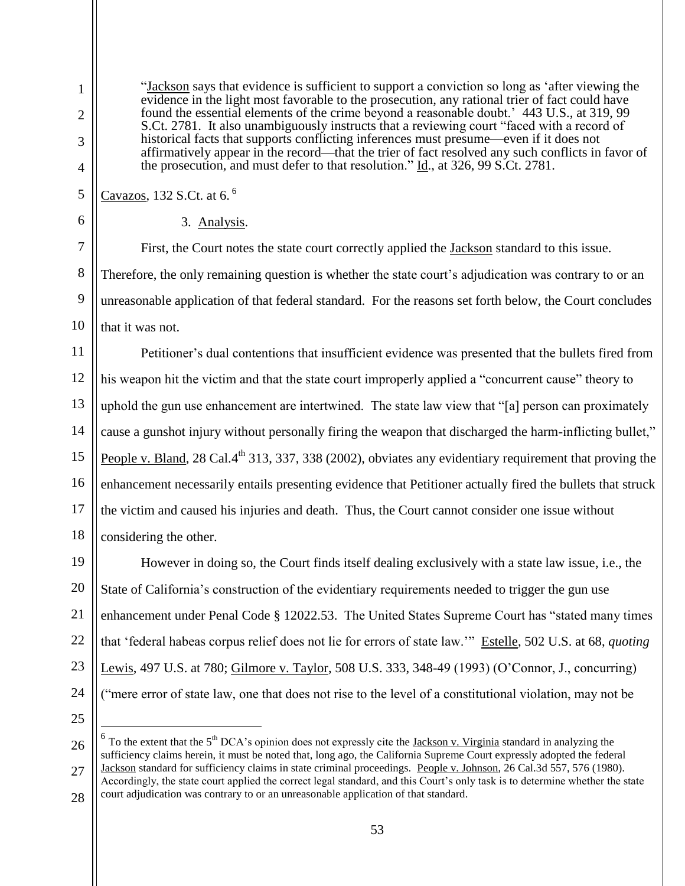> "Jackson says that evidence is sufficient to support a conviction so long as 'after viewing the evidence in the light most favorable to the prosecution, any rational trier of fact could have found the essential elements of the crime beyond a reasonable doubt.' 443 U.S., at 319, 99 S.Ct. 2781. It also unambiguously instructs that a reviewing court "faced with a record of historical facts that supports conflicting inferences must presume—even if it does not affirmatively appear in the record—that the trier of fact resolved any such conflicts in favor of the prosecution, and must defer to that resolution." Id., at 326, 99 S.Ct. 2781.

Cavazos, 132 S.Ct. at 6.[6]

3. Analysis.

First, the Court notes the state court correctly applied the Jackson standard to this issue. Therefore, the only remaining question is whether the state court's adjudication was contrary to or an unreasonable application of that federal standard. For the reasons set forth below, the Court concludes that it was not.

Petitioner's dual contentions that insufficient evidence was presented that the bullets fired from his weapon hit the victim and that the state court improperly applied a "concurrent cause" theory to uphold the gun use enhancement are intertwined. The state law view that "[a] person can proximately cause a gunshot injury without personally firing the weapon that discharged the harm-inflicting bullet," People v. Bland, 28 Cal.4th 313, 337, 338 (2002), obviates any evidentiary requirement that proving the enhancement necessarily entails presenting evidence that Petitioner actually fired the bullets that struck the victim and caused his injuries and death. Thus, the Court cannot consider one issue without considering the other.

However in doing so, the Court finds itself dealing exclusively with a state law issue, i.e., the State of California's construction of the evidentiary requirements needed to trigger the gun use enhancement under Penal Code § 12022.53. The United States Supreme Court has "stated many times that 'federal habeas corpus relief does not lie for errors of state law.'" Estelle, 502 U.S. at 68, *quoting* Lewis, 497 U.S. at 780; Gilmore v. Taylor, 508 U.S. 333, 348-49 (1993) (O'Connor, J., concurring) ("mere error of state law, one that does not rise to the level of a constitutional violation, may not be

---

[6] To the extent that the 5th DCA's opinion does not expressly cite the Jackson v. Virginia standard in analyzing the sufficiency claims herein, it must be noted that, long ago, the California Supreme Court expressly adopted the federal Jackson standard for sufficiency claims in state criminal proceedings. People v. Johnson, 26 Cal.3d 557, 576 (1980). Accordingly, the state court applied the correct legal standard, and this Court's only task is to determine whether the state court adjudication was contrary to or an unreasonable application of that standard.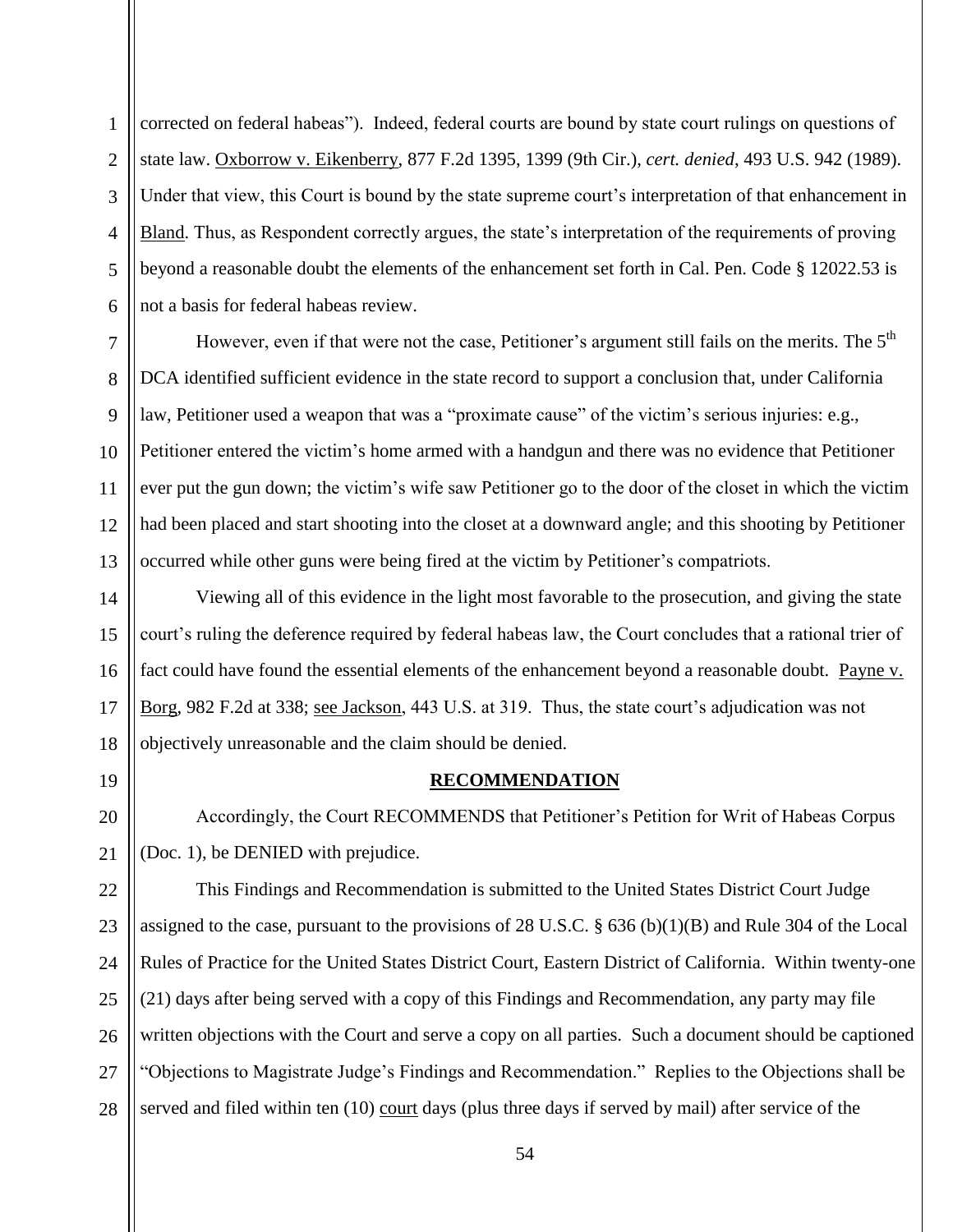corrected on federal habeas"). Indeed, federal courts are bound by state court rulings on questions of state law. Oxborrow v. Eikenberry, 877 F.2d 1395, 1399 (9th Cir.), *cert. denied*, 493 U.S. 942 (1989). Under that view, this Court is bound by the state supreme court's interpretation of that enhancement in Bland. Thus, as Respondent correctly argues, the state's interpretation of the requirements of proving beyond a reasonable doubt the elements of the enhancement set forth in Cal. Pen. Code § 12022.53 is not a basis for federal habeas review.

However, even if that were not the case, Petitioner's argument still fails on the merits. The 5th DCA identified sufficient evidence in the state record to support a conclusion that, under California law, Petitioner used a weapon that was a "proximate cause" of the victim's serious injuries: e.g., Petitioner entered the victim's home armed with a handgun and there was no evidence that Petitioner ever put the gun down; the victim's wife saw Petitioner go to the door of the closet in which the victim had been placed and start shooting into the closet at a downward angle; and this shooting by Petitioner occurred while other guns were being fired at the victim by Petitioner's compatriots.

Viewing all of this evidence in the light most favorable to the prosecution, and giving the state court's ruling the deference required by federal habeas law, the Court concludes that a rational trier of fact could have found the essential elements of the enhancement beyond a reasonable doubt. Payne v. Borg, 982 F.2d at 338; see Jackson, 443 U.S. at 319. Thus, the state court's adjudication was not objectively unreasonable and the claim should be denied.

## RECOMMENDATION

Accordingly, the Court RECOMMENDS that Petitioner's Petition for Writ of Habeas Corpus (Doc. 1), be DENIED with prejudice.

This Findings and Recommendation is submitted to the United States District Court Judge assigned to the case, pursuant to the provisions of 28 U.S.C. § 636 (b)(1)(B) and Rule 304 of the Local Rules of Practice for the United States District Court, Eastern District of California. Within twenty-one (21) days after being served with a copy of this Findings and Recommendation, any party may file written objections with the Court and serve a copy on all parties. Such a document should be captioned "Objections to Magistrate Judge's Findings and Recommendation." Replies to the Objections shall be served and filed within ten (10) court days (plus three days if served by mail) after service of the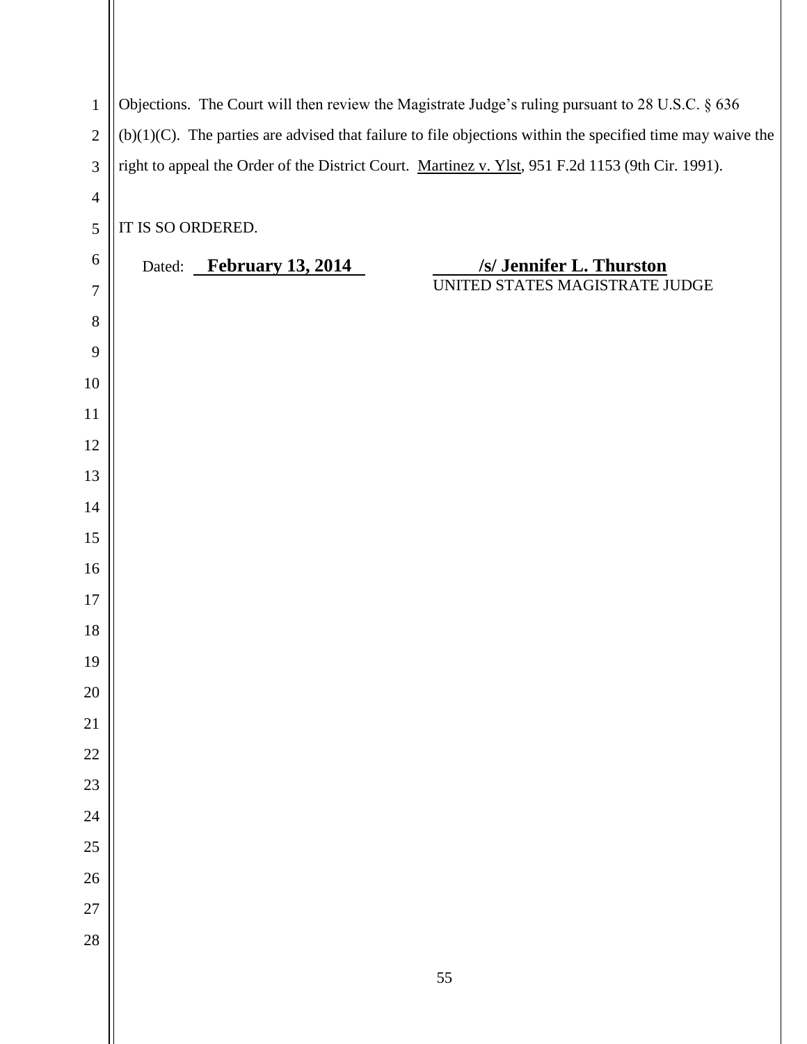Objections. The Court will then review the Magistrate Judge's ruling pursuant to 28 U.S.C. § 636 (b)(1)(C). The parties are advised that failure to file objections within the specified time may waive the right to appeal the Order of the District Court. Martinez v. Ylst, 951 F.2d 1153 (9th Cir. 1991).

IT IS SO ORDERED.

Dated: **February 13, 2014**

**/s/ Jennifer L. Thurston**
UNITED STATES MAGISTRATE JUDGE